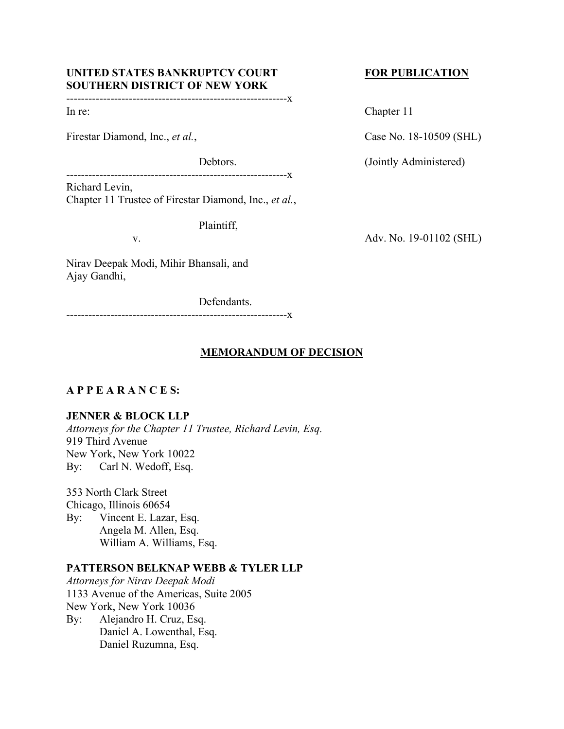**UNITED STATES BANKRUPTCY COURT**
**SOUTHERN DISTRICT OF NEW YORK**

**FOR PUBLICATION**

------------------------------------------------------------x

In re:

Firestar Diamond, Inc., *et al.*,

Debtors.

Chapter 11

Case No. 18-10509 (SHL)

(Jointly Administered)

------------------------------------------------------------x

Richard Levin,
Chapter 11 Trustee of Firestar Diamond, Inc., *et al.*,

Plaintiff,

v.

Nirav Deepak Modi, Mihir Bhansali, and Ajay Gandhi,

Defendants.

Adv. No. 19-01102 (SHL)

------------------------------------------------------------x

## MEMORANDUM OF DECISION

**A P P E A R A N C E S:**

**JENNER & BLOCK LLP**
*Attorneys for the Chapter 11 Trustee, Richard Levin, Esq.*
919 Third Avenue
New York, New York 10022
By: Carl N. Wedoff, Esq.

353 North Clark Street
Chicago, Illinois 60654
By: Vincent E. Lazar, Esq.
Angela M. Allen, Esq.
William A. Williams, Esq.

**PATTERSON BELKNAP WEBB & TYLER LLP**
*Attorneys for Nirav Deepak Modi*
1133 Avenue of the Americas, Suite 2005
New York, New York 10036
By: Alejandro H. Cruz, Esq.
Daniel A. Lowenthal, Esq.
Daniel Ruzumna, Esq.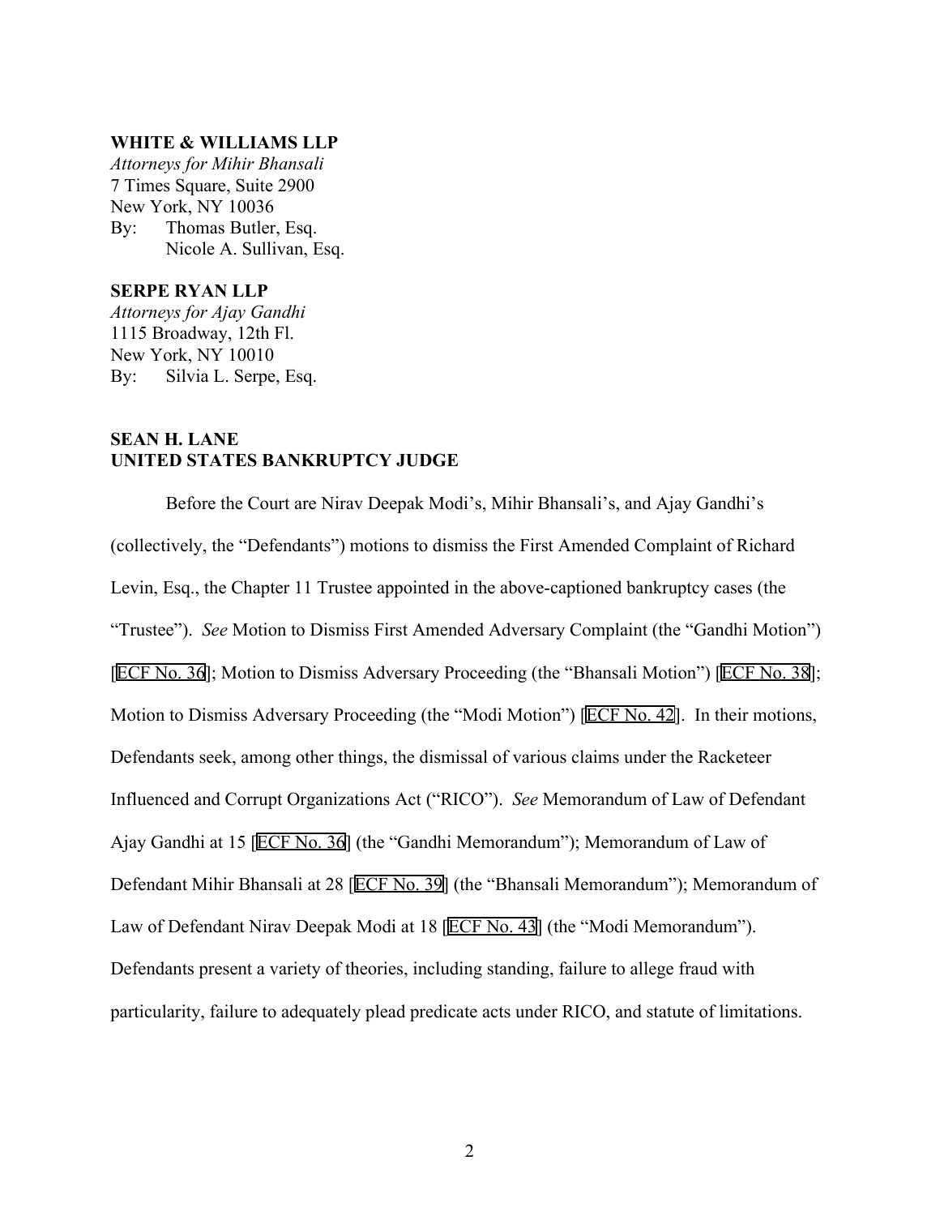**WHITE & WILLIAMS LLP**
*Attorneys for Mihir Bhansali*
7 Times Square, Suite 2900
New York, NY 10036
By: Thomas Butler, Esq.
Nicole A. Sullivan, Esq.

**SERPE RYAN LLP**
*Attorneys for Ajay Gandhi*
1115 Broadway, 12th Fl.
New York, NY 10010
By: Silvia L. Serpe, Esq.

**SEAN H. LANE**
**UNITED STATES BANKRUPTCY JUDGE**

Before the Court are Nirav Deepak Modi's, Mihir Bhansali's, and Ajay Gandhi's (collectively, the "Defendants") motions to dismiss the First Amended Complaint of Richard Levin, Esq., the Chapter 11 Trustee appointed in the above-captioned bankruptcy cases (the "Trustee"). *See* Motion to Dismiss First Amended Adversary Complaint (the "Gandhi Motion") [ECF No. 36]; Motion to Dismiss Adversary Proceeding (the "Bhansali Motion") [ECF No. 38]; Motion to Dismiss Adversary Proceeding (the "Modi Motion") [ECF No. 42]. In their motions, Defendants seek, among other things, the dismissal of various claims under the Racketeer Influenced and Corrupt Organizations Act ("RICO"). *See* Memorandum of Law of Defendant Ajay Gandhi at 15 [ECF No. 36] (the "Gandhi Memorandum"); Memorandum of Law of Defendant Mihir Bhansali at 28 [ECF No. 39] (the "Bhansali Memorandum"); Memorandum of Law of Defendant Nirav Deepak Modi at 18 [ECF No. 43] (the "Modi Memorandum"). Defendants present a variety of theories, including standing, failure to allege fraud with particularity, failure to adequately plead predicate acts under RICO, and statute of limitations.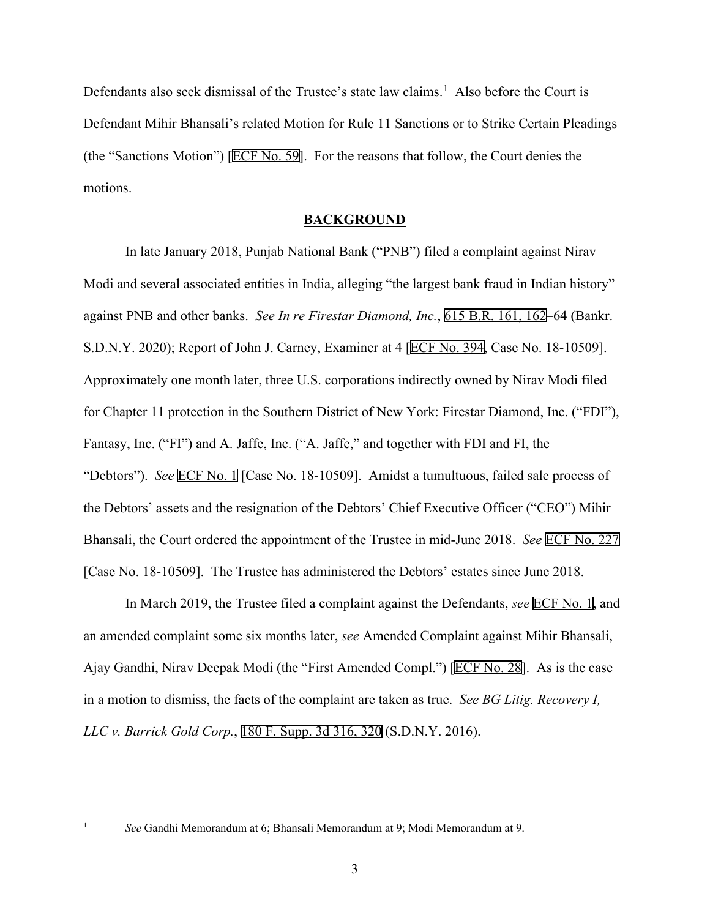Defendants also seek dismissal of the Trustee's state law claims.[1] Also before the Court is Defendant Mihir Bhansali's related Motion for Rule 11 Sanctions or to Strike Certain Pleadings (the "Sanctions Motion") [ECF No. 59]. For the reasons that follow, the Court denies the motions.

## BACKGROUND

In late January 2018, Punjab National Bank ("PNB") filed a complaint against Nirav Modi and several associated entities in India, alleging "the largest bank fraud in Indian history" against PNB and other banks. *See In re Firestar Diamond, Inc.*, 615 B.R. 161, 162–64 (Bankr. S.D.N.Y. 2020); Report of John J. Carney, Examiner at 4 [ECF No. 394, Case No. 18-10509]. Approximately one month later, three U.S. corporations indirectly owned by Nirav Modi filed for Chapter 11 protection in the Southern District of New York: Firestar Diamond, Inc. ("FDI"), Fantasy, Inc. ("FI") and A. Jaffe, Inc. ("A. Jaffe," and together with FDI and FI, the "Debtors"). *See* ECF No. 1 [Case No. 18-10509]. Amidst a tumultuous, failed sale process of the Debtors' assets and the resignation of the Debtors' Chief Executive Officer ("CEO") Mihir Bhansali, the Court ordered the appointment of the Trustee in mid-June 2018. *See* ECF No. 227 [Case No. 18-10509]. The Trustee has administered the Debtors' estates since June 2018.

In March 2019, the Trustee filed a complaint against the Defendants, *see* ECF No. 1, and an amended complaint some six months later, *see* Amended Complaint against Mihir Bhansali, Ajay Gandhi, Nirav Deepak Modi (the "First Amended Compl.") [ECF No. 28]. As is the case in a motion to dismiss, the facts of the complaint are taken as true. *See BG Litig. Recovery I, LLC v. Barrick Gold Corp.*, 180 F. Supp. 3d 316, 320 (S.D.N.Y. 2016).

---

[1] *See* Gandhi Memorandum at 6; Bhansali Memorandum at 9; Modi Memorandum at 9.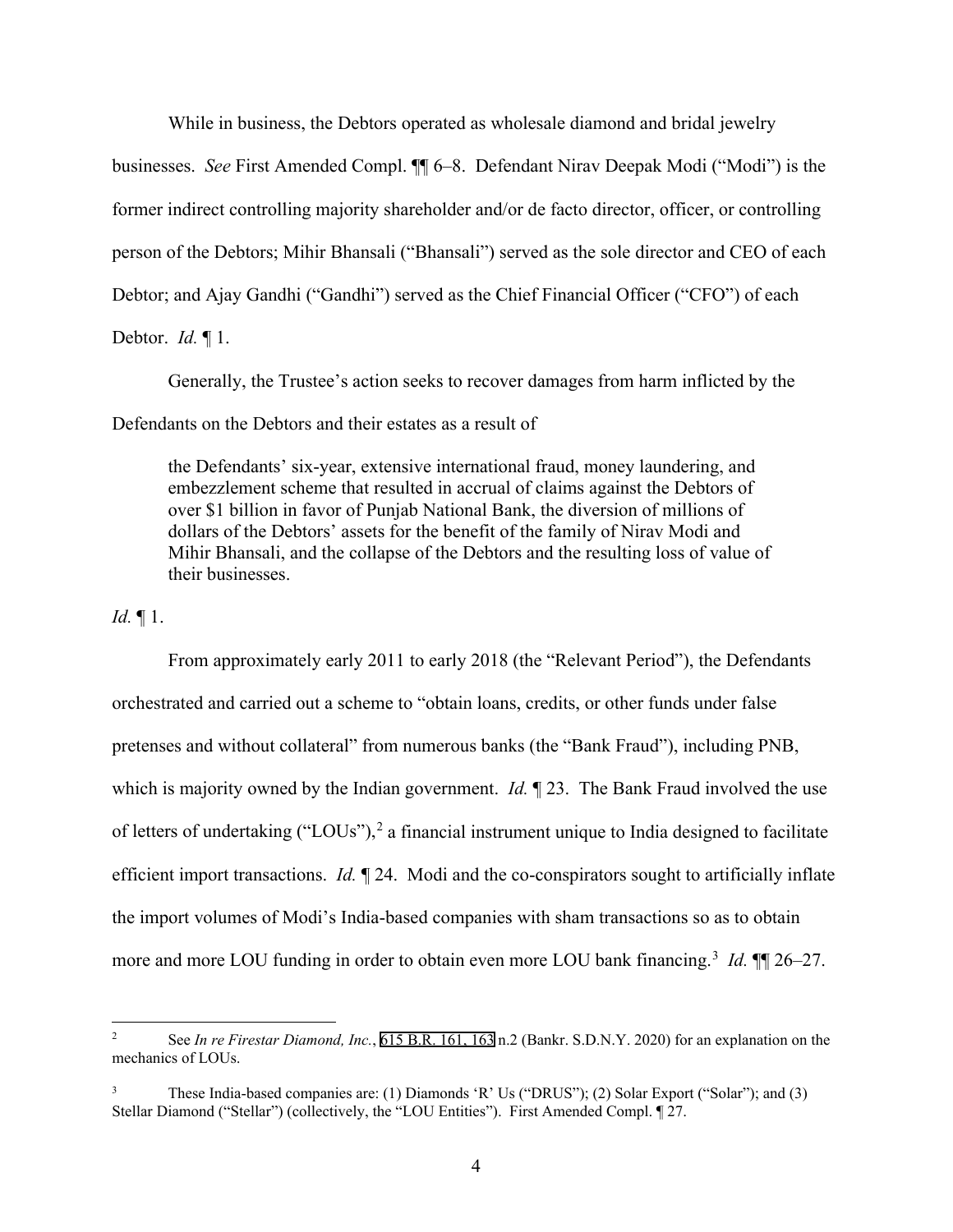While in business, the Debtors operated as wholesale diamond and bridal jewelry businesses. *See* First Amended Compl. ¶¶ 6–8. Defendant Nirav Deepak Modi ("Modi") is the former indirect controlling majority shareholder and/or de facto director, officer, or controlling person of the Debtors; Mihir Bhansali ("Bhansali") served as the sole director and CEO of each Debtor; and Ajay Gandhi ("Gandhi") served as the Chief Financial Officer ("CFO") of each Debtor. *Id.* ¶ 1.

Generally, the Trustee's action seeks to recover damages from harm inflicted by the Defendants on the Debtors and their estates as a result of

> the Defendants' six-year, extensive international fraud, money laundering, and embezzlement scheme that resulted in accrual of claims against the Debtors of over $1 billion in favor of Punjab National Bank, the diversion of millions of dollars of the Debtors' assets for the benefit of the family of Nirav Modi and Mihir Bhansali, and the collapse of the Debtors and the resulting loss of value of their businesses.

*Id.* ¶ 1.

From approximately early 2011 to early 2018 (the "Relevant Period"), the Defendants orchestrated and carried out a scheme to "obtain loans, credits, or other funds under false pretenses and without collateral" from numerous banks (the "Bank Fraud"), including PNB, which is majority owned by the Indian government. *Id.* ¶ 23. The Bank Fraud involved the use of letters of undertaking ("LOUs"),[2] a financial instrument unique to India designed to facilitate efficient import transactions. *Id.* ¶ 24. Modi and the co-conspirators sought to artificially inflate the import volumes of Modi's India-based companies with sham transactions so as to obtain more and more LOU funding in order to obtain even more LOU bank financing.[3] *Id.* ¶¶ 26–27.

---

[2] See *In re Firestar Diamond, Inc.*, 615 B.R. 161, 163 n.2 (Bankr. S.D.N.Y. 2020) for an explanation on the mechanics of LOUs.

[3] These India-based companies are: (1) Diamonds 'R' Us ("DRUS"); (2) Solar Export ("Solar"); and (3) Stellar Diamond ("Stellar") (collectively, the "LOU Entities"). First Amended Compl. ¶ 27.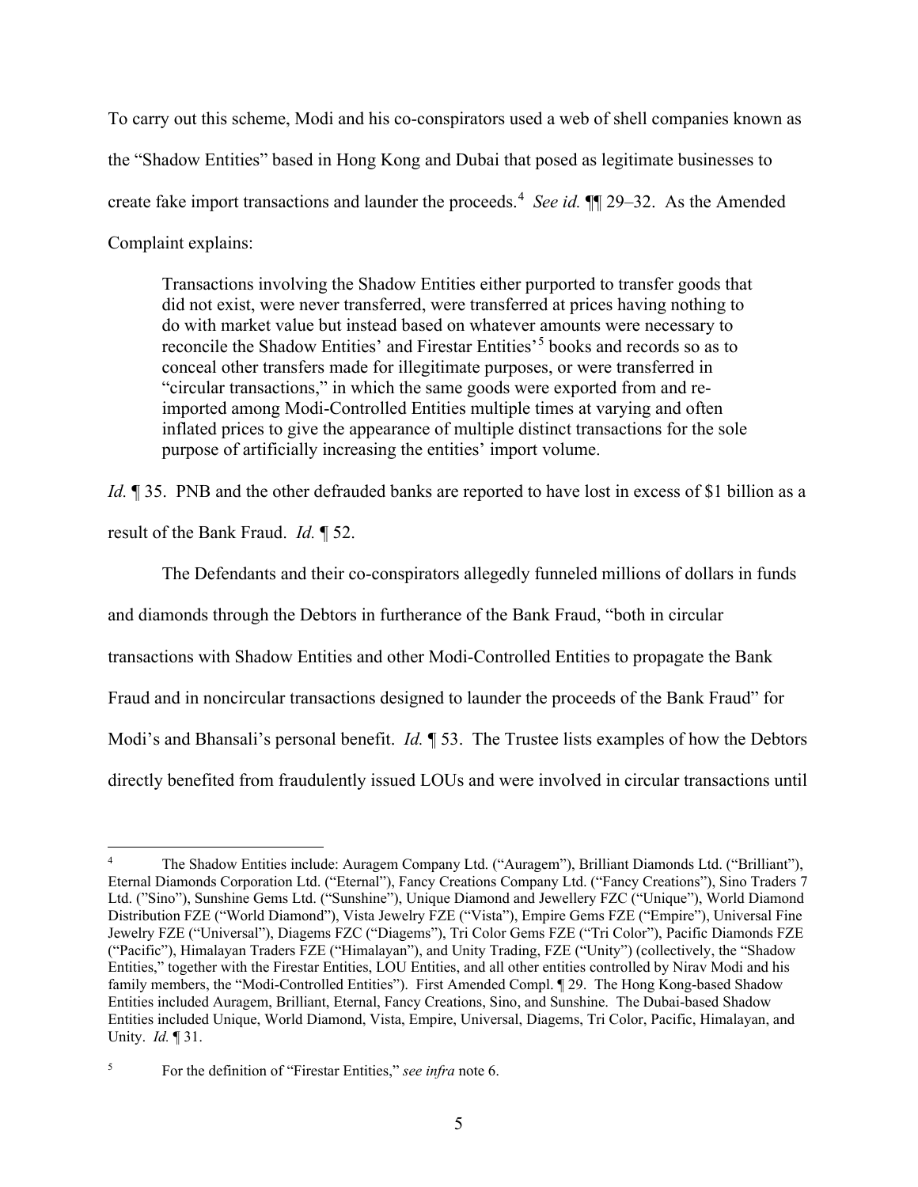To carry out this scheme, Modi and his co-conspirators used a web of shell companies known as the "Shadow Entities" based in Hong Kong and Dubai that posed as legitimate businesses to create fake import transactions and launder the proceeds.[4] *See id.* ¶¶ 29–32. As the Amended Complaint explains:

> Transactions involving the Shadow Entities either purported to transfer goods that did not exist, were never transferred, were transferred at prices having nothing to do with market value but instead based on whatever amounts were necessary to reconcile the Shadow Entities' and Firestar Entities'[5] books and records so as to conceal other transfers made for illegitimate purposes, or were transferred in "circular transactions," in which the same goods were exported from and re-imported among Modi-Controlled Entities multiple times at varying and often inflated prices to give the appearance of multiple distinct transactions for the sole purpose of artificially increasing the entities' import volume.

*Id.* ¶ 35. PNB and the other defrauded banks are reported to have lost in excess of $1 billion as a result of the Bank Fraud. *Id.* ¶ 52.

The Defendants and their co-conspirators allegedly funneled millions of dollars in funds and diamonds through the Debtors in furtherance of the Bank Fraud, "both in circular transactions with Shadow Entities and other Modi-Controlled Entities to propagate the Bank Fraud and in noncircular transactions designed to launder the proceeds of the Bank Fraud" for Modi's and Bhansali's personal benefit. *Id.* ¶ 53. The Trustee lists examples of how the Debtors directly benefited from fraudulently issued LOUs and were involved in circular transactions until

---

[4] The Shadow Entities include: Auragem Company Ltd. ("Auragem"), Brilliant Diamonds Ltd. ("Brilliant"), Eternal Diamonds Corporation Ltd. ("Eternal"), Fancy Creations Company Ltd. ("Fancy Creations"), Sino Traders 7 Ltd. ("Sino"), Sunshine Gems Ltd. ("Sunshine"), Unique Diamond and Jewellery FZC ("Unique"), World Diamond Distribution FZE ("World Diamond"), Vista Jewelry FZE ("Vista"), Empire Gems FZE ("Empire"), Universal Fine Jewelry FZE ("Universal"), Diagems FZC ("Diagems"), Tri Color Gems FZE ("Tri Color"), Pacific Diamonds FZE ("Pacific"), Himalayan Traders FZE ("Himalayan"), and Unity Trading, FZE ("Unity") (collectively, the "Shadow Entities," together with the Firestar Entities, LOU Entities, and all other entities controlled by Nirav Modi and his family members, the "Modi-Controlled Entities"). First Amended Compl. ¶ 29. The Hong Kong-based Shadow Entities included Auragem, Brilliant, Eternal, Fancy Creations, Sino, and Sunshine. The Dubai-based Shadow Entities included Unique, World Diamond, Vista, Empire, Universal, Diagems, Tri Color, Pacific, Himalayan, and Unity. *Id.* ¶ 31.

[5] For the definition of "Firestar Entities," *see infra* note 6.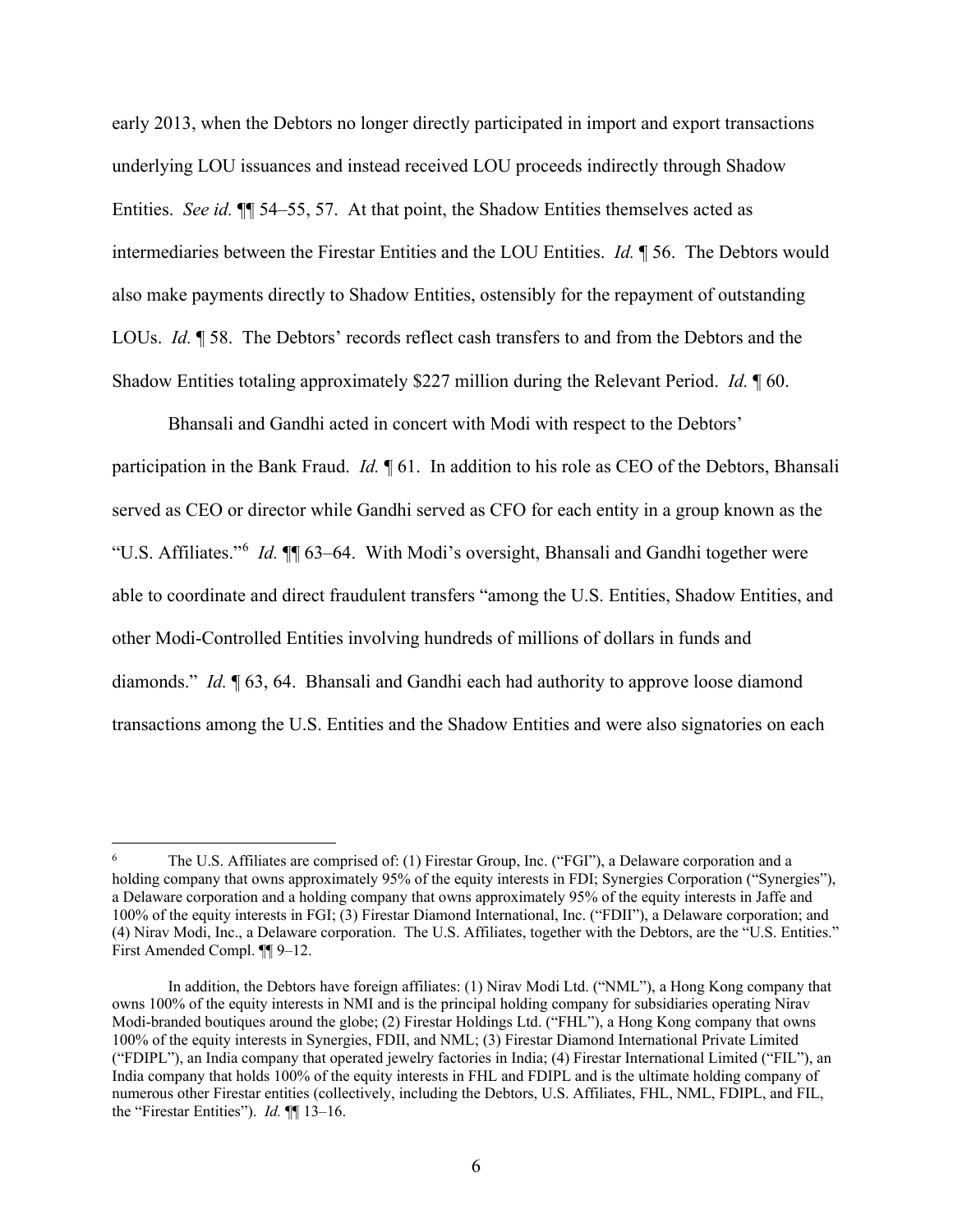early 2013, when the Debtors no longer directly participated in import and export transactions underlying LOU issuances and instead received LOU proceeds indirectly through Shadow Entities. *See id.* ¶¶ 54–55, 57. At that point, the Shadow Entities themselves acted as intermediaries between the Firestar Entities and the LOU Entities. *Id.* ¶ 56. The Debtors would also make payments directly to Shadow Entities, ostensibly for the repayment of outstanding LOUs. *Id.* ¶ 58. The Debtors' records reflect cash transfers to and from the Debtors and the Shadow Entities totaling approximately $227 million during the Relevant Period. *Id.* ¶ 60.

Bhansali and Gandhi acted in concert with Modi with respect to the Debtors' participation in the Bank Fraud. *Id.* ¶ 61. In addition to his role as CEO of the Debtors, Bhansali served as CEO or director while Gandhi served as CFO for each entity in a group known as the "U.S. Affiliates."[6] *Id.* ¶¶ 63–64. With Modi's oversight, Bhansali and Gandhi together were able to coordinate and direct fraudulent transfers "among the U.S. Entities, Shadow Entities, and other Modi-Controlled Entities involving hundreds of millions of dollars in funds and diamonds." *Id.* ¶ 63, 64. Bhansali and Gandhi each had authority to approve loose diamond transactions among the U.S. Entities and the Shadow Entities and were also signatories on each

---

[6] The U.S. Affiliates are comprised of: (1) Firestar Group, Inc. ("FGI"), a Delaware corporation and a holding company that owns approximately 95% of the equity interests in FDI; Synergies Corporation ("Synergies"), a Delaware corporation and a holding company that owns approximately 95% of the equity interests in Jaffe and 100% of the equity interests in FGI; (3) Firestar Diamond International, Inc. ("FDII"), a Delaware corporation; and (4) Nirav Modi, Inc., a Delaware corporation. The U.S. Affiliates, together with the Debtors, are the "U.S. Entities." First Amended Compl. ¶¶ 9–12.

In addition, the Debtors have foreign affiliates: (1) Nirav Modi Ltd. ("NML"), a Hong Kong company that owns 100% of the equity interests in NMI and is the principal holding company for subsidiaries operating Nirav Modi-branded boutiques around the globe; (2) Firestar Holdings Ltd. ("FHL"), a Hong Kong company that owns 100% of the equity interests in Synergies, FDII, and NML; (3) Firestar Diamond International Private Limited ("FDIPL"), an India company that operated jewelry factories in India; (4) Firestar International Limited ("FIL"), an India company that holds 100% of the equity interests in FHL and FDIPL and is the ultimate holding company of numerous other Firestar entities (collectively, including the Debtors, U.S. Affiliates, FHL, NML, FDIPL, and FIL, the "Firestar Entities"). *Id.* ¶¶ 13–16.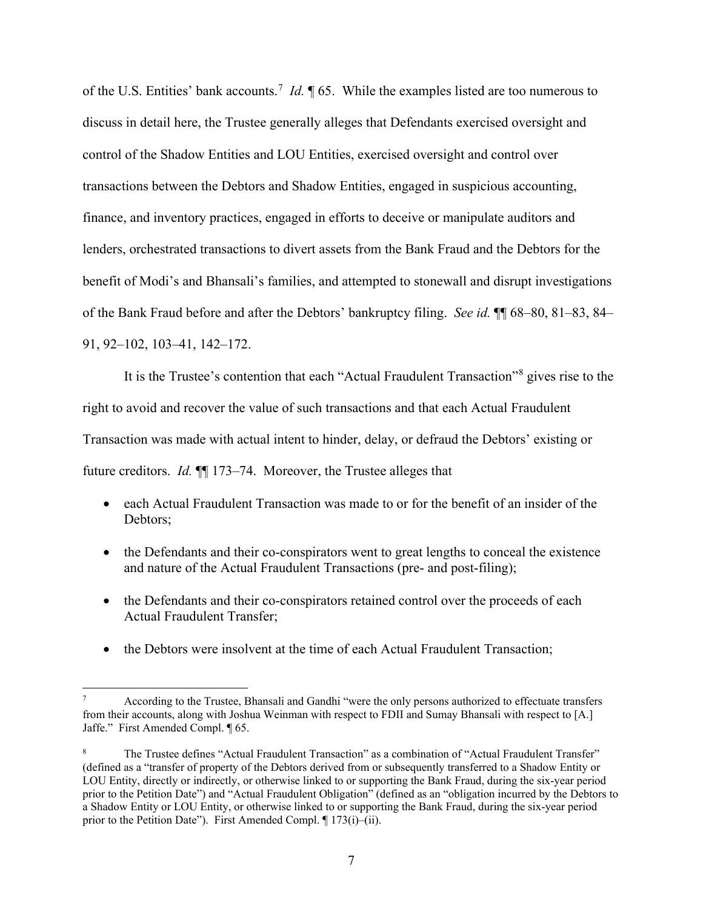of the U.S. Entities' bank accounts.[7] *Id.* ¶ 65. While the examples listed are too numerous to discuss in detail here, the Trustee generally alleges that Defendants exercised oversight and control of the Shadow Entities and LOU Entities, exercised oversight and control over transactions between the Debtors and Shadow Entities, engaged in suspicious accounting, finance, and inventory practices, engaged in efforts to deceive or manipulate auditors and lenders, orchestrated transactions to divert assets from the Bank Fraud and the Debtors for the benefit of Modi's and Bhansali's families, and attempted to stonewall and disrupt investigations of the Bank Fraud before and after the Debtors' bankruptcy filing. *See id.* ¶¶ 68–80, 81–83, 84–91, 92–102, 103–41, 142–172.

It is the Trustee's contention that each "Actual Fraudulent Transaction"[8] gives rise to the right to avoid and recover the value of such transactions and that each Actual Fraudulent Transaction was made with actual intent to hinder, delay, or defraud the Debtors' existing or future creditors. *Id.* ¶¶ 173–74. Moreover, the Trustee alleges that

- each Actual Fraudulent Transaction was made to or for the benefit of an insider of the Debtors;
- the Defendants and their co-conspirators went to great lengths to conceal the existence and nature of the Actual Fraudulent Transactions (pre- and post-filing);
- the Defendants and their co-conspirators retained control over the proceeds of each Actual Fraudulent Transfer;
- the Debtors were insolvent at the time of each Actual Fraudulent Transaction;

---

[7] According to the Trustee, Bhansali and Gandhi "were the only persons authorized to effectuate transfers from their accounts, along with Joshua Weinman with respect to FDII and Sumay Bhansali with respect to [A.] Jaffe." First Amended Compl. ¶ 65.

[8] The Trustee defines "Actual Fraudulent Transaction" as a combination of "Actual Fraudulent Transfer" (defined as a "transfer of property of the Debtors derived from or subsequently transferred to a Shadow Entity or LOU Entity, directly or indirectly, or otherwise linked to or supporting the Bank Fraud, during the six-year period prior to the Petition Date") and "Actual Fraudulent Obligation" (defined as an "obligation incurred by the Debtors to a Shadow Entity or LOU Entity, or otherwise linked to or supporting the Bank Fraud, during the six-year period prior to the Petition Date"). First Amended Compl. ¶ 173(i)–(ii).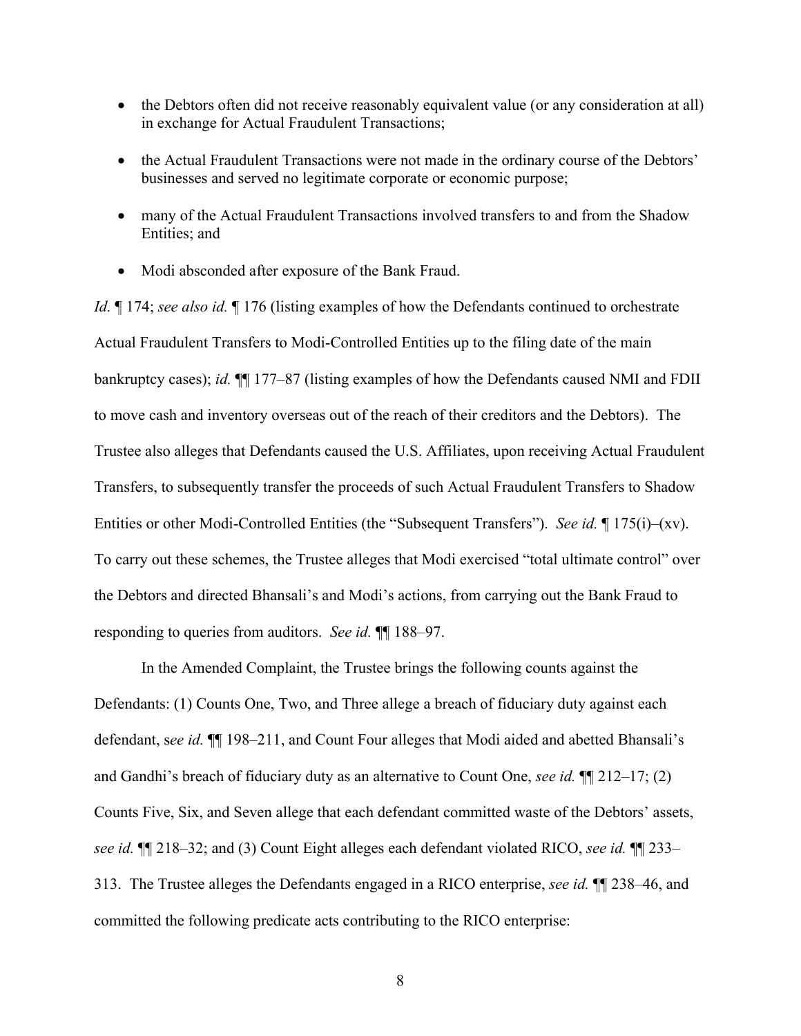- the Debtors often did not receive reasonably equivalent value (or any consideration at all) in exchange for Actual Fraudulent Transactions;
- the Actual Fraudulent Transactions were not made in the ordinary course of the Debtors' businesses and served no legitimate corporate or economic purpose;
- many of the Actual Fraudulent Transactions involved transfers to and from the Shadow Entities; and
- Modi absconded after exposure of the Bank Fraud.

*Id.* ¶ 174; *see also id.* ¶ 176 (listing examples of how the Defendants continued to orchestrate Actual Fraudulent Transfers to Modi-Controlled Entities up to the filing date of the main bankruptcy cases); *id.* ¶¶ 177–87 (listing examples of how the Defendants caused NMI and FDII to move cash and inventory overseas out of the reach of their creditors and the Debtors). The Trustee also alleges that Defendants caused the U.S. Affiliates, upon receiving Actual Fraudulent Transfers, to subsequently transfer the proceeds of such Actual Fraudulent Transfers to Shadow Entities or other Modi-Controlled Entities (the "Subsequent Transfers"). *See id.* ¶ 175(i)–(xv). To carry out these schemes, the Trustee alleges that Modi exercised "total ultimate control" over the Debtors and directed Bhansali's and Modi's actions, from carrying out the Bank Fraud to responding to queries from auditors. *See id.* ¶¶ 188–97.

In the Amended Complaint, the Trustee brings the following counts against the Defendants: (1) Counts One, Two, and Three allege a breach of fiduciary duty against each defendant, s*ee id.* ¶¶ 198–211, and Count Four alleges that Modi aided and abetted Bhansali's and Gandhi's breach of fiduciary duty as an alternative to Count One, *see id.* ¶¶ 212–17; (2) Counts Five, Six, and Seven allege that each defendant committed waste of the Debtors' assets, *see id.* ¶¶ 218–32; and (3) Count Eight alleges each defendant violated RICO, *see id.* ¶¶ 233–313. The Trustee alleges the Defendants engaged in a RICO enterprise, *see id.* ¶¶ 238–46, and committed the following predicate acts contributing to the RICO enterprise: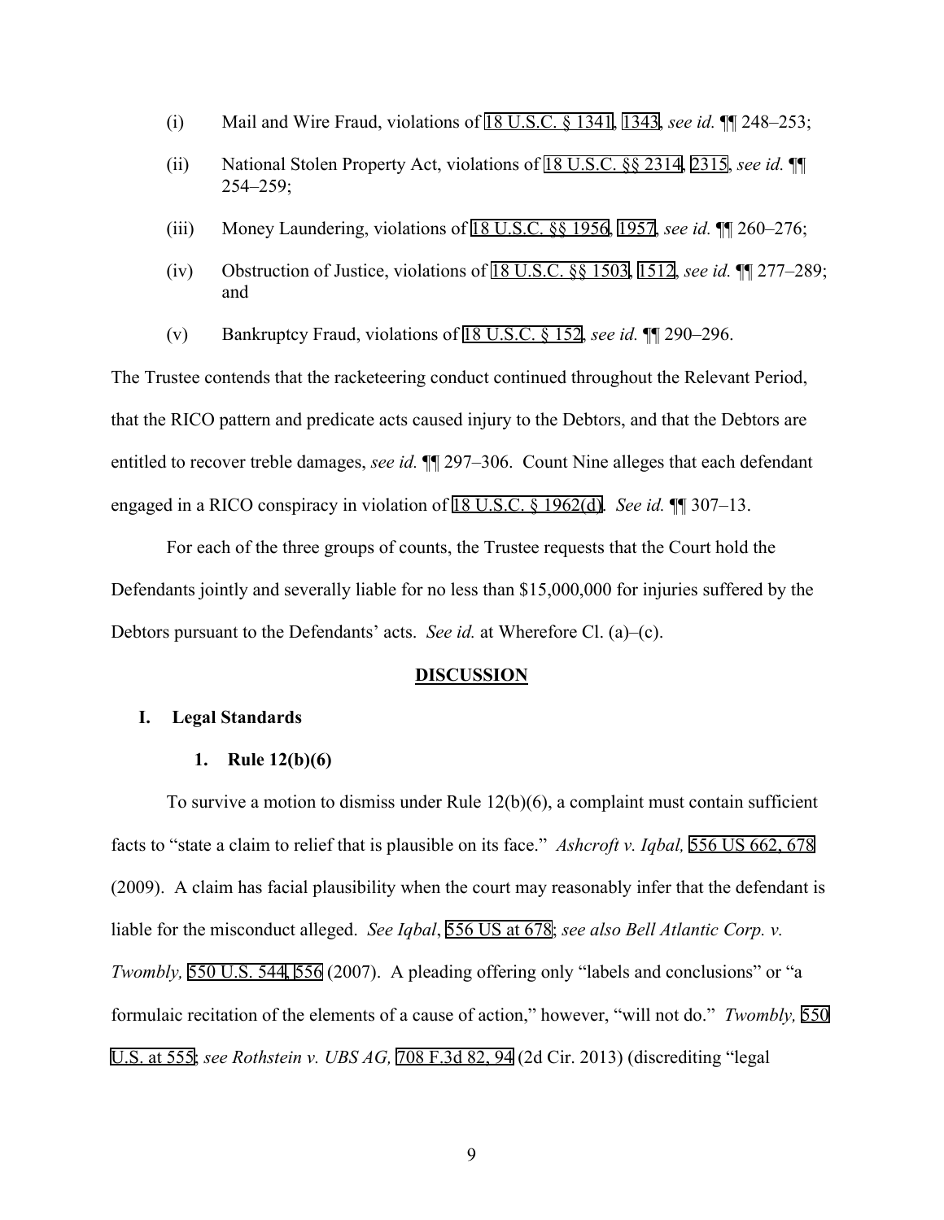(i) Mail and Wire Fraud, violations of 18 U.S.C. § 1341, 1343, *see id.* ¶¶ 248–253;

(ii) National Stolen Property Act, violations of 18 U.S.C. §§ 2314, 2315, *see id.* ¶¶ 254–259;

(iii) Money Laundering, violations of 18 U.S.C. §§ 1956, 1957, *see id.* ¶¶ 260–276;

(iv) Obstruction of Justice, violations of 18 U.S.C. §§ 1503, 1512, *see id.* ¶¶ 277–289; and

(v) Bankruptcy Fraud, violations of 18 U.S.C. § 152, *see id.* ¶¶ 290–296.

The Trustee contends that the racketeering conduct continued throughout the Relevant Period, that the RICO pattern and predicate acts caused injury to the Debtors, and that the Debtors are entitled to recover treble damages, *see id.* ¶¶ 297–306. Count Nine alleges that each defendant engaged in a RICO conspiracy in violation of 18 U.S.C. § 1962(d). *See id.* ¶¶ 307–13.

For each of the three groups of counts, the Trustee requests that the Court hold the Defendants jointly and severally liable for no less than $15,000,000 for injuries suffered by the Debtors pursuant to the Defendants' acts. *See id.* at Wherefore Cl. (a)–(c).

## DISCUSSION

### I. Legal Standards

#### 1. Rule 12(b)(6)

To survive a motion to dismiss under Rule 12(b)(6), a complaint must contain sufficient facts to "state a claim to relief that is plausible on its face." *Ashcroft v. Iqbal,* 556 US 662, 678 (2009). A claim has facial plausibility when the court may reasonably infer that the defendant is liable for the misconduct alleged. *See Iqbal*, 556 US at 678; *see also Bell Atlantic Corp. v. Twombly,* 550 U.S. 544, 556 (2007). A pleading offering only "labels and conclusions" or "a formulaic recitation of the elements of a cause of action," however, "will not do." *Twombly,* 550 U.S. at 555; *see Rothstein v. UBS AG,* 708 F.3d 82, 94 (2d Cir. 2013) (discrediting "legal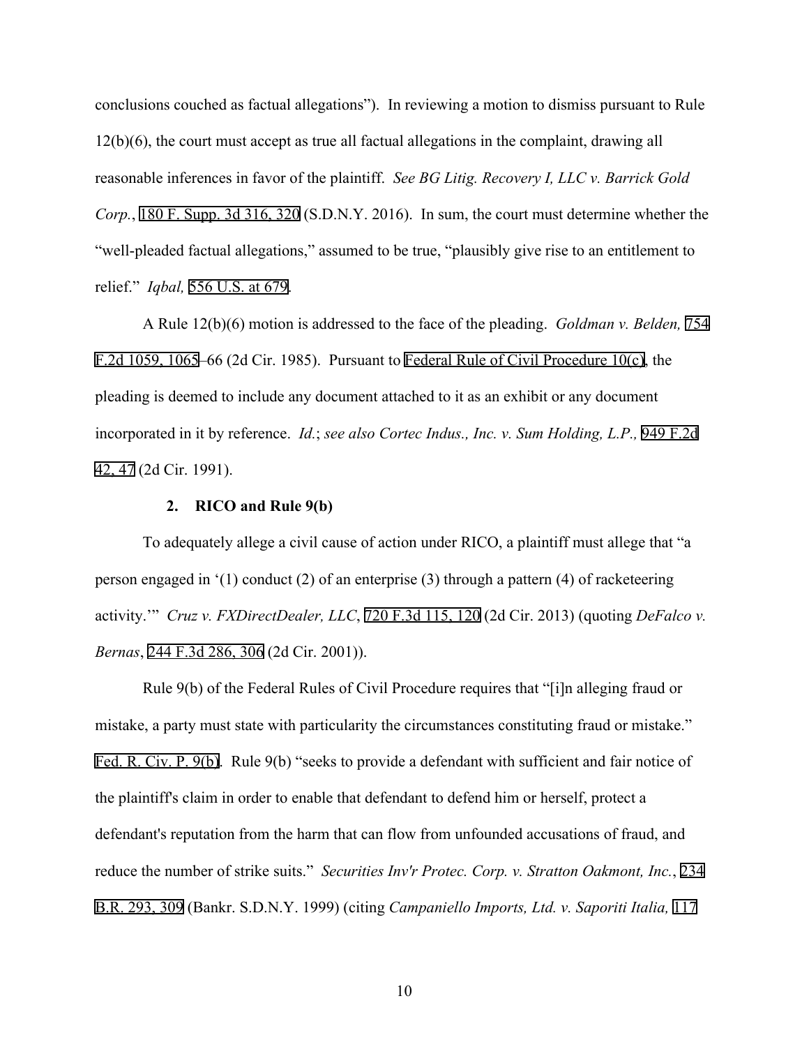conclusions couched as factual allegations"). In reviewing a motion to dismiss pursuant to Rule 12(b)(6), the court must accept as true all factual allegations in the complaint, drawing all reasonable inferences in favor of the plaintiff. *See BG Litig. Recovery I, LLC v. Barrick Gold Corp.*, 180 F. Supp. 3d 316, 320 (S.D.N.Y. 2016). In sum, the court must determine whether the "well-pleaded factual allegations," assumed to be true, "plausibly give rise to an entitlement to relief." *Iqbal,* 556 U.S. at 679.

A Rule 12(b)(6) motion is addressed to the face of the pleading. *Goldman v. Belden,* 754 F.2d 1059, 1065–66 (2d Cir. 1985). Pursuant to Federal Rule of Civil Procedure 10(c), the pleading is deemed to include any document attached to it as an exhibit or any document incorporated in it by reference. *Id.*; *see also Cortec Indus., Inc. v. Sum Holding, L.P.,* 949 F.2d 42, 47 (2d Cir. 1991).

### 2. RICO and Rule 9(b)

To adequately allege a civil cause of action under RICO, a plaintiff must allege that "a person engaged in '(1) conduct (2) of an enterprise (3) through a pattern (4) of racketeering activity.'" *Cruz v. FXDirectDealer, LLC*, 720 F.3d 115, 120 (2d Cir. 2013) (quoting *DeFalco v. Bernas*, 244 F.3d 286, 306 (2d Cir. 2001)).

Rule 9(b) of the Federal Rules of Civil Procedure requires that "[i]n alleging fraud or mistake, a party must state with particularity the circumstances constituting fraud or mistake." Fed. R. Civ. P. 9(b). Rule 9(b) "seeks to provide a defendant with sufficient and fair notice of the plaintiff's claim in order to enable that defendant to defend him or herself, protect a defendant's reputation from the harm that can flow from unfounded accusations of fraud, and reduce the number of strike suits." *Securities Inv'r Protec. Corp. v. Stratton Oakmont, Inc.*, 234 B.R. 293, 309 (Bankr. S.D.N.Y. 1999) (citing *Campaniello Imports, Ltd. v. Saporiti Italia,* 117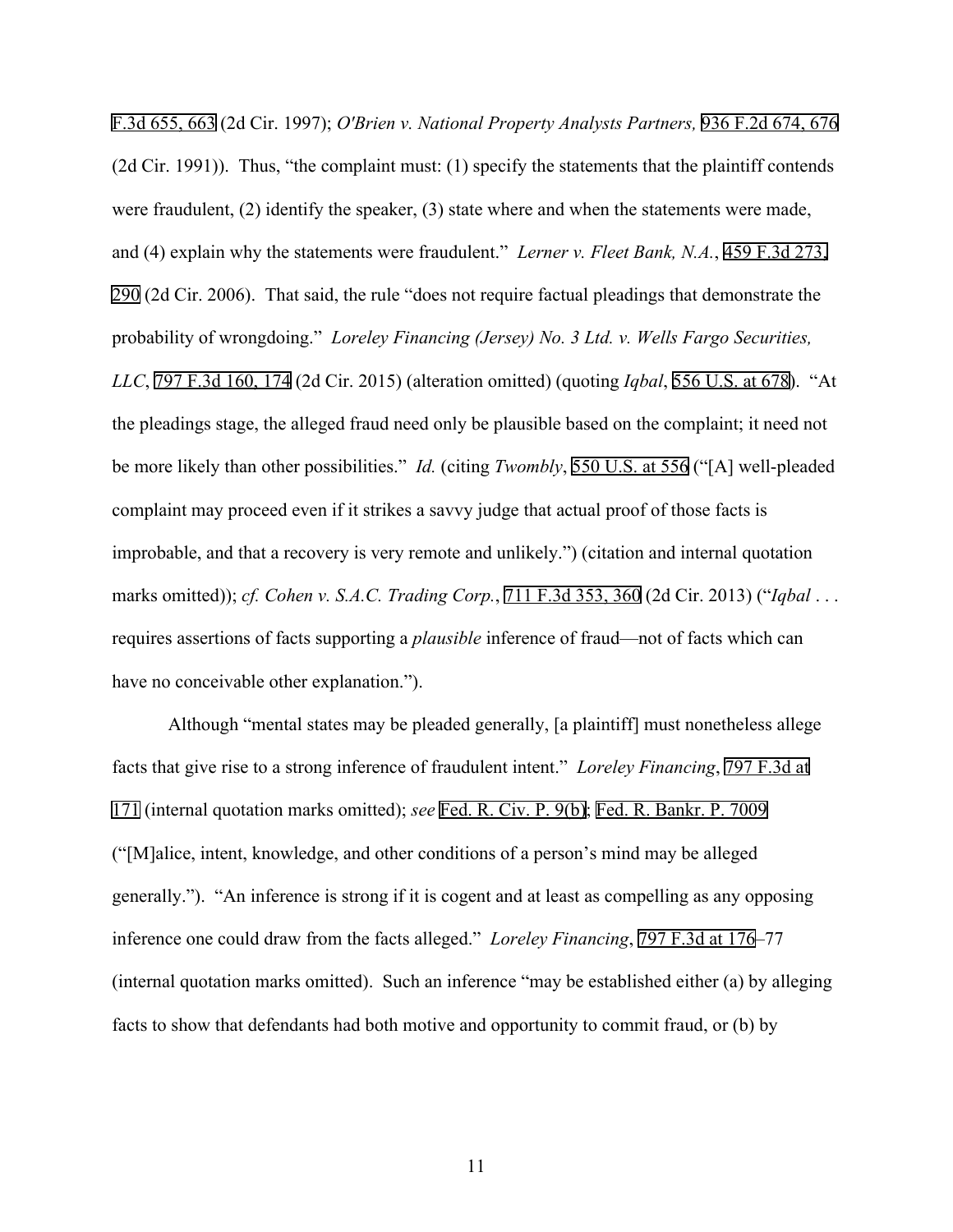F.3d 655, 663 (2d Cir. 1997); *O'Brien v. National Property Analysts Partners,* 936 F.2d 674, 676 (2d Cir. 1991)). Thus, "the complaint must: (1) specify the statements that the plaintiff contends were fraudulent, (2) identify the speaker, (3) state where and when the statements were made, and (4) explain why the statements were fraudulent." *Lerner v. Fleet Bank, N.A.*, 459 F.3d 273, 290 (2d Cir. 2006). That said, the rule "does not require factual pleadings that demonstrate the probability of wrongdoing." *Loreley Financing (Jersey) No. 3 Ltd. v. Wells Fargo Securities, LLC*, 797 F.3d 160, 174 (2d Cir. 2015) (alteration omitted) (quoting *Iqbal*, 556 U.S. at 678). "At the pleadings stage, the alleged fraud need only be plausible based on the complaint; it need not be more likely than other possibilities." *Id.* (citing *Twombly*, 550 U.S. at 556 ("[A] well-pleaded complaint may proceed even if it strikes a savvy judge that actual proof of those facts is improbable, and that a recovery is very remote and unlikely.") (citation and internal quotation marks omitted)); *cf. Cohen v. S.A.C. Trading Corp.*, 711 F.3d 353, 360 (2d Cir. 2013) ("*Iqbal* . . . requires assertions of facts supporting a *plausible* inference of fraud—not of facts which can have no conceivable other explanation.").

Although "mental states may be pleaded generally, [a plaintiff] must nonetheless allege facts that give rise to a strong inference of fraudulent intent." *Loreley Financing*, 797 F.3d at 171 (internal quotation marks omitted); *see* Fed. R. Civ. P. 9(b); Fed. R. Bankr. P. 7009 ("[M]alice, intent, knowledge, and other conditions of a person's mind may be alleged generally."). "An inference is strong if it is cogent and at least as compelling as any opposing inference one could draw from the facts alleged." *Loreley Financing*, 797 F.3d at 176–77 (internal quotation marks omitted). Such an inference "may be established either (a) by alleging facts to show that defendants had both motive and opportunity to commit fraud, or (b) by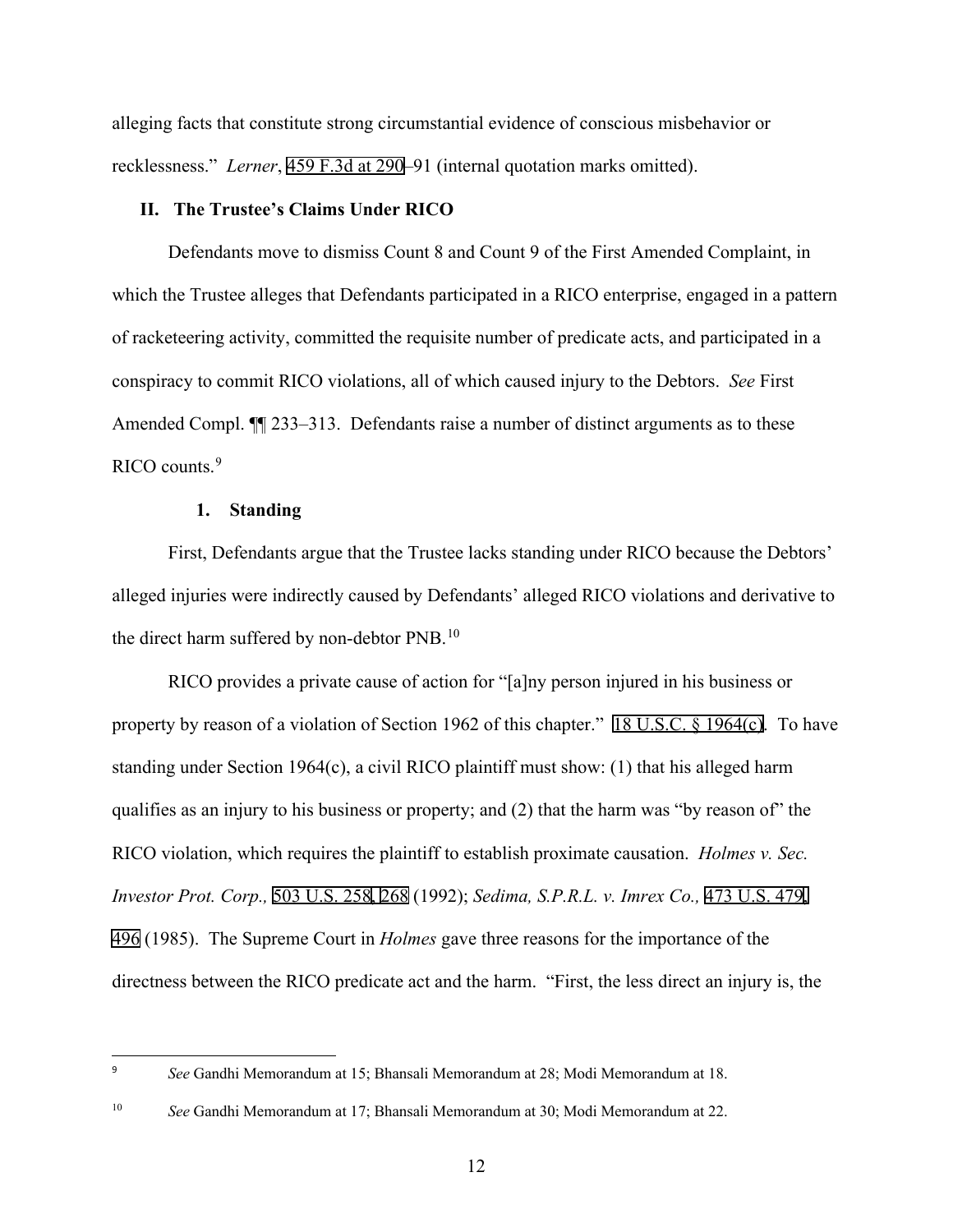alleging facts that constitute strong circumstantial evidence of conscious misbehavior or recklessness." *Lerner*, 459 F.3d at 290–91 (internal quotation marks omitted).

## II. The Trustee's Claims Under RICO

Defendants move to dismiss Count 8 and Count 9 of the First Amended Complaint, in which the Trustee alleges that Defendants participated in a RICO enterprise, engaged in a pattern of racketeering activity, committed the requisite number of predicate acts, and participated in a conspiracy to commit RICO violations, all of which caused injury to the Debtors. *See* First Amended Compl. ¶¶ 233–313. Defendants raise a number of distinct arguments as to these RICO counts.[9]

### 1. Standing

First, Defendants argue that the Trustee lacks standing under RICO because the Debtors' alleged injuries were indirectly caused by Defendants' alleged RICO violations and derivative to the direct harm suffered by non-debtor PNB.[10]

RICO provides a private cause of action for "[a]ny person injured in his business or property by reason of a violation of Section 1962 of this chapter." 18 U.S.C. § 1964(c). To have standing under Section 1964(c), a civil RICO plaintiff must show: (1) that his alleged harm qualifies as an injury to his business or property; and (2) that the harm was "by reason of" the RICO violation, which requires the plaintiff to establish proximate causation. *Holmes v. Sec. Investor Prot. Corp.,* 503 U.S. 258, 268 (1992); *Sedima, S.P.R.L. v. Imrex Co.,* 473 U.S. 479, 496 (1985). The Supreme Court in *Holmes* gave three reasons for the importance of the directness between the RICO predicate act and the harm. "First, the less direct an injury is, the

---

[9] *See* Gandhi Memorandum at 15; Bhansali Memorandum at 28; Modi Memorandum at 18.

[10] *See* Gandhi Memorandum at 17; Bhansali Memorandum at 30; Modi Memorandum at 22.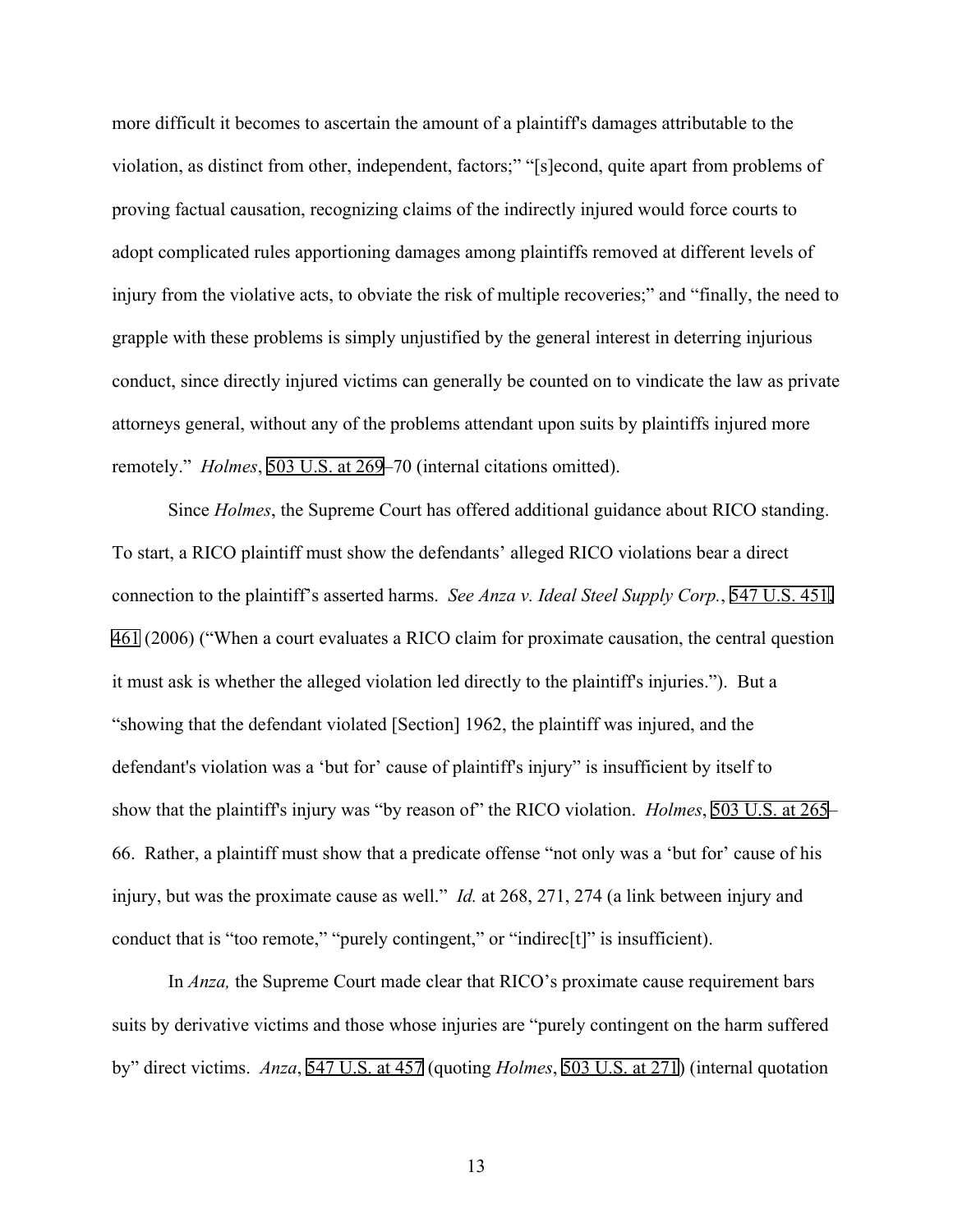more difficult it becomes to ascertain the amount of a plaintiff's damages attributable to the violation, as distinct from other, independent, factors;" "[s]econd, quite apart from problems of proving factual causation, recognizing claims of the indirectly injured would force courts to adopt complicated rules apportioning damages among plaintiffs removed at different levels of injury from the violative acts, to obviate the risk of multiple recoveries;" and "finally, the need to grapple with these problems is simply unjustified by the general interest in deterring injurious conduct, since directly injured victims can generally be counted on to vindicate the law as private attorneys general, without any of the problems attendant upon suits by plaintiffs injured more remotely." *Holmes*, 503 U.S. at 269–70 (internal citations omitted).

Since *Holmes*, the Supreme Court has offered additional guidance about RICO standing. To start, a RICO plaintiff must show the defendants' alleged RICO violations bear a direct connection to the plaintiff's asserted harms. *See Anza v. Ideal Steel Supply Corp.*, 547 U.S. 451, 461 (2006) ("When a court evaluates a RICO claim for proximate causation, the central question it must ask is whether the alleged violation led directly to the plaintiff's injuries."). But a "showing that the defendant violated [Section] 1962, the plaintiff was injured, and the defendant's violation was a 'but for' cause of plaintiff's injury" is insufficient by itself to show that the plaintiff's injury was "by reason of" the RICO violation. *Holmes*, 503 U.S. at 265–66. Rather, a plaintiff must show that a predicate offense "not only was a 'but for' cause of his injury, but was the proximate cause as well." *Id.* at 268, 271, 274 (a link between injury and conduct that is "too remote," "purely contingent," or "indirec[t]" is insufficient).

In *Anza,* the Supreme Court made clear that RICO's proximate cause requirement bars suits by derivative victims and those whose injuries are "purely contingent on the harm suffered by" direct victims. *Anza*, 547 U.S. at 457 (quoting *Holmes*, 503 U.S. at 271) (internal quotation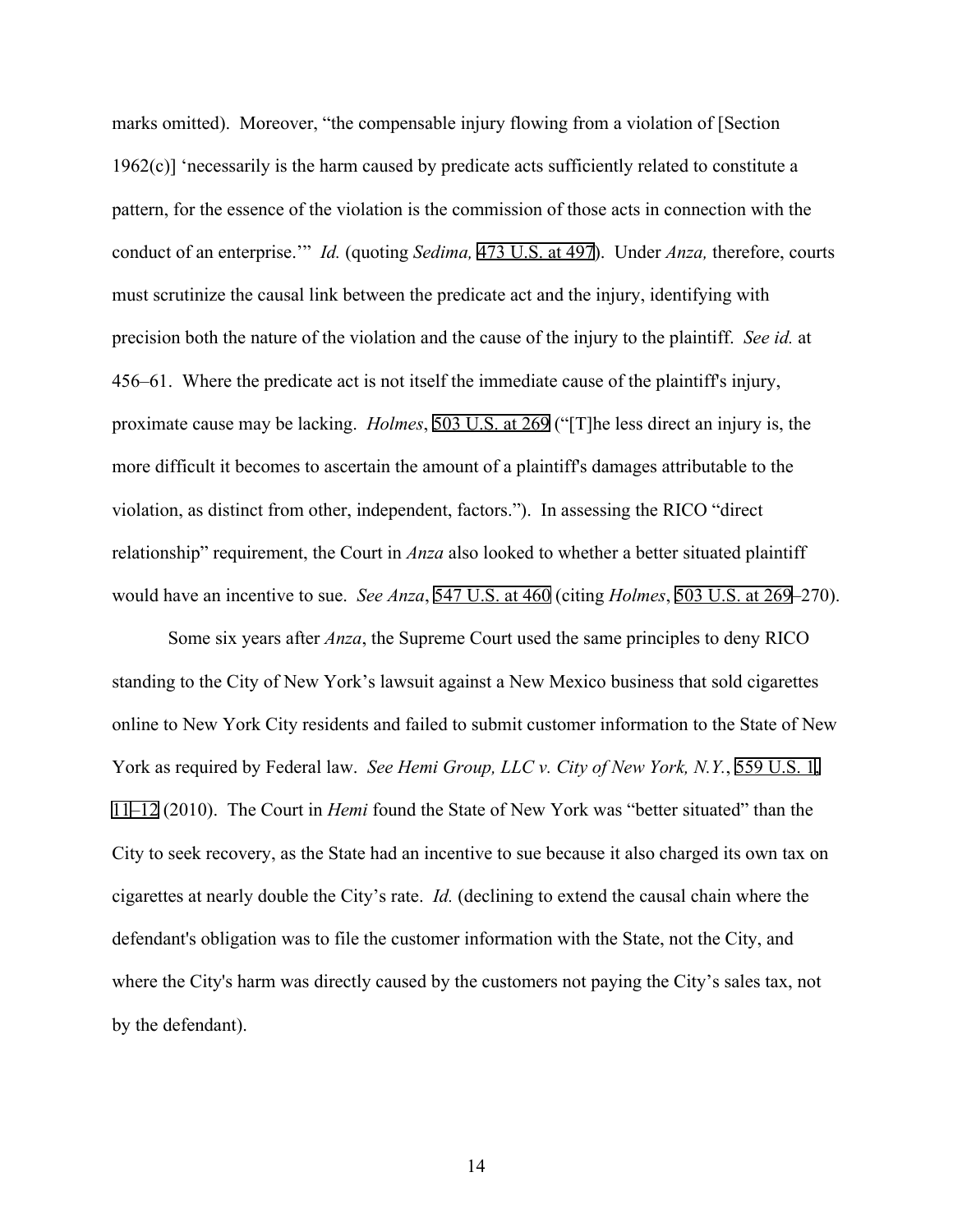marks omitted). Moreover, "the compensable injury flowing from a violation of [Section 1962(c)] 'necessarily is the harm caused by predicate acts sufficiently related to constitute a pattern, for the essence of the violation is the commission of those acts in connection with the conduct of an enterprise.'" *Id.* (quoting *Sedima,* 473 U.S. at 497). Under *Anza,* therefore, courts must scrutinize the causal link between the predicate act and the injury, identifying with precision both the nature of the violation and the cause of the injury to the plaintiff. *See id.* at 456–61. Where the predicate act is not itself the immediate cause of the plaintiff's injury, proximate cause may be lacking. *Holmes*, 503 U.S. at 269 ("[T]he less direct an injury is, the more difficult it becomes to ascertain the amount of a plaintiff's damages attributable to the violation, as distinct from other, independent, factors."). In assessing the RICO "direct relationship" requirement, the Court in *Anza* also looked to whether a better situated plaintiff would have an incentive to sue. *See Anza*, 547 U.S. at 460 (citing *Holmes*, 503 U.S. at 269–270).

Some six years after *Anza*, the Supreme Court used the same principles to deny RICO standing to the City of New York's lawsuit against a New Mexico business that sold cigarettes online to New York City residents and failed to submit customer information to the State of New York as required by Federal law. *See Hemi Group, LLC v. City of New York, N.Y.*, 559 U.S. 1, 11–12 (2010). The Court in *Hemi* found the State of New York was "better situated" than the City to seek recovery, as the State had an incentive to sue because it also charged its own tax on cigarettes at nearly double the City's rate. *Id.* (declining to extend the causal chain where the defendant's obligation was to file the customer information with the State, not the City, and where the City's harm was directly caused by the customers not paying the City's sales tax, not by the defendant).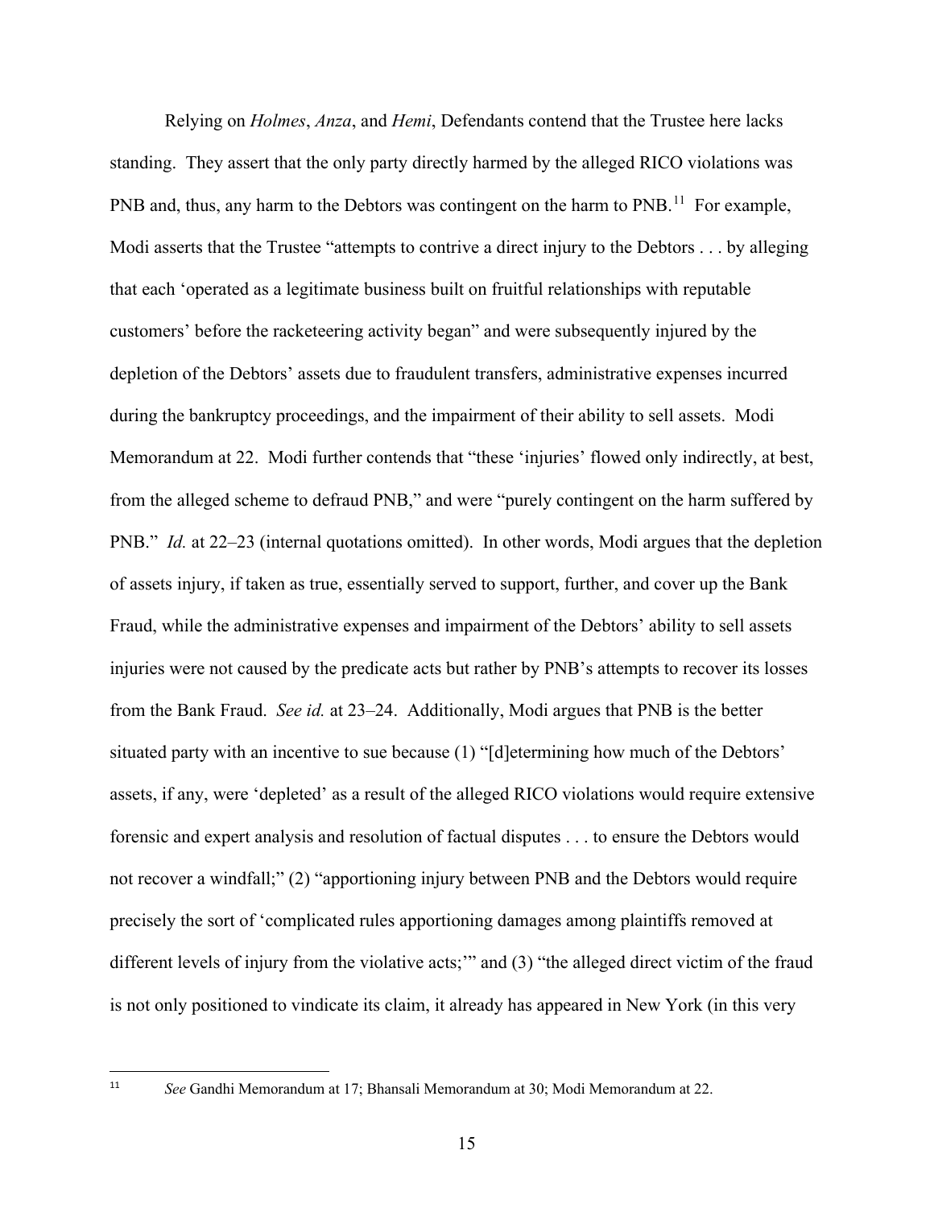Relying on *Holmes*, *Anza*, and *Hemi*, Defendants contend that the Trustee here lacks standing. They assert that the only party directly harmed by the alleged RICO violations was PNB and, thus, any harm to the Debtors was contingent on the harm to PNB.[11] For example, Modi asserts that the Trustee "attempts to contrive a direct injury to the Debtors . . . by alleging that each 'operated as a legitimate business built on fruitful relationships with reputable customers' before the racketeering activity began" and were subsequently injured by the depletion of the Debtors' assets due to fraudulent transfers, administrative expenses incurred during the bankruptcy proceedings, and the impairment of their ability to sell assets. Modi Memorandum at 22. Modi further contends that "these 'injuries' flowed only indirectly, at best, from the alleged scheme to defraud PNB," and were "purely contingent on the harm suffered by PNB." *Id.* at 22–23 (internal quotations omitted). In other words, Modi argues that the depletion of assets injury, if taken as true, essentially served to support, further, and cover up the Bank Fraud, while the administrative expenses and impairment of the Debtors' ability to sell assets injuries were not caused by the predicate acts but rather by PNB's attempts to recover its losses from the Bank Fraud. *See id.* at 23–24. Additionally, Modi argues that PNB is the better situated party with an incentive to sue because (1) "[d]etermining how much of the Debtors' assets, if any, were 'depleted' as a result of the alleged RICO violations would require extensive forensic and expert analysis and resolution of factual disputes . . . to ensure the Debtors would not recover a windfall;" (2) "apportioning injury between PNB and the Debtors would require precisely the sort of 'complicated rules apportioning damages among plaintiffs removed at different levels of injury from the violative acts;'" and (3) "the alleged direct victim of the fraud is not only positioned to vindicate its claim, it already has appeared in New York (in this very

---

[11] *See* Gandhi Memorandum at 17; Bhansali Memorandum at 30; Modi Memorandum at 22.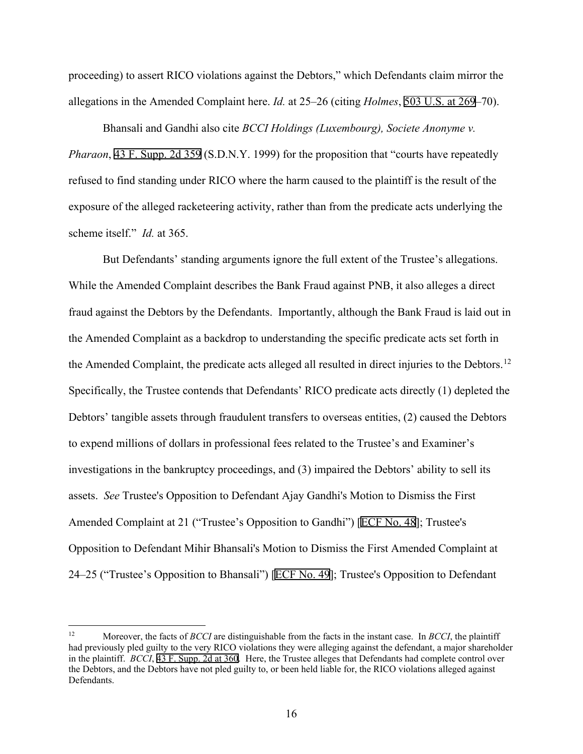proceeding) to assert RICO violations against the Debtors," which Defendants claim mirror the allegations in the Amended Complaint here. *Id.* at 25–26 (citing *Holmes*, 503 U.S. at 269–70).

Bhansali and Gandhi also cite *BCCI Holdings (Luxembourg), Societe Anonyme v. Pharaon*, 43 F. Supp. 2d 359 (S.D.N.Y. 1999) for the proposition that "courts have repeatedly refused to find standing under RICO where the harm caused to the plaintiff is the result of the exposure of the alleged racketeering activity, rather than from the predicate acts underlying the scheme itself." *Id.* at 365.

But Defendants' standing arguments ignore the full extent of the Trustee's allegations. While the Amended Complaint describes the Bank Fraud against PNB, it also alleges a direct fraud against the Debtors by the Defendants. Importantly, although the Bank Fraud is laid out in the Amended Complaint as a backdrop to understanding the specific predicate acts set forth in the Amended Complaint, the predicate acts alleged all resulted in direct injuries to the Debtors.[12] Specifically, the Trustee contends that Defendants' RICO predicate acts directly (1) depleted the Debtors' tangible assets through fraudulent transfers to overseas entities, (2) caused the Debtors to expend millions of dollars in professional fees related to the Trustee's and Examiner's investigations in the bankruptcy proceedings, and (3) impaired the Debtors' ability to sell its assets. *See* Trustee's Opposition to Defendant Ajay Gandhi's Motion to Dismiss the First Amended Complaint at 21 ("Trustee's Opposition to Gandhi") [ECF No. 48]; Trustee's Opposition to Defendant Mihir Bhansali's Motion to Dismiss the First Amended Complaint at 24–25 ("Trustee's Opposition to Bhansali") [ECF No. 49]; Trustee's Opposition to Defendant

---

[12] Moreover, the facts of *BCCI* are distinguishable from the facts in the instant case. In *BCCI*, the plaintiff had previously pled guilty to the very RICO violations they were alleging against the defendant, a major shareholder in the plaintiff. *BCCI*, 43 F. Supp. 2d at 360. Here, the Trustee alleges that Defendants had complete control over the Debtors, and the Debtors have not pled guilty to, or been held liable for, the RICO violations alleged against Defendants.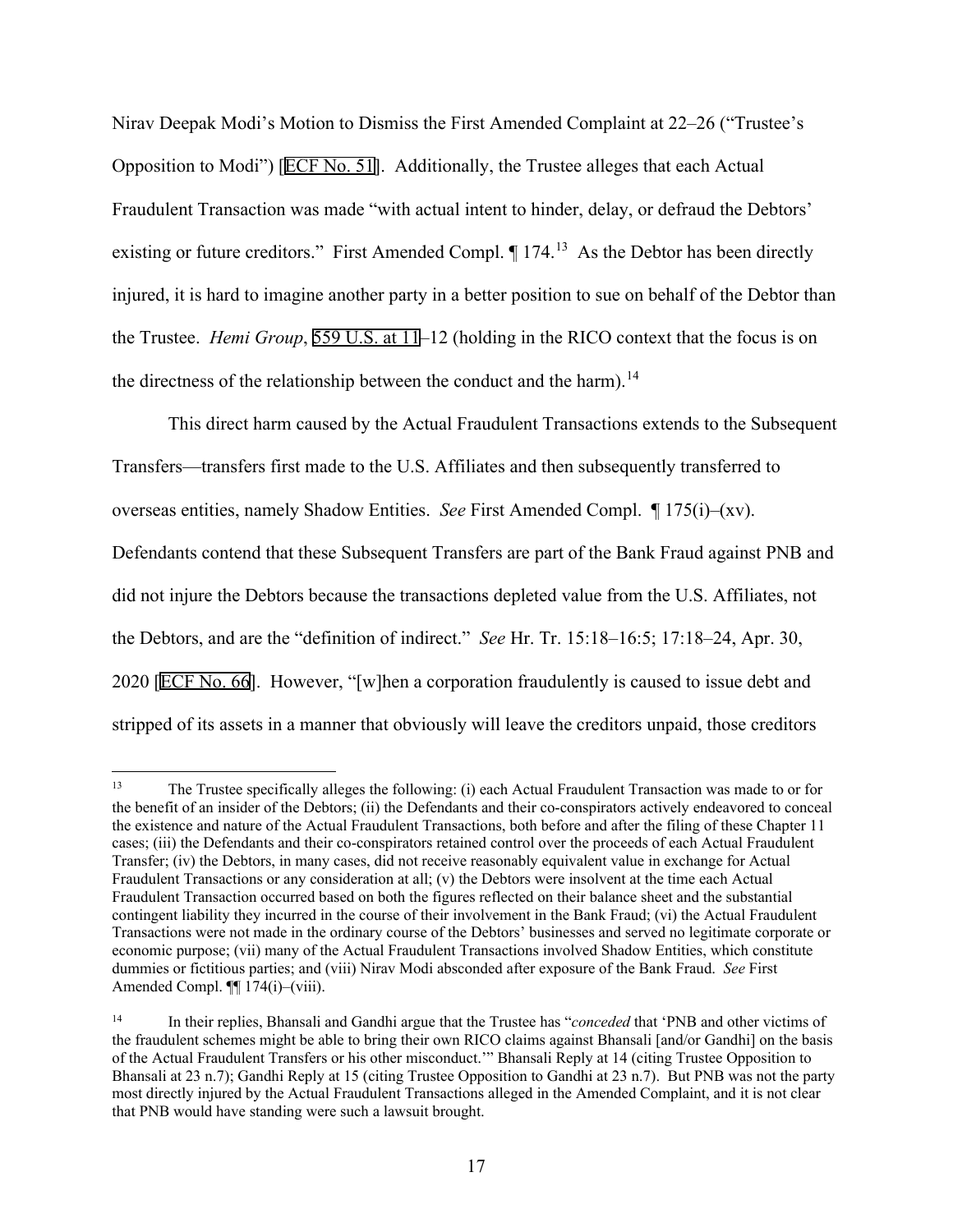Nirav Deepak Modi's Motion to Dismiss the First Amended Complaint at 22–26 ("Trustee's Opposition to Modi") [ECF No. 51]. Additionally, the Trustee alleges that each Actual Fraudulent Transaction was made "with actual intent to hinder, delay, or defraud the Debtors' existing or future creditors." First Amended Compl. ¶ 174.[13] As the Debtor has been directly injured, it is hard to imagine another party in a better position to sue on behalf of the Debtor than the Trustee. *Hemi Group*, 559 U.S. at 11–12 (holding in the RICO context that the focus is on the directness of the relationship between the conduct and the harm).[14]

This direct harm caused by the Actual Fraudulent Transactions extends to the Subsequent Transfers—transfers first made to the U.S. Affiliates and then subsequently transferred to overseas entities, namely Shadow Entities. *See* First Amended Compl. ¶ 175(i)–(xv). Defendants contend that these Subsequent Transfers are part of the Bank Fraud against PNB and did not injure the Debtors because the transactions depleted value from the U.S. Affiliates, not the Debtors, and are the "definition of indirect." *See* Hr. Tr. 15:18–16:5; 17:18–24, Apr. 30, 2020 [ECF No. 66]. However, "[w]hen a corporation fraudulently is caused to issue debt and stripped of its assets in a manner that obviously will leave the creditors unpaid, those creditors

---

[13] The Trustee specifically alleges the following: (i) each Actual Fraudulent Transaction was made to or for the benefit of an insider of the Debtors; (ii) the Defendants and their co-conspirators actively endeavored to conceal the existence and nature of the Actual Fraudulent Transactions, both before and after the filing of these Chapter 11 cases; (iii) the Defendants and their co-conspirators retained control over the proceeds of each Actual Fraudulent Transfer; (iv) the Debtors, in many cases, did not receive reasonably equivalent value in exchange for Actual Fraudulent Transactions or any consideration at all; (v) the Debtors were insolvent at the time each Actual Fraudulent Transaction occurred based on both the figures reflected on their balance sheet and the substantial contingent liability they incurred in the course of their involvement in the Bank Fraud; (vi) the Actual Fraudulent Transactions were not made in the ordinary course of the Debtors' businesses and served no legitimate corporate or economic purpose; (vii) many of the Actual Fraudulent Transactions involved Shadow Entities, which constitute dummies or fictitious parties; and (viii) Nirav Modi absconded after exposure of the Bank Fraud. *See* First Amended Compl. ¶¶ 174(i)–(viii).

[14] In their replies, Bhansali and Gandhi argue that the Trustee has "*conceded* that 'PNB and other victims of the fraudulent schemes might be able to bring their own RICO claims against Bhansali [and/or Gandhi] on the basis of the Actual Fraudulent Transfers or his other misconduct.'" Bhansali Reply at 14 (citing Trustee Opposition to Bhansali at 23 n.7); Gandhi Reply at 15 (citing Trustee Opposition to Gandhi at 23 n.7). But PNB was not the party most directly injured by the Actual Fraudulent Transactions alleged in the Amended Complaint, and it is not clear that PNB would have standing were such a lawsuit brought.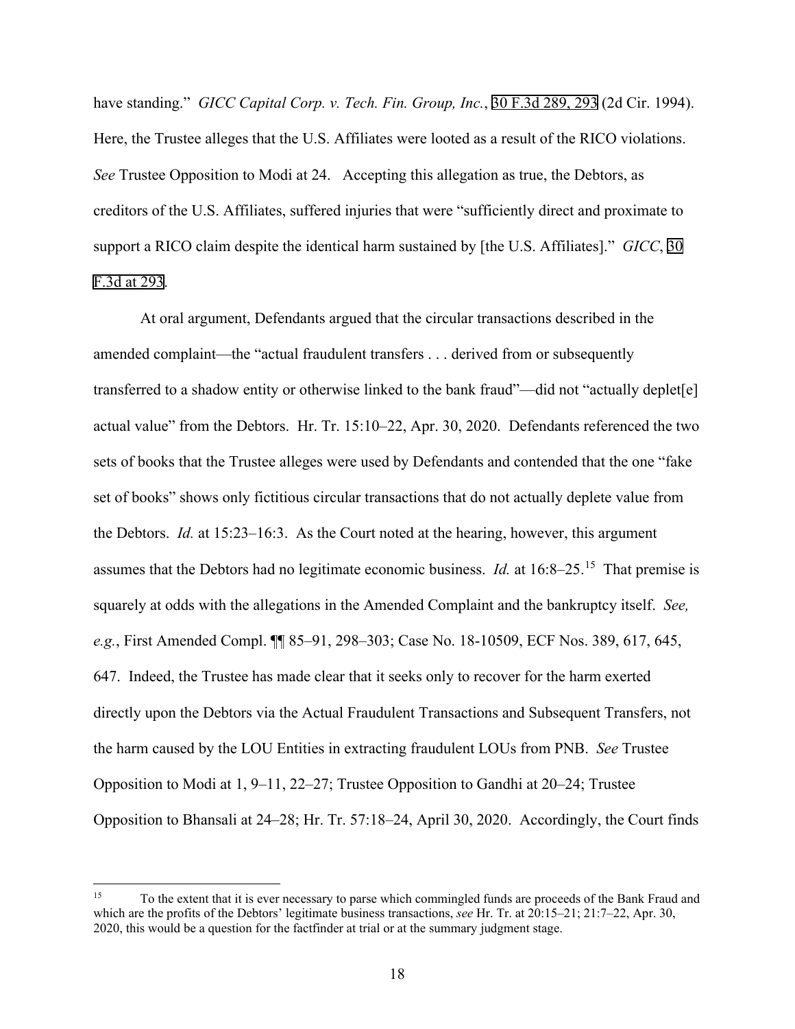have standing." *GICC Capital Corp. v. Tech. Fin. Group, Inc.*, 30 F.3d 289, 293 (2d Cir. 1994). Here, the Trustee alleges that the U.S. Affiliates were looted as a result of the RICO violations. *See* Trustee Opposition to Modi at 24. Accepting this allegation as true, the Debtors, as creditors of the U.S. Affiliates, suffered injuries that were "sufficiently direct and proximate to support a RICO claim despite the identical harm sustained by [the U.S. Affiliates]." *GICC*, 30 F.3d at 293.

At oral argument, Defendants argued that the circular transactions described in the amended complaint—the "actual fraudulent transfers . . . derived from or subsequently transferred to a shadow entity or otherwise linked to the bank fraud"—did not "actually deplet[e] actual value" from the Debtors. Hr. Tr. 15:10–22, Apr. 30, 2020. Defendants referenced the two sets of books that the Trustee alleges were used by Defendants and contended that the one "fake set of books" shows only fictitious circular transactions that do not actually deplete value from the Debtors. *Id.* at 15:23–16:3. As the Court noted at the hearing, however, this argument assumes that the Debtors had no legitimate economic business. *Id.* at 16:8–25.[15] That premise is squarely at odds with the allegations in the Amended Complaint and the bankruptcy itself. *See, e.g.*, First Amended Compl. ¶¶ 85–91, 298–303; Case No. 18-10509, ECF Nos. 389, 617, 645, 647. Indeed, the Trustee has made clear that it seeks only to recover for the harm exerted directly upon the Debtors via the Actual Fraudulent Transactions and Subsequent Transfers, not the harm caused by the LOU Entities in extracting fraudulent LOUs from PNB. *See* Trustee Opposition to Modi at 1, 9–11, 22–27; Trustee Opposition to Gandhi at 20–24; Trustee Opposition to Bhansali at 24–28; Hr. Tr. 57:18–24, April 30, 2020. Accordingly, the Court finds

[15] To the extent that it is ever necessary to parse which commingled funds are proceeds of the Bank Fraud and which are the profits of the Debtors' legitimate business transactions, *see* Hr. Tr. at 20:15–21; 21:7–22, Apr. 30, 2020, this would be a question for the factfinder at trial or at the summary judgment stage.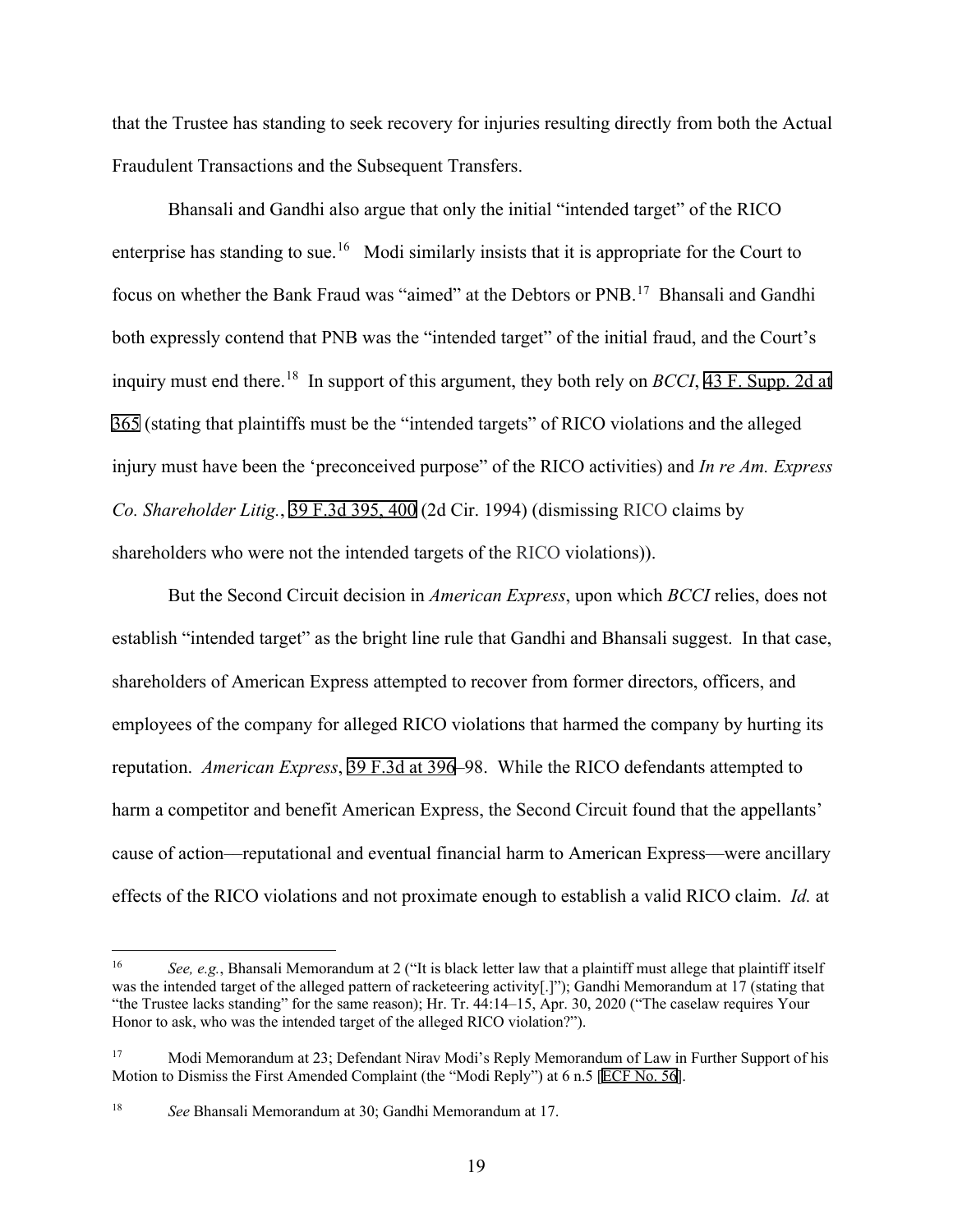that the Trustee has standing to seek recovery for injuries resulting directly from both the Actual Fraudulent Transactions and the Subsequent Transfers.

Bhansali and Gandhi also argue that only the initial "intended target" of the RICO enterprise has standing to sue.[16] Modi similarly insists that it is appropriate for the Court to focus on whether the Bank Fraud was "aimed" at the Debtors or PNB.[17] Bhansali and Gandhi both expressly contend that PNB was the "intended target" of the initial fraud, and the Court's inquiry must end there.[18] In support of this argument, they both rely on *BCCI*, 43 F. Supp. 2d at 365 (stating that plaintiffs must be the "intended targets" of RICO violations and the alleged injury must have been the 'preconceived purpose" of the RICO activities) and *In re Am. Express Co. Shareholder Litig.*, 39 F.3d 395, 400 (2d Cir. 1994) (dismissing RICO claims by shareholders who were not the intended targets of the RICO violations)).

But the Second Circuit decision in *American Express*, upon which *BCCI* relies, does not establish "intended target" as the bright line rule that Gandhi and Bhansali suggest. In that case, shareholders of American Express attempted to recover from former directors, officers, and employees of the company for alleged RICO violations that harmed the company by hurting its reputation. *American Express*, 39 F.3d at 396–98. While the RICO defendants attempted to harm a competitor and benefit American Express, the Second Circuit found that the appellants' cause of action—reputational and eventual financial harm to American Express—were ancillary effects of the RICO violations and not proximate enough to establish a valid RICO claim. *Id.* at

---

[16] *See, e.g.*, Bhansali Memorandum at 2 ("It is black letter law that a plaintiff must allege that plaintiff itself was the intended target of the alleged pattern of racketeering activity[.]"); Gandhi Memorandum at 17 (stating that "the Trustee lacks standing" for the same reason); Hr. Tr. 44:14–15, Apr. 30, 2020 ("The caselaw requires Your Honor to ask, who was the intended target of the alleged RICO violation?").

[17] Modi Memorandum at 23; Defendant Nirav Modi's Reply Memorandum of Law in Further Support of his Motion to Dismiss the First Amended Complaint (the "Modi Reply") at 6 n.5 [ECF No. 56].

[18] *See* Bhansali Memorandum at 30; Gandhi Memorandum at 17.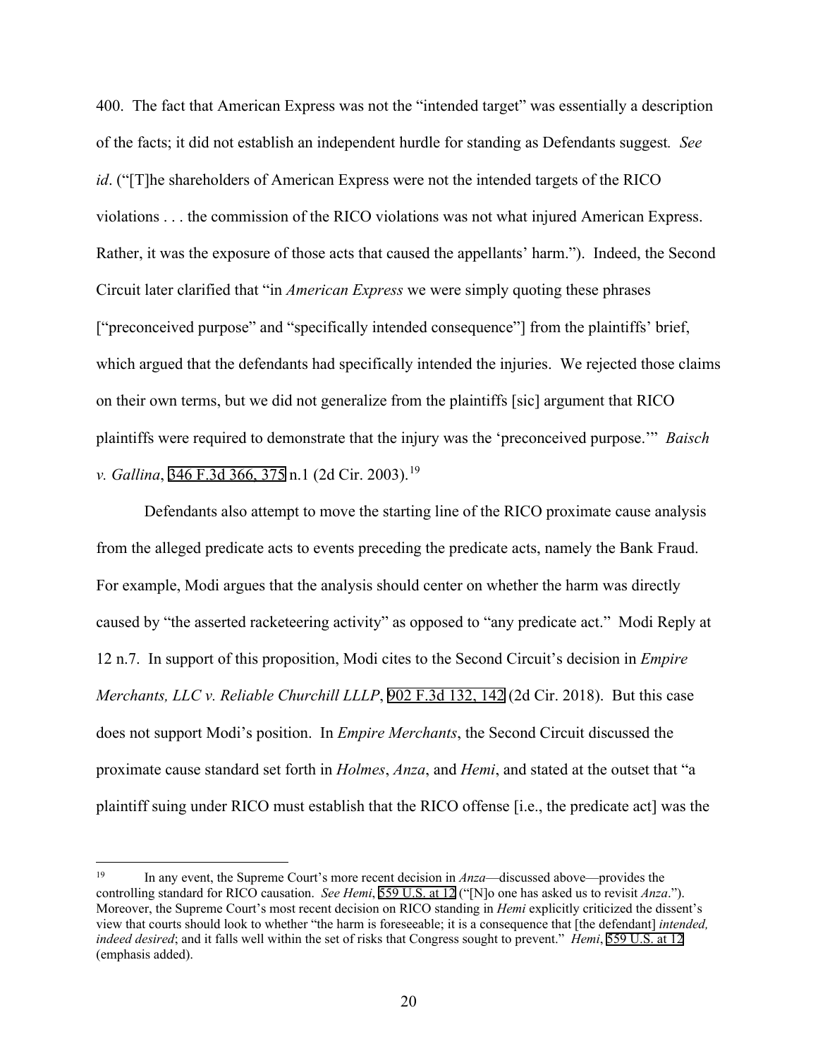400. The fact that American Express was not the "intended target" was essentially a description of the facts; it did not establish an independent hurdle for standing as Defendants suggest. *See id*. ("[T]he shareholders of American Express were not the intended targets of the RICO violations . . . the commission of the RICO violations was not what injured American Express. Rather, it was the exposure of those acts that caused the appellants' harm."). Indeed, the Second Circuit later clarified that "in *American Express* we were simply quoting these phrases ["preconceived purpose" and "specifically intended consequence"] from the plaintiffs' brief, which argued that the defendants had specifically intended the injuries. We rejected those claims on their own terms, but we did not generalize from the plaintiffs [sic] argument that RICO plaintiffs were required to demonstrate that the injury was the 'preconceived purpose.'" *Baisch v. Gallina*, 346 F.3d 366, 375 n.1 (2d Cir. 2003).[19]

Defendants also attempt to move the starting line of the RICO proximate cause analysis from the alleged predicate acts to events preceding the predicate acts, namely the Bank Fraud. For example, Modi argues that the analysis should center on whether the harm was directly caused by "the asserted racketeering activity" as opposed to "any predicate act." Modi Reply at 12 n.7. In support of this proposition, Modi cites to the Second Circuit's decision in *Empire Merchants, LLC v. Reliable Churchill LLLP*, 902 F.3d 132, 142 (2d Cir. 2018). But this case does not support Modi's position. In *Empire Merchants*, the Second Circuit discussed the proximate cause standard set forth in *Holmes*, *Anza*, and *Hemi*, and stated at the outset that "a plaintiff suing under RICO must establish that the RICO offense [i.e., the predicate act] was the

[19] In any event, the Supreme Court's more recent decision in *Anza*—discussed above—provides the controlling standard for RICO causation. *See Hemi*, 559 U.S. at 12 ("[N]o one has asked us to revisit *Anza*."). Moreover, the Supreme Court's most recent decision on RICO standing in *Hemi* explicitly criticized the dissent's view that courts should look to whether "the harm is foreseeable; it is a consequence that [the defendant] *intended, indeed desired*; and it falls well within the set of risks that Congress sought to prevent." *Hemi*, 559 U.S. at 12 (emphasis added).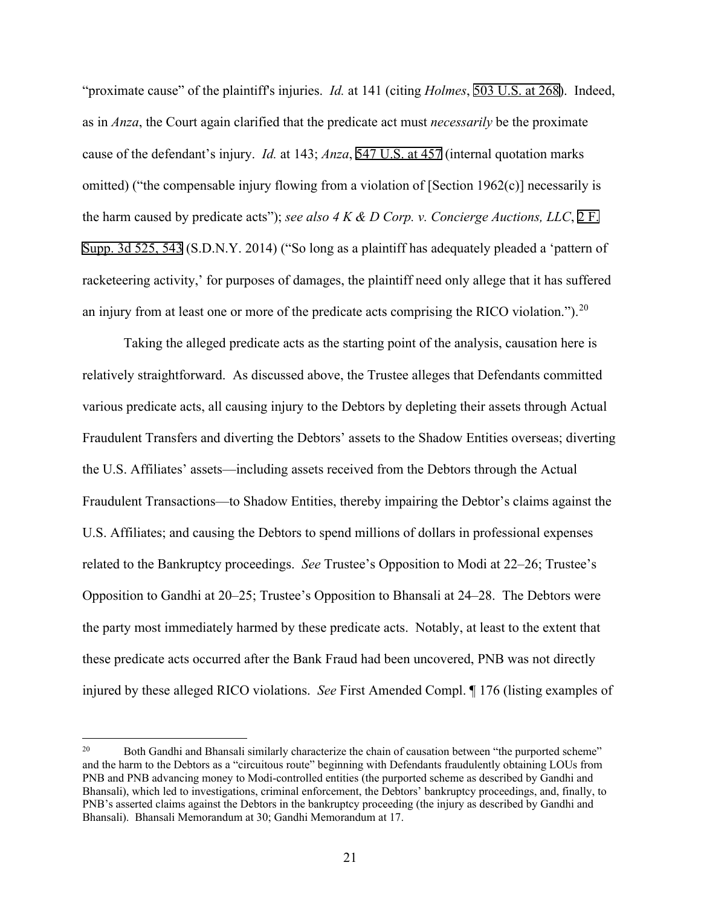"proximate cause" of the plaintiff's injuries. *Id.* at 141 (citing *Holmes*, 503 U.S. at 268). Indeed, as in *Anza*, the Court again clarified that the predicate act must *necessarily* be the proximate cause of the defendant's injury. *Id.* at 143; *Anza*, 547 U.S. at 457 (internal quotation marks omitted) ("the compensable injury flowing from a violation of [Section 1962(c)] necessarily is the harm caused by predicate acts"); *see also 4 K & D Corp. v. Concierge Auctions, LLC*, 2 F. Supp. 3d 525, 543 (S.D.N.Y. 2014) ("So long as a plaintiff has adequately pleaded a 'pattern of racketeering activity,' for purposes of damages, the plaintiff need only allege that it has suffered an injury from at least one or more of the predicate acts comprising the RICO violation.").[20]

Taking the alleged predicate acts as the starting point of the analysis, causation here is relatively straightforward. As discussed above, the Trustee alleges that Defendants committed various predicate acts, all causing injury to the Debtors by depleting their assets through Actual Fraudulent Transfers and diverting the Debtors' assets to the Shadow Entities overseas; diverting the U.S. Affiliates' assets—including assets received from the Debtors through the Actual Fraudulent Transactions—to Shadow Entities, thereby impairing the Debtor's claims against the U.S. Affiliates; and causing the Debtors to spend millions of dollars in professional expenses related to the Bankruptcy proceedings. *See* Trustee's Opposition to Modi at 22–26; Trustee's Opposition to Gandhi at 20–25; Trustee's Opposition to Bhansali at 24–28. The Debtors were the party most immediately harmed by these predicate acts. Notably, at least to the extent that these predicate acts occurred after the Bank Fraud had been uncovered, PNB was not directly injured by these alleged RICO violations. *See* First Amended Compl. ¶ 176 (listing examples of

---

[20] Both Gandhi and Bhansali similarly characterize the chain of causation between "the purported scheme" and the harm to the Debtors as a "circuitous route" beginning with Defendants fraudulently obtaining LOUs from PNB and PNB advancing money to Modi-controlled entities (the purported scheme as described by Gandhi and Bhansali), which led to investigations, criminal enforcement, the Debtors' bankruptcy proceedings, and, finally, to PNB's asserted claims against the Debtors in the bankruptcy proceeding (the injury as described by Gandhi and Bhansali). Bhansali Memorandum at 30; Gandhi Memorandum at 17.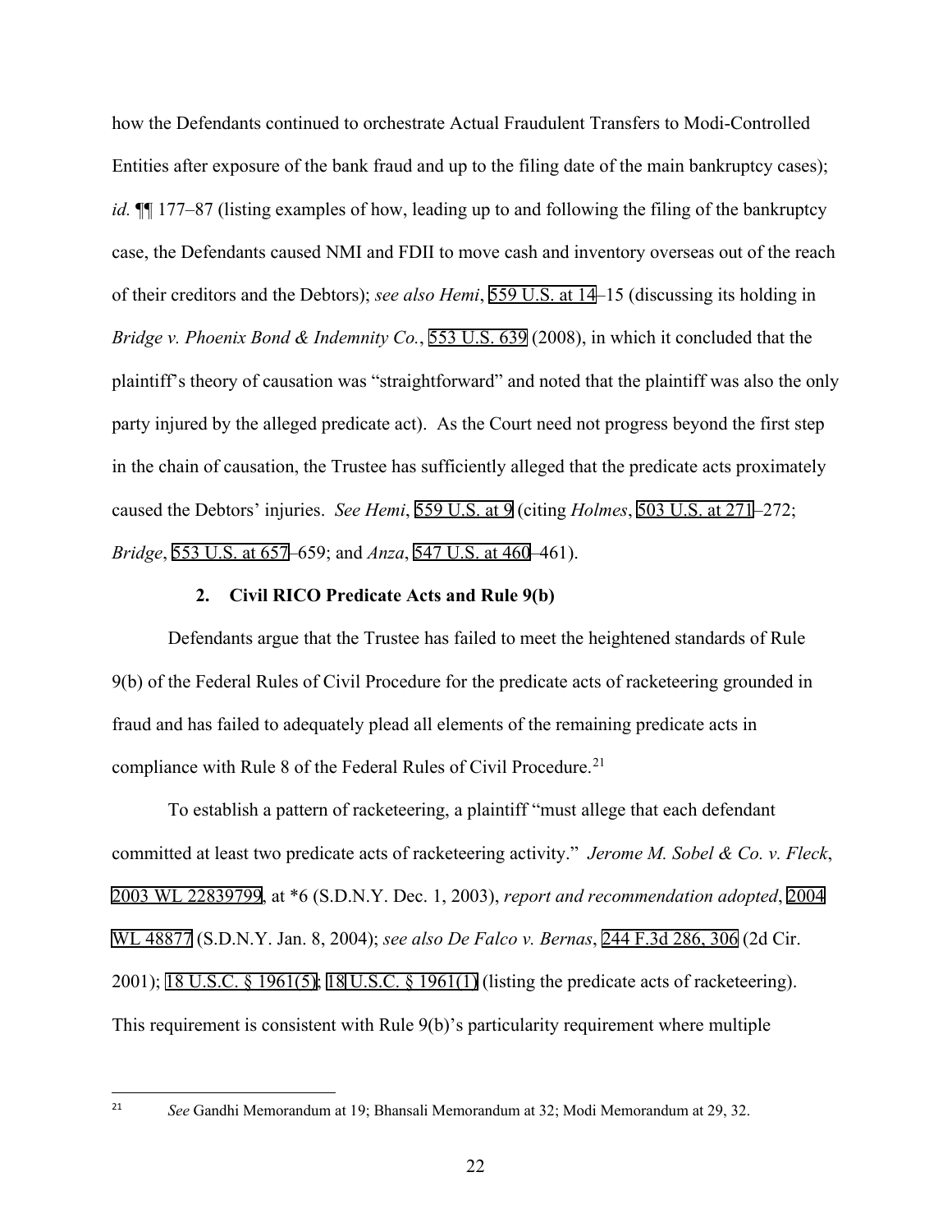how the Defendants continued to orchestrate Actual Fraudulent Transfers to Modi-Controlled Entities after exposure of the bank fraud and up to the filing date of the main bankruptcy cases); *id.* ¶¶ 177–87 (listing examples of how, leading up to and following the filing of the bankruptcy case, the Defendants caused NMI and FDII to move cash and inventory overseas out of the reach of their creditors and the Debtors); *see also Hemi*, 559 U.S. at 14–15 (discussing its holding in *Bridge v. Phoenix Bond & Indemnity Co.*, 553 U.S. 639 (2008), in which it concluded that the plaintiff's theory of causation was "straightforward" and noted that the plaintiff was also the only party injured by the alleged predicate act). As the Court need not progress beyond the first step in the chain of causation, the Trustee has sufficiently alleged that the predicate acts proximately caused the Debtors' injuries. *See Hemi*, 559 U.S. at 9 (citing *Holmes*, 503 U.S. at 271–272; *Bridge*, 553 U.S. at 657–659; and *Anza*, 547 U.S. at 460–461).

### 2. Civil RICO Predicate Acts and Rule 9(b)

Defendants argue that the Trustee has failed to meet the heightened standards of Rule 9(b) of the Federal Rules of Civil Procedure for the predicate acts of racketeering grounded in fraud and has failed to adequately plead all elements of the remaining predicate acts in compliance with Rule 8 of the Federal Rules of Civil Procedure.[21]

To establish a pattern of racketeering, a plaintiff "must allege that each defendant committed at least two predicate acts of racketeering activity." *Jerome M. Sobel & Co. v. Fleck*, 2003 WL 22839799, at *6 (S.D.N.Y. Dec. 1, 2003), *report and recommendation adopted*, 2004 WL 48877 (S.D.N.Y. Jan. 8, 2004); *see also De Falco v. Bernas*, 244 F.3d 286, 306 (2d Cir. 2001); 18 U.S.C. § 1961(5); 18 U.S.C. § 1961(1) (listing the predicate acts of racketeering). This requirement is consistent with Rule 9(b)'s particularity requirement where multiple

[21] *See* Gandhi Memorandum at 19; Bhansali Memorandum at 32; Modi Memorandum at 29, 32.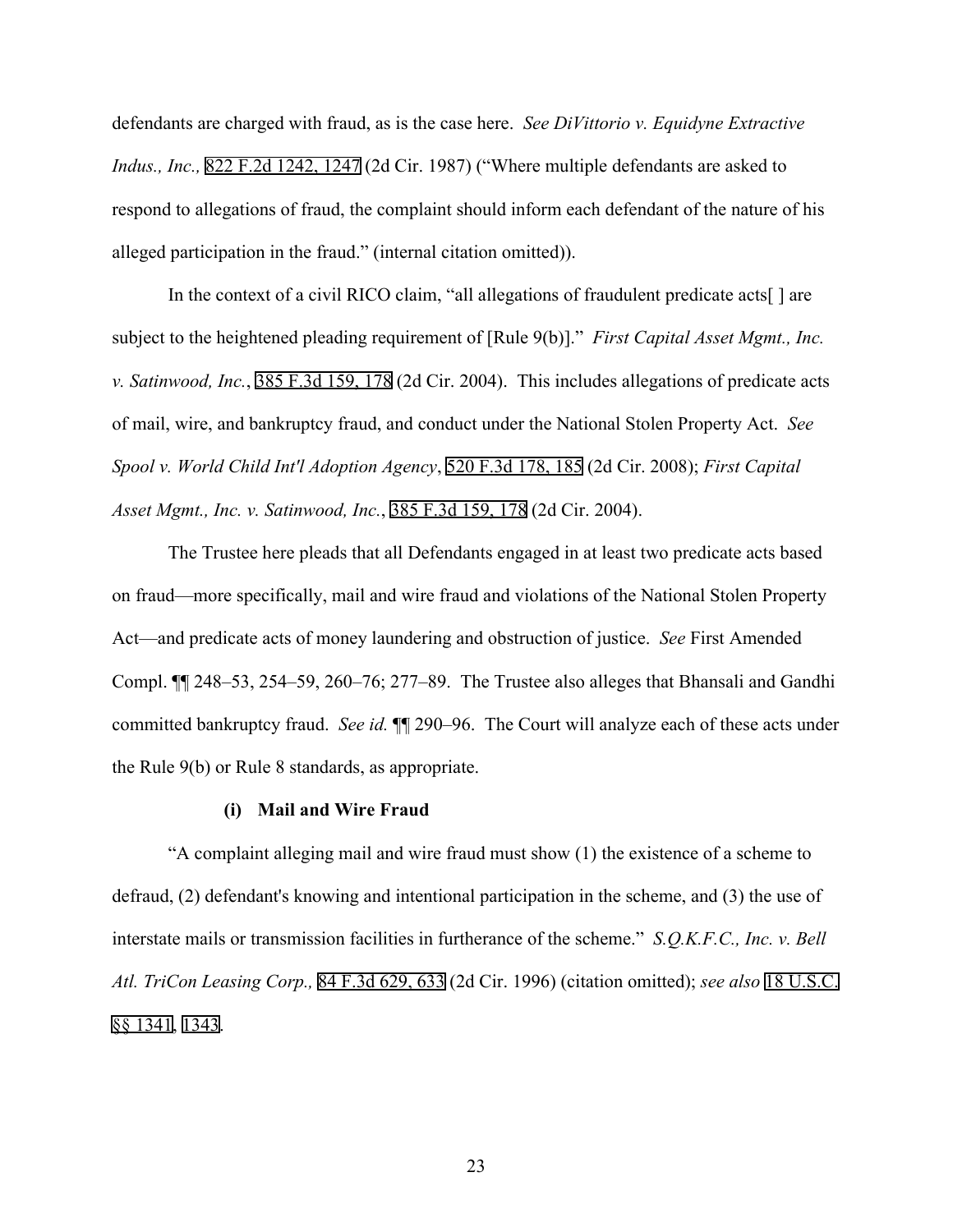defendants are charged with fraud, as is the case here. *See DiVittorio v. Equidyne Extractive Indus., Inc.,* 822 F.2d 1242, 1247 (2d Cir. 1987) ("Where multiple defendants are asked to respond to allegations of fraud, the complaint should inform each defendant of the nature of his alleged participation in the fraud." (internal citation omitted)).

In the context of a civil RICO claim, "all allegations of fraudulent predicate acts[ ] are subject to the heightened pleading requirement of [Rule 9(b)]." *First Capital Asset Mgmt., Inc. v. Satinwood, Inc.*, 385 F.3d 159, 178 (2d Cir. 2004). This includes allegations of predicate acts of mail, wire, and bankruptcy fraud, and conduct under the National Stolen Property Act. *See Spool v. World Child Int'l Adoption Agency*, 520 F.3d 178, 185 (2d Cir. 2008); *First Capital Asset Mgmt., Inc. v. Satinwood, Inc.*, 385 F.3d 159, 178 (2d Cir. 2004).

The Trustee here pleads that all Defendants engaged in at least two predicate acts based on fraud—more specifically, mail and wire fraud and violations of the National Stolen Property Act—and predicate acts of money laundering and obstruction of justice. *See* First Amended Compl. ¶¶ 248–53, 254–59, 260–76; 277–89. The Trustee also alleges that Bhansali and Gandhi committed bankruptcy fraud. *See id.* ¶¶ 290–96. The Court will analyze each of these acts under the Rule 9(b) or Rule 8 standards, as appropriate.

**(i) Mail and Wire Fraud**

"A complaint alleging mail and wire fraud must show (1) the existence of a scheme to defraud, (2) defendant's knowing and intentional participation in the scheme, and (3) the use of interstate mails or transmission facilities in furtherance of the scheme." *S.Q.K.F.C., Inc. v. Bell Atl. TriCon Leasing Corp.,* 84 F.3d 629, 633 (2d Cir. 1996) (citation omitted); *see also* 18 U.S.C. §§ 1341, 1343.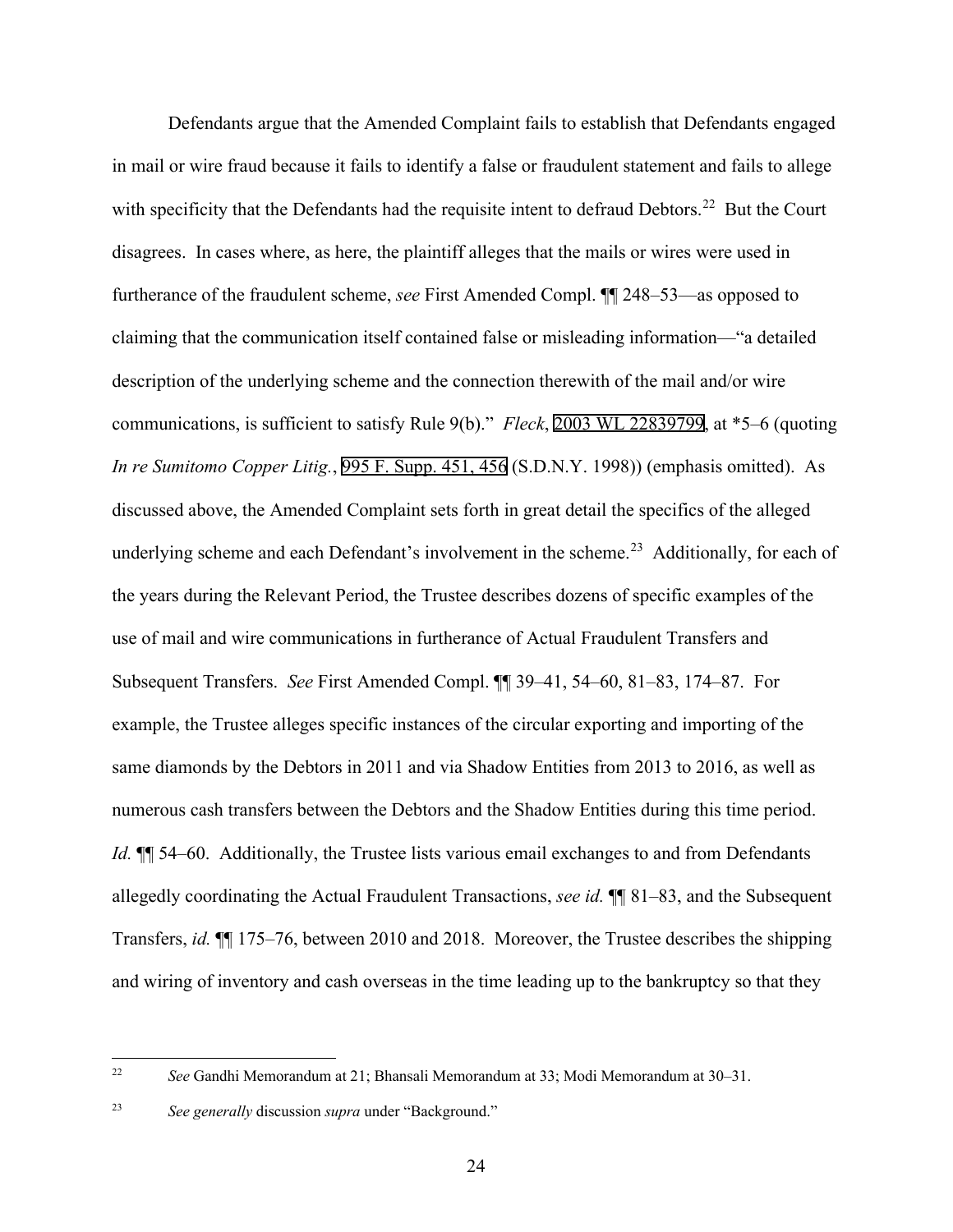Defendants argue that the Amended Complaint fails to establish that Defendants engaged in mail or wire fraud because it fails to identify a false or fraudulent statement and fails to allege with specificity that the Defendants had the requisite intent to defraud Debtors.[22] But the Court disagrees. In cases where, as here, the plaintiff alleges that the mails or wires were used in furtherance of the fraudulent scheme, *see* First Amended Compl. ¶¶ 248–53—as opposed to claiming that the communication itself contained false or misleading information—"a detailed description of the underlying scheme and the connection therewith of the mail and/or wire communications, is sufficient to satisfy Rule 9(b)." *Fleck*, 2003 WL 22839799, at *5–6 (quoting *In re Sumitomo Copper Litig.*, 995 F. Supp. 451, 456 (S.D.N.Y. 1998)) (emphasis omitted). As discussed above, the Amended Complaint sets forth in great detail the specifics of the alleged underlying scheme and each Defendant's involvement in the scheme.[23] Additionally, for each of the years during the Relevant Period, the Trustee describes dozens of specific examples of the use of mail and wire communications in furtherance of Actual Fraudulent Transfers and Subsequent Transfers. *See* First Amended Compl. ¶¶ 39–41, 54–60, 81–83, 174–87. For example, the Trustee alleges specific instances of the circular exporting and importing of the same diamonds by the Debtors in 2011 and via Shadow Entities from 2013 to 2016, as well as numerous cash transfers between the Debtors and the Shadow Entities during this time period. *Id.* ¶¶ 54–60. Additionally, the Trustee lists various email exchanges to and from Defendants allegedly coordinating the Actual Fraudulent Transactions, *see id.* ¶¶ 81–83, and the Subsequent Transfers, *id.* ¶¶ 175–76, between 2010 and 2018. Moreover, the Trustee describes the shipping and wiring of inventory and cash overseas in the time leading up to the bankruptcy so that they

---

[22] *See* Gandhi Memorandum at 21; Bhansali Memorandum at 33; Modi Memorandum at 30–31.

[23] *See generally* discussion *supra* under "Background."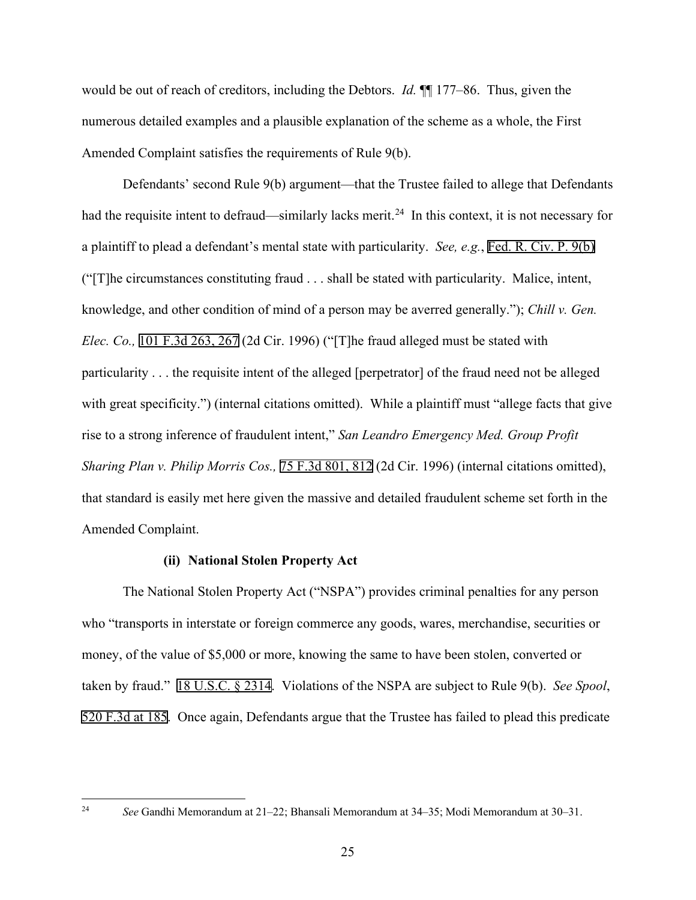would be out of reach of creditors, including the Debtors. *Id.* ¶¶ 177–86. Thus, given the numerous detailed examples and a plausible explanation of the scheme as a whole, the First Amended Complaint satisfies the requirements of Rule 9(b).

Defendants' second Rule 9(b) argument—that the Trustee failed to allege that Defendants had the requisite intent to defraud—similarly lacks merit.[24] In this context, it is not necessary for a plaintiff to plead a defendant's mental state with particularity. *See, e.g.*, Fed. R. Civ. P. 9(b) ("[T]he circumstances constituting fraud . . . shall be stated with particularity. Malice, intent, knowledge, and other condition of mind of a person may be averred generally."); *Chill v. Gen. Elec. Co.,* 101 F.3d 263, 267 (2d Cir. 1996) ("[T]he fraud alleged must be stated with particularity . . . the requisite intent of the alleged [perpetrator] of the fraud need not be alleged with great specificity.") (internal citations omitted). While a plaintiff must "allege facts that give rise to a strong inference of fraudulent intent," *San Leandro Emergency Med. Group Profit Sharing Plan v. Philip Morris Cos.,* 75 F.3d 801, 812 (2d Cir. 1996) (internal citations omitted), that standard is easily met here given the massive and detailed fraudulent scheme set forth in the Amended Complaint.

**(ii) National Stolen Property Act**

The National Stolen Property Act ("NSPA") provides criminal penalties for any person who "transports in interstate or foreign commerce any goods, wares, merchandise, securities or money, of the value of $5,000 or more, knowing the same to have been stolen, converted or taken by fraud." 18 U.S.C. § 2314. Violations of the NSPA are subject to Rule 9(b). *See Spool*, 520 F.3d at 185. Once again, Defendants argue that the Trustee has failed to plead this predicate

[24] *See* Gandhi Memorandum at 21–22; Bhansali Memorandum at 34–35; Modi Memorandum at 30–31.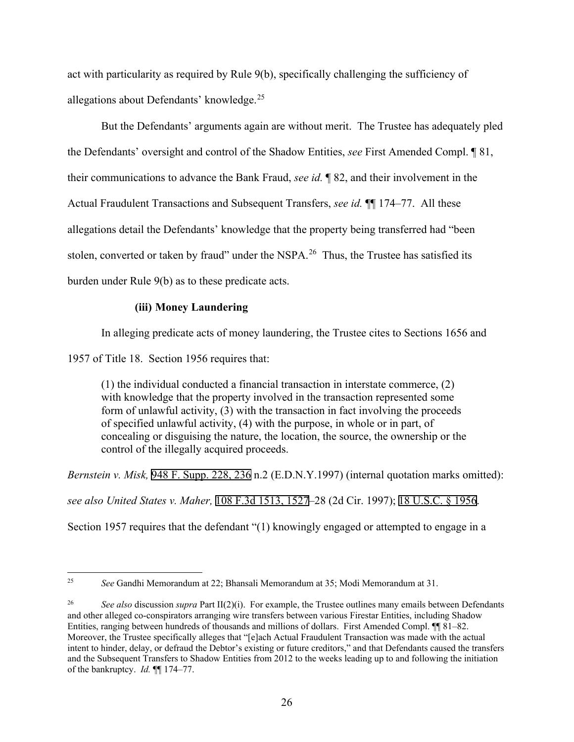act with particularity as required by Rule 9(b), specifically challenging the sufficiency of allegations about Defendants' knowledge.[25]

But the Defendants' arguments again are without merit. The Trustee has adequately pled the Defendants' oversight and control of the Shadow Entities, *see* First Amended Compl. ¶ 81, their communications to advance the Bank Fraud, *see id.* ¶ 82, and their involvement in the Actual Fraudulent Transactions and Subsequent Transfers, *see id.* ¶¶ 174–77. All these allegations detail the Defendants' knowledge that the property being transferred had "been stolen, converted or taken by fraud" under the NSPA.[26] Thus, the Trustee has satisfied its burden under Rule 9(b) as to these predicate acts.

**(iii) Money Laundering**

In alleging predicate acts of money laundering, the Trustee cites to Sections 1656 and 1957 of Title 18. Section 1956 requires that:

> (1) the individual conducted a financial transaction in interstate commerce, (2) with knowledge that the property involved in the transaction represented some form of unlawful activity, (3) with the transaction in fact involving the proceeds of specified unlawful activity, (4) with the purpose, in whole or in part, of concealing or disguising the nature, the location, the source, the ownership or the control of the illegally acquired proceeds.

*Bernstein v. Misk,* 948 F. Supp. 228, 236 n.2 (E.D.N.Y.1997) (internal quotation marks omitted): *see also United States v. Maher,* 108 F.3d 1513, 1527–28 (2d Cir. 1997); 18 U.S.C. § 1956. Section 1957 requires that the defendant "(1) knowingly engaged or attempted to engage in a

---

[25] *See* Gandhi Memorandum at 22; Bhansali Memorandum at 35; Modi Memorandum at 31.

[26] *See also* discussion *supra* Part II(2)(i). For example, the Trustee outlines many emails between Defendants and other alleged co-conspirators arranging wire transfers between various Firestar Entities, including Shadow Entities, ranging between hundreds of thousands and millions of dollars. First Amended Compl. ¶¶ 81–82. Moreover, the Trustee specifically alleges that "[e]ach Actual Fraudulent Transaction was made with the actual intent to hinder, delay, or defraud the Debtor's existing or future creditors," and that Defendants caused the transfers and the Subsequent Transfers to Shadow Entities from 2012 to the weeks leading up to and following the initiation of the bankruptcy. *Id.* ¶¶ 174–77.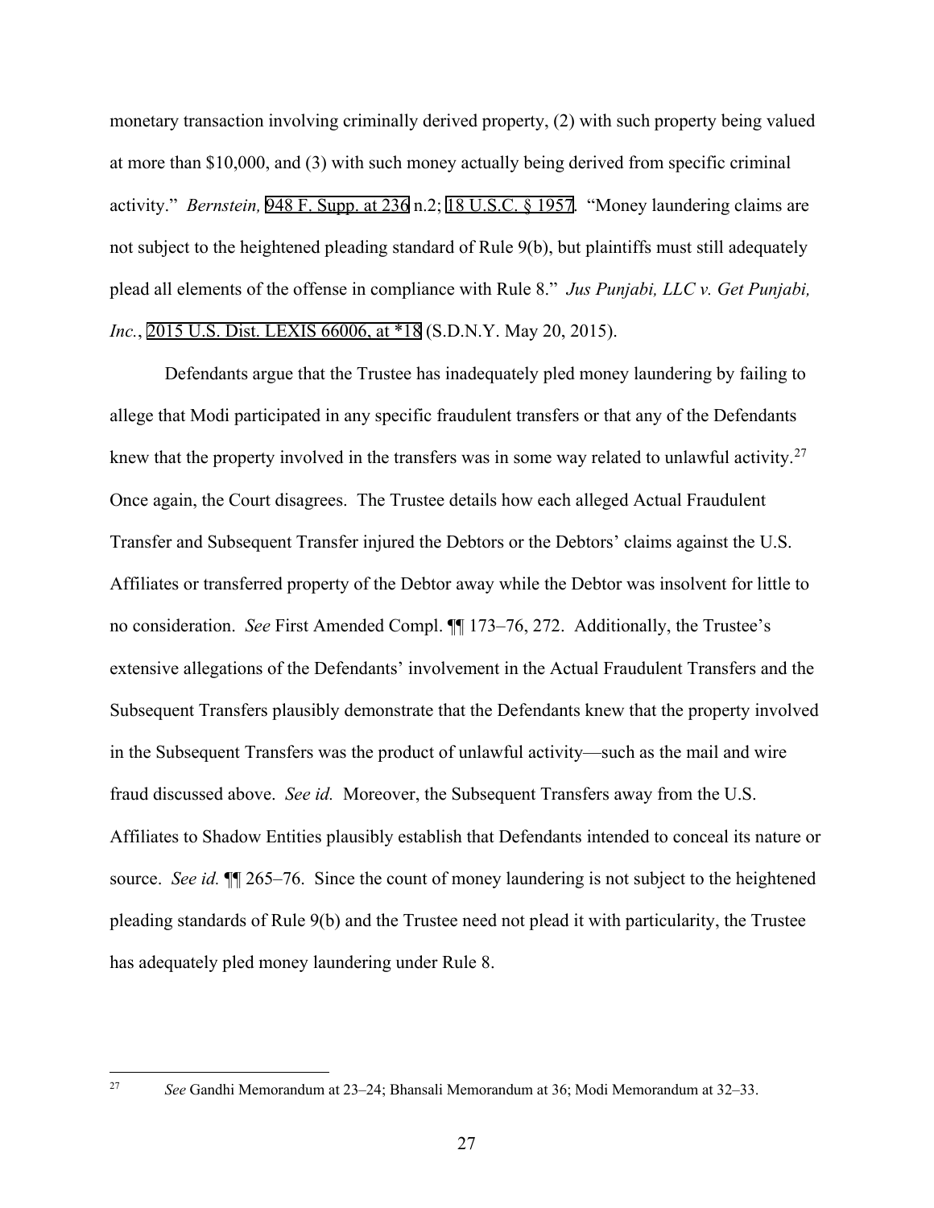monetary transaction involving criminally derived property, (2) with such property being valued at more than $10,000, and (3) with such money actually being derived from specific criminal activity." *Bernstein,* 948 F. Supp. at 236 n.2; 18 U.S.C. § 1957. "Money laundering claims are not subject to the heightened pleading standard of Rule 9(b), but plaintiffs must still adequately plead all elements of the offense in compliance with Rule 8." *Jus Punjabi, LLC v. Get Punjabi, Inc.*, 2015 U.S. Dist. LEXIS 66006, at *18 (S.D.N.Y. May 20, 2015).

Defendants argue that the Trustee has inadequately pled money laundering by failing to allege that Modi participated in any specific fraudulent transfers or that any of the Defendants knew that the property involved in the transfers was in some way related to unlawful activity.[27] Once again, the Court disagrees. The Trustee details how each alleged Actual Fraudulent Transfer and Subsequent Transfer injured the Debtors or the Debtors' claims against the U.S. Affiliates or transferred property of the Debtor away while the Debtor was insolvent for little to no consideration. *See* First Amended Compl. ¶¶ 173–76, 272. Additionally, the Trustee's extensive allegations of the Defendants' involvement in the Actual Fraudulent Transfers and the Subsequent Transfers plausibly demonstrate that the Defendants knew that the property involved in the Subsequent Transfers was the product of unlawful activity—such as the mail and wire fraud discussed above. *See id.* Moreover, the Subsequent Transfers away from the U.S. Affiliates to Shadow Entities plausibly establish that Defendants intended to conceal its nature or source. *See id.* ¶¶ 265–76. Since the count of money laundering is not subject to the heightened pleading standards of Rule 9(b) and the Trustee need not plead it with particularity, the Trustee has adequately pled money laundering under Rule 8.

---

[27] *See* Gandhi Memorandum at 23–24; Bhansali Memorandum at 36; Modi Memorandum at 32–33.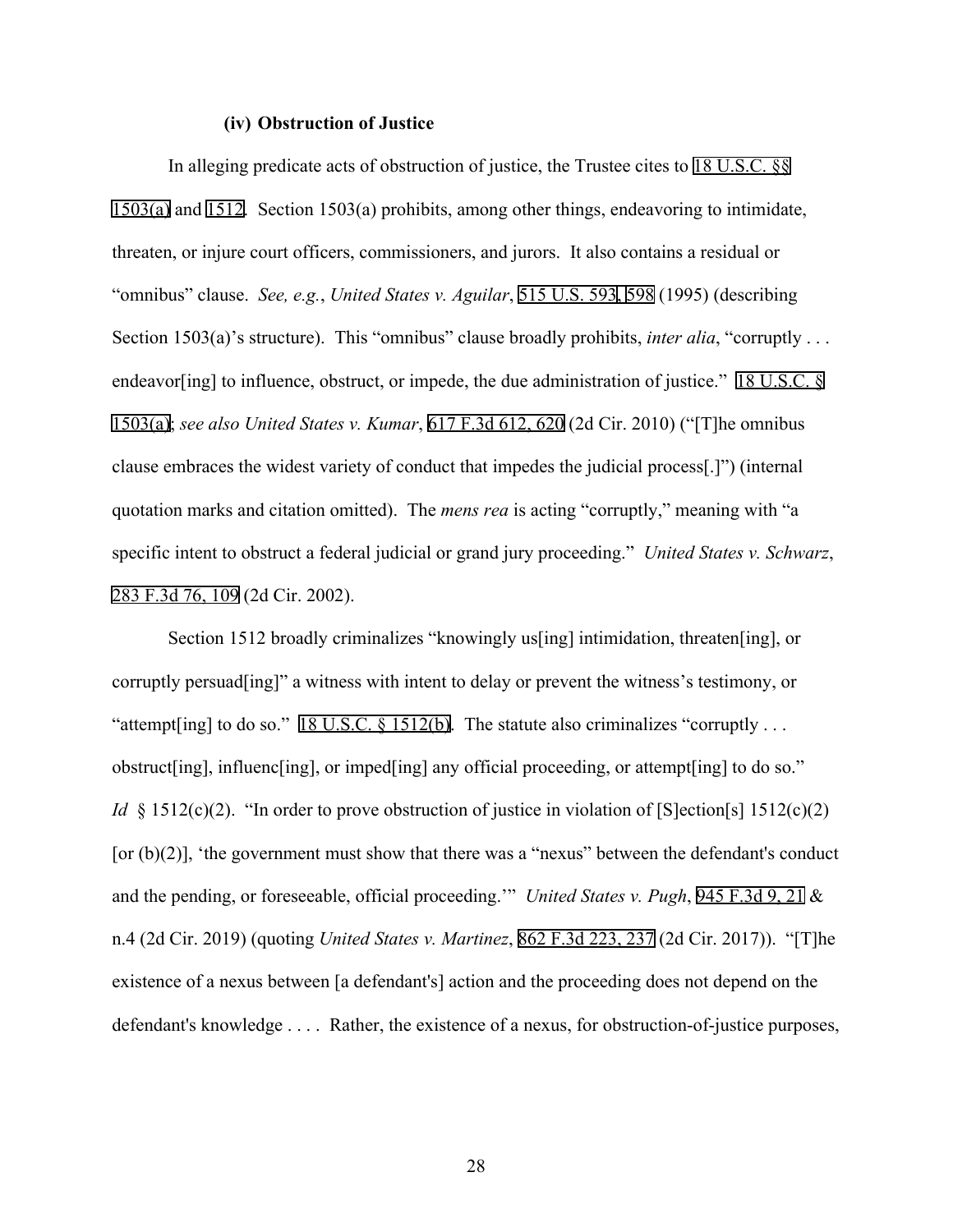**(iv) Obstruction of Justice**

In alleging predicate acts of obstruction of justice, the Trustee cites to 18 U.S.C. §§ 1503(a) and 1512. Section 1503(a) prohibits, among other things, endeavoring to intimidate, threaten, or injure court officers, commissioners, and jurors. It also contains a residual or "omnibus" clause. *See, e.g.*, *United States v. Aguilar*, 515 U.S. 593, 598 (1995) (describing Section 1503(a)'s structure). This "omnibus" clause broadly prohibits, *inter alia*, "corruptly . . . endeavor[ing] to influence, obstruct, or impede, the due administration of justice." 18 U.S.C. § 1503(a); *see also United States v. Kumar*, 617 F.3d 612, 620 (2d Cir. 2010) ("[T]he omnibus clause embraces the widest variety of conduct that impedes the judicial process[.]") (internal quotation marks and citation omitted). The *mens rea* is acting "corruptly," meaning with "a specific intent to obstruct a federal judicial or grand jury proceeding." *United States v. Schwarz*, 283 F.3d 76, 109 (2d Cir. 2002).

Section 1512 broadly criminalizes "knowingly us[ing] intimidation, threaten[ing], or corruptly persuad[ing]" a witness with intent to delay or prevent the witness's testimony, or "attempt[ing] to do so." 18 U.S.C. § 1512(b). The statute also criminalizes "corruptly . . . obstruct[ing], influenc[ing], or imped[ing] any official proceeding, or attempt[ing] to do so." *Id* § 1512(c)(2). "In order to prove obstruction of justice in violation of [S]ection[s] 1512(c)(2) [or (b)(2)], 'the government must show that there was a "nexus" between the defendant's conduct and the pending, or foreseeable, official proceeding.'" *United States v. Pugh*, 945 F.3d 9, 21 & n.4 (2d Cir. 2019) (quoting *United States v. Martinez*, 862 F.3d 223, 237 (2d Cir. 2017)). "[T]he existence of a nexus between [a defendant's] action and the proceeding does not depend on the defendant's knowledge . . . . Rather, the existence of a nexus, for obstruction-of-justice purposes,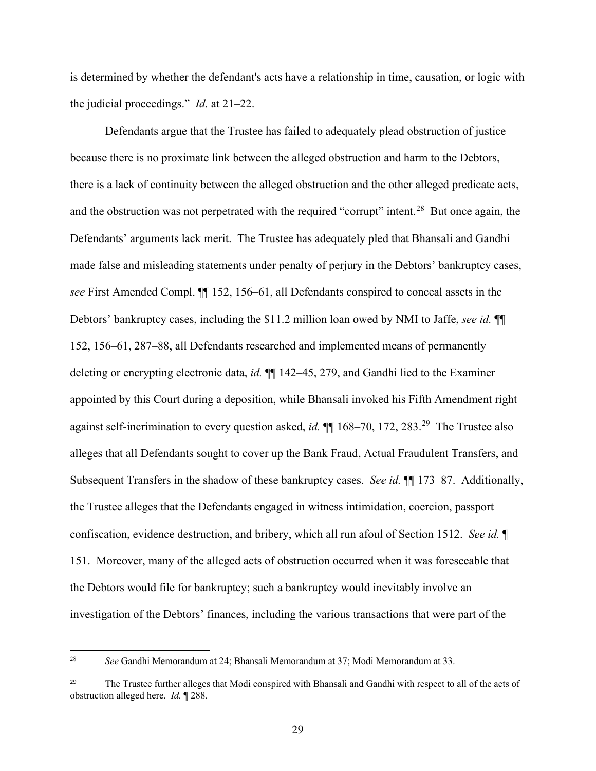is determined by whether the defendant's acts have a relationship in time, causation, or logic with the judicial proceedings." *Id.* at 21–22.

Defendants argue that the Trustee has failed to adequately plead obstruction of justice because there is no proximate link between the alleged obstruction and harm to the Debtors, there is a lack of continuity between the alleged obstruction and the other alleged predicate acts, and the obstruction was not perpetrated with the required "corrupt" intent.[28] But once again, the Defendants' arguments lack merit. The Trustee has adequately pled that Bhansali and Gandhi made false and misleading statements under penalty of perjury in the Debtors' bankruptcy cases, *see* First Amended Compl. ¶¶ 152, 156–61, all Defendants conspired to conceal assets in the Debtors' bankruptcy cases, including the $11.2 million loan owed by NMI to Jaffe, *see id.* ¶¶ 152, 156–61, 287–88, all Defendants researched and implemented means of permanently deleting or encrypting electronic data, *id.* ¶¶ 142–45, 279, and Gandhi lied to the Examiner appointed by this Court during a deposition, while Bhansali invoked his Fifth Amendment right against self-incrimination to every question asked, *id.* ¶¶ 168–70, 172, 283.[29] The Trustee also alleges that all Defendants sought to cover up the Bank Fraud, Actual Fraudulent Transfers, and Subsequent Transfers in the shadow of these bankruptcy cases. *See id.* ¶¶ 173–87. Additionally, the Trustee alleges that the Defendants engaged in witness intimidation, coercion, passport confiscation, evidence destruction, and bribery, which all run afoul of Section 1512. *See id.* ¶ 151. Moreover, many of the alleged acts of obstruction occurred when it was foreseeable that the Debtors would file for bankruptcy; such a bankruptcy would inevitably involve an investigation of the Debtors' finances, including the various transactions that were part of the

---

[28] *See* Gandhi Memorandum at 24; Bhansali Memorandum at 37; Modi Memorandum at 33.

[29] The Trustee further alleges that Modi conspired with Bhansali and Gandhi with respect to all of the acts of obstruction alleged here. *Id.* ¶ 288.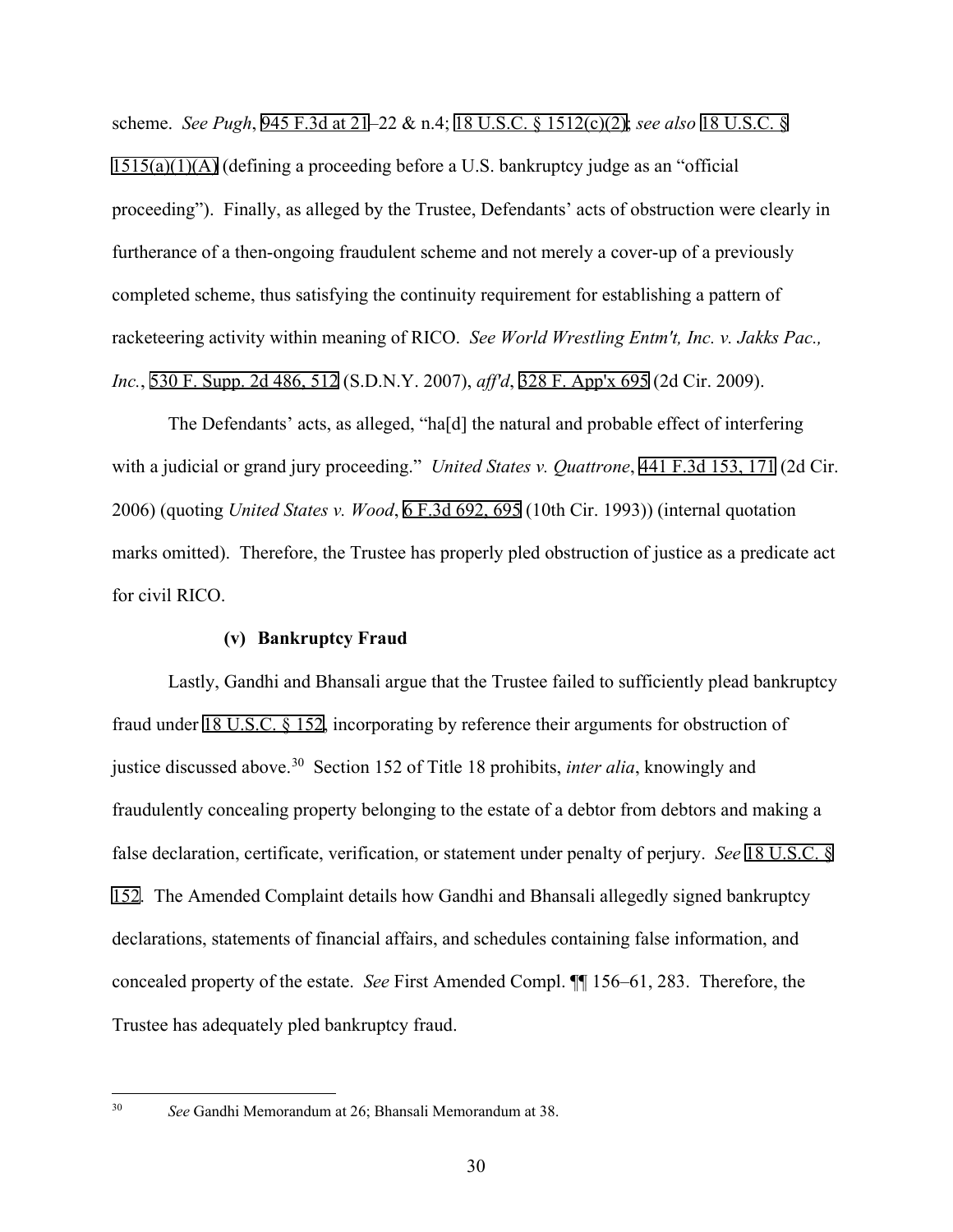scheme. *See Pugh*, 945 F.3d at 21–22 & n.4; 18 U.S.C. § 1512(c)(2); *see also* 18 U.S.C. § 1515(a)(1)(A) (defining a proceeding before a U.S. bankruptcy judge as an "official proceeding"). Finally, as alleged by the Trustee, Defendants' acts of obstruction were clearly in furtherance of a then-ongoing fraudulent scheme and not merely a cover-up of a previously completed scheme, thus satisfying the continuity requirement for establishing a pattern of racketeering activity within meaning of RICO. *See World Wrestling Entm't, Inc. v. Jakks Pac., Inc.*, 530 F. Supp. 2d 486, 512 (S.D.N.Y. 2007), *aff'd*, 328 F. App'x 695 (2d Cir. 2009).

The Defendants' acts, as alleged, "ha[d] the natural and probable effect of interfering with a judicial or grand jury proceeding." *United States v. Quattrone*, 441 F.3d 153, 171 (2d Cir. 2006) (quoting *United States v. Wood*, 6 F.3d 692, 695 (10th Cir. 1993)) (internal quotation marks omitted). Therefore, the Trustee has properly pled obstruction of justice as a predicate act for civil RICO.

**(v) Bankruptcy Fraud**

Lastly, Gandhi and Bhansali argue that the Trustee failed to sufficiently plead bankruptcy fraud under 18 U.S.C. § 152, incorporating by reference their arguments for obstruction of justice discussed above.[30] Section 152 of Title 18 prohibits, *inter alia*, knowingly and fraudulently concealing property belonging to the estate of a debtor from debtors and making a false declaration, certificate, verification, or statement under penalty of perjury. *See* 18 U.S.C. § 152. The Amended Complaint details how Gandhi and Bhansali allegedly signed bankruptcy declarations, statements of financial affairs, and schedules containing false information, and concealed property of the estate. *See* First Amended Compl. ¶¶ 156–61, 283. Therefore, the Trustee has adequately pled bankruptcy fraud.

---

[30] *See* Gandhi Memorandum at 26; Bhansali Memorandum at 38.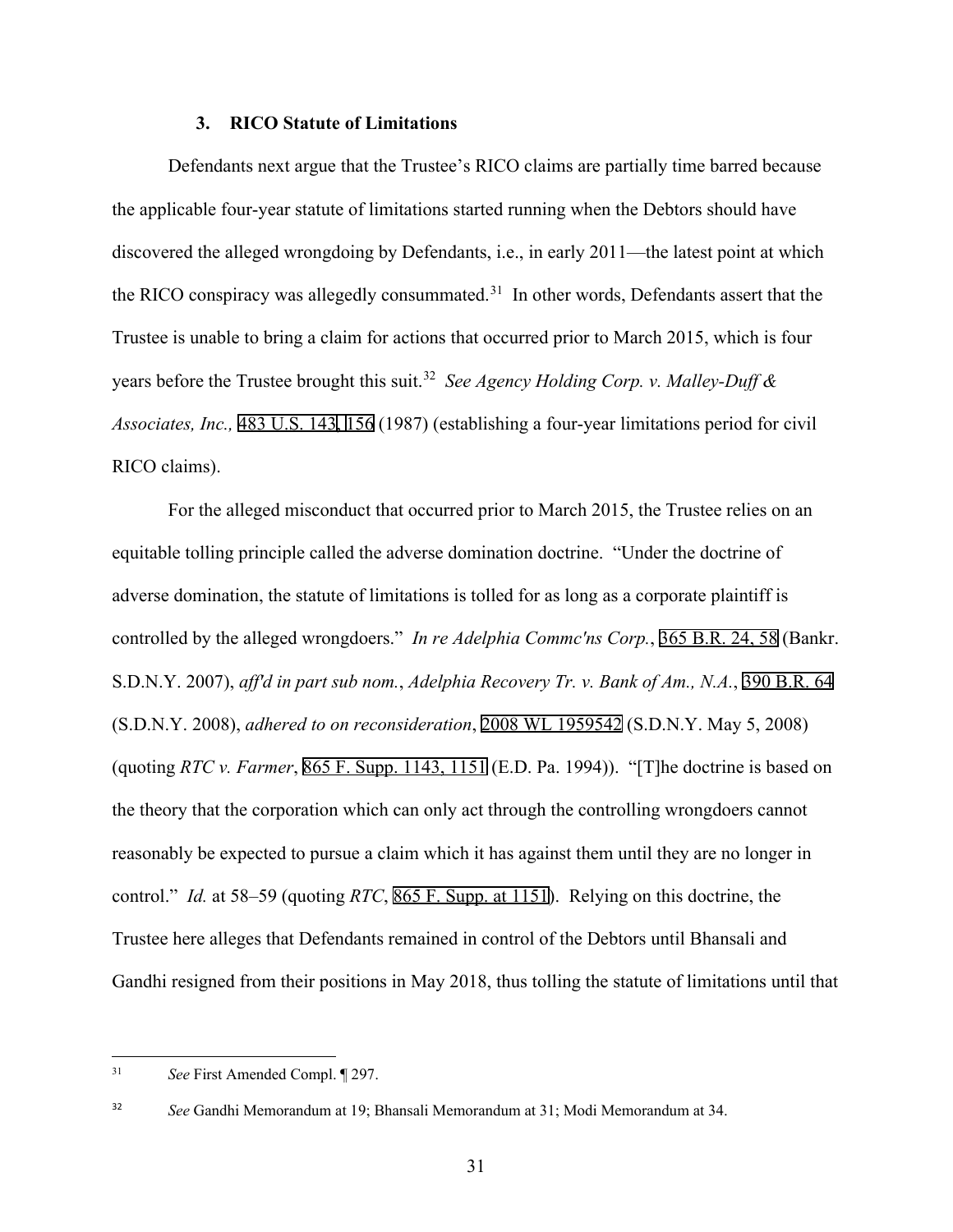### 3. RICO Statute of Limitations

Defendants next argue that the Trustee's RICO claims are partially time barred because the applicable four-year statute of limitations started running when the Debtors should have discovered the alleged wrongdoing by Defendants, i.e., in early 2011—the latest point at which the RICO conspiracy was allegedly consummated.[31] In other words, Defendants assert that the Trustee is unable to bring a claim for actions that occurred prior to March 2015, which is four years before the Trustee brought this suit.[32] *See Agency Holding Corp. v. Malley-Duff & Associates, Inc.,* 483 U.S. 143, 156 (1987) (establishing a four-year limitations period for civil RICO claims).

For the alleged misconduct that occurred prior to March 2015, the Trustee relies on an equitable tolling principle called the adverse domination doctrine. "Under the doctrine of adverse domination, the statute of limitations is tolled for as long as a corporate plaintiff is controlled by the alleged wrongdoers." *In re Adelphia Commc'ns Corp.*, 365 B.R. 24, 58 (Bankr. S.D.N.Y. 2007), *aff'd in part sub nom.*, *Adelphia Recovery Tr. v. Bank of Am., N.A.*, 390 B.R. 64 (S.D.N.Y. 2008), *adhered to on reconsideration*, 2008 WL 1959542 (S.D.N.Y. May 5, 2008) (quoting *RTC v. Farmer*, 865 F. Supp. 1143, 1151 (E.D. Pa. 1994)). "[T]he doctrine is based on the theory that the corporation which can only act through the controlling wrongdoers cannot reasonably be expected to pursue a claim which it has against them until they are no longer in control." *Id.* at 58–59 (quoting *RTC*, 865 F. Supp. at 1151). Relying on this doctrine, the Trustee here alleges that Defendants remained in control of the Debtors until Bhansali and Gandhi resigned from their positions in May 2018, thus tolling the statute of limitations until that

---

[31] *See* First Amended Compl. ¶ 297.

[32] *See* Gandhi Memorandum at 19; Bhansali Memorandum at 31; Modi Memorandum at 34.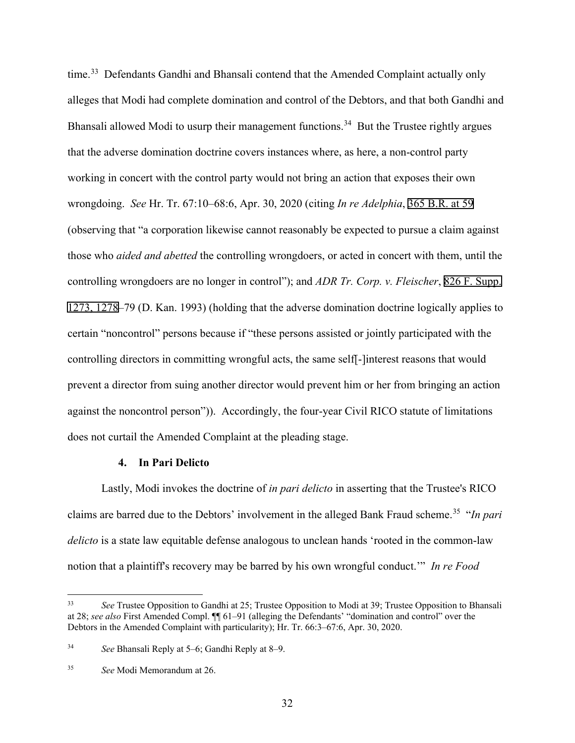time.[33] Defendants Gandhi and Bhansali contend that the Amended Complaint actually only alleges that Modi had complete domination and control of the Debtors, and that both Gandhi and Bhansali allowed Modi to usurp their management functions.[34] But the Trustee rightly argues that the adverse domination doctrine covers instances where, as here, a non-control party working in concert with the control party would not bring an action that exposes their own wrongdoing. *See* Hr. Tr. 67:10–68:6, Apr. 30, 2020 (citing *In re Adelphia*, 365 B.R. at 59 (observing that "a corporation likewise cannot reasonably be expected to pursue a claim against those who *aided and abetted* the controlling wrongdoers, or acted in concert with them, until the controlling wrongdoers are no longer in control"); and *ADR Tr. Corp. v. Fleischer*, 826 F. Supp. 1273, 1278–79 (D. Kan. 1993) (holding that the adverse domination doctrine logically applies to certain "noncontrol" persons because if "these persons assisted or jointly participated with the controlling directors in committing wrongful acts, the same self[-]interest reasons that would prevent a director from suing another director would prevent him or her from bringing an action against the noncontrol person")). Accordingly, the four-year Civil RICO statute of limitations does not curtail the Amended Complaint at the pleading stage.

#### 4. In Pari Delicto

Lastly, Modi invokes the doctrine of *in pari delicto* in asserting that the Trustee's RICO claims are barred due to the Debtors' involvement in the alleged Bank Fraud scheme.[35] "*In pari delicto* is a state law equitable defense analogous to unclean hands 'rooted in the common-law notion that a plaintiff's recovery may be barred by his own wrongful conduct.'" *In re Food*

---

[33] *See* Trustee Opposition to Gandhi at 25; Trustee Opposition to Modi at 39; Trustee Opposition to Bhansali at 28; *see also* First Amended Compl. ¶¶ 61–91 (alleging the Defendants' "domination and control" over the Debtors in the Amended Complaint with particularity); Hr. Tr. 66:3–67:6, Apr. 30, 2020.

[34] *See* Bhansali Reply at 5–6; Gandhi Reply at 8–9.

[35] *See* Modi Memorandum at 26.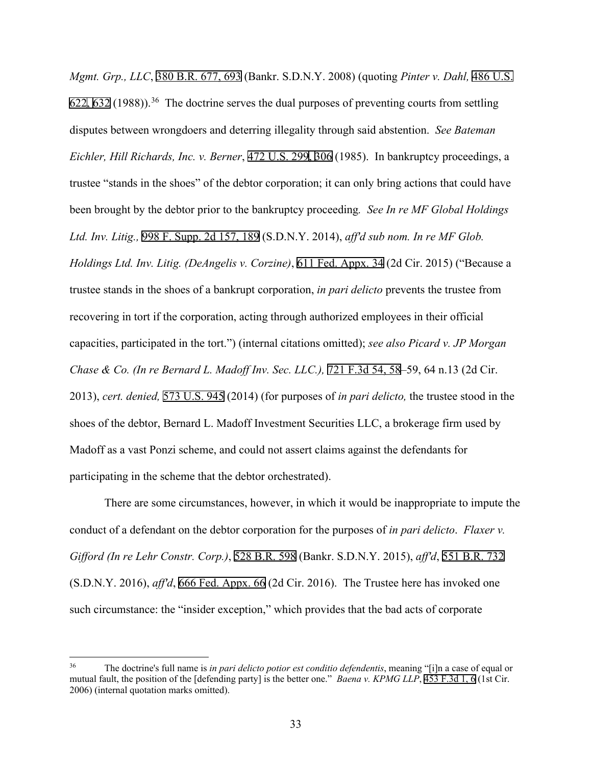*Mgmt. Grp., LLC*, 380 B.R. 677, 693 (Bankr. S.D.N.Y. 2008) (quoting *Pinter v. Dahl,* 486 U.S. 622, 632 (1988)).[36] The doctrine serves the dual purposes of preventing courts from settling disputes between wrongdoers and deterring illegality through said abstention. *See Bateman Eichler, Hill Richards, Inc. v. Berner*, 472 U.S. 299, 306 (1985). In bankruptcy proceedings, a trustee "stands in the shoes" of the debtor corporation; it can only bring actions that could have been brought by the debtor prior to the bankruptcy proceeding*. See In re MF Global Holdings Ltd. Inv. Litig.,* 998 F. Supp. 2d 157, 189 (S.D.N.Y. 2014), *aff'd sub nom. In re MF Glob. Holdings Ltd. Inv. Litig. (DeAngelis v. Corzine)*, 611 Fed. Appx. 34 (2d Cir. 2015) ("Because a trustee stands in the shoes of a bankrupt corporation, *in pari delicto* prevents the trustee from recovering in tort if the corporation, acting through authorized employees in their official capacities, participated in the tort.") (internal citations omitted); *see also Picard v. JP Morgan Chase & Co. (In re Bernard L. Madoff Inv. Sec. LLC.),* 721 F.3d 54, 58–59, 64 n.13 (2d Cir. 2013), *cert. denied,* 573 U.S. 945 (2014) (for purposes of *in pari delicto,* the trustee stood in the shoes of the debtor, Bernard L. Madoff Investment Securities LLC, a brokerage firm used by Madoff as a vast Ponzi scheme, and could not assert claims against the defendants for participating in the scheme that the debtor orchestrated).

There are some circumstances, however, in which it would be inappropriate to impute the conduct of a defendant on the debtor corporation for the purposes of *in pari delicto*. *Flaxer v. Gifford (In re Lehr Constr. Corp.)*, 528 B.R. 598 (Bankr. S.D.N.Y. 2015), *aff'd*, 551 B.R. 732 (S.D.N.Y. 2016), *aff'd*, 666 Fed. Appx. 66 (2d Cir. 2016). The Trustee here has invoked one such circumstance: the "insider exception," which provides that the bad acts of corporate

---

[36] The doctrine's full name is *in pari delicto potior est conditio defendentis*, meaning "[i]n a case of equal or mutual fault, the position of the [defending party] is the better one." *Baena v. KPMG LLP*, 453 F.3d 1, 6 (1st Cir. 2006) (internal quotation marks omitted).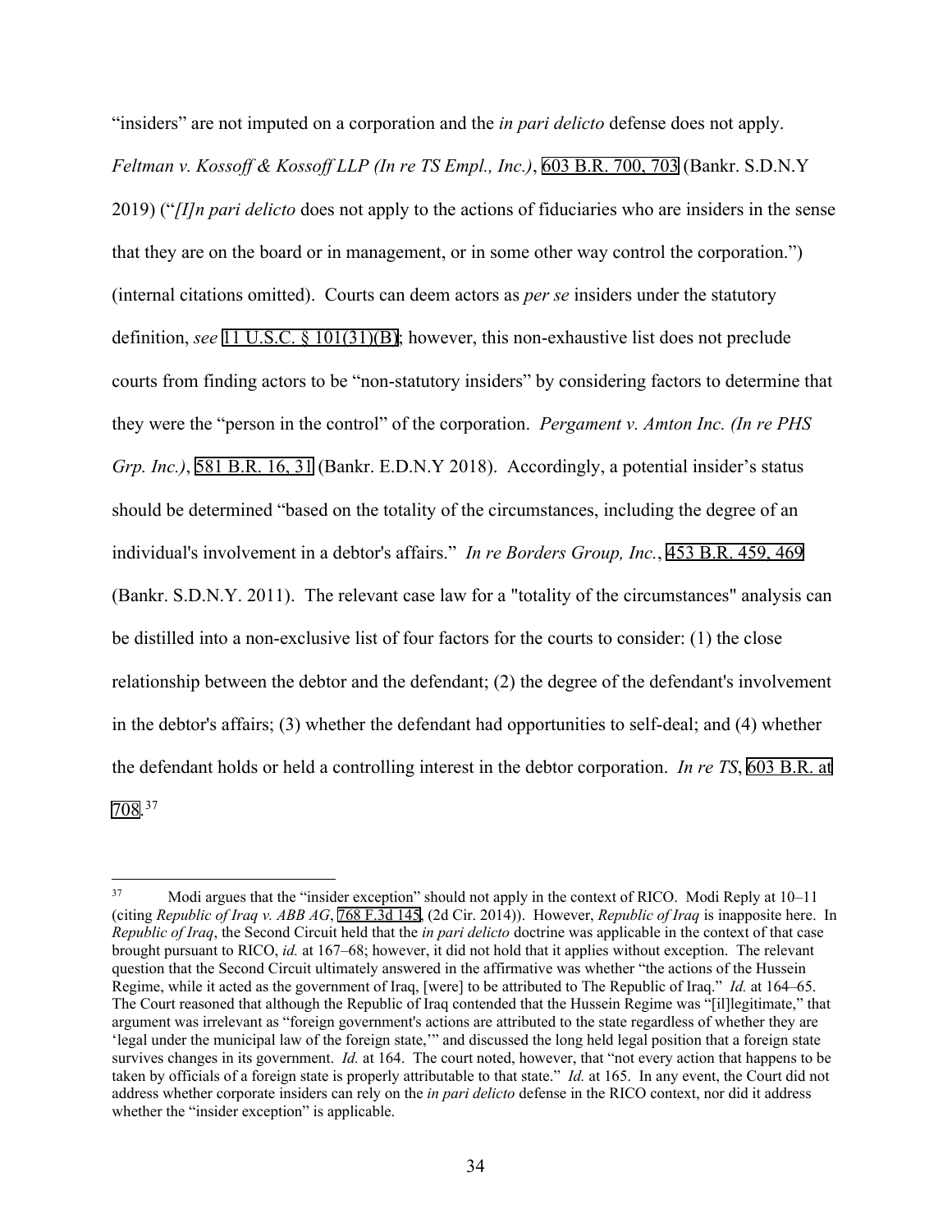"insiders" are not imputed on a corporation and the *in pari delicto* defense does not apply. *Feltman v. Kossoff & Kossoff LLP (In re TS Empl., Inc.)*, 603 B.R. 700, 703 (Bankr. S.D.N.Y 2019) ("*[I]n pari delicto* does not apply to the actions of fiduciaries who are insiders in the sense that they are on the board or in management, or in some other way control the corporation.") (internal citations omitted). Courts can deem actors as *per se* insiders under the statutory definition, *see* 11 U.S.C. § 101(31)(B); however, this non-exhaustive list does not preclude courts from finding actors to be "non-statutory insiders" by considering factors to determine that they were the "person in the control" of the corporation. *Pergament v. Amton Inc. (In re PHS Grp. Inc.)*, 581 B.R. 16, 31 (Bankr. E.D.N.Y 2018). Accordingly, a potential insider's status should be determined "based on the totality of the circumstances, including the degree of an individual's involvement in a debtor's affairs." *In re Borders Group, Inc.*, 453 B.R. 459, 469 (Bankr. S.D.N.Y. 2011). The relevant case law for a "totality of the circumstances" analysis can be distilled into a non-exclusive list of four factors for the courts to consider: (1) the close relationship between the debtor and the defendant; (2) the degree of the defendant's involvement in the debtor's affairs; (3) whether the defendant had opportunities to self-deal; and (4) whether the defendant holds or held a controlling interest in the debtor corporation. *In re TS*, 603 B.R. at 708.[37]

---

[37] Modi argues that the "insider exception" should not apply in the context of RICO. Modi Reply at 10–11 (citing *Republic of Iraq v. ABB AG*, 768 F.3d 145, (2d Cir. 2014)). However, *Republic of Iraq* is inapposite here. In *Republic of Iraq*, the Second Circuit held that the *in pari delicto* doctrine was applicable in the context of that case brought pursuant to RICO, *id.* at 167–68; however, it did not hold that it applies without exception. The relevant question that the Second Circuit ultimately answered in the affirmative was whether "the actions of the Hussein Regime, while it acted as the government of Iraq, [were] to be attributed to The Republic of Iraq." *Id.* at 164–65. The Court reasoned that although the Republic of Iraq contended that the Hussein Regime was "[il]legitimate," that argument was irrelevant as "foreign government's actions are attributed to the state regardless of whether they are 'legal under the municipal law of the foreign state,'" and discussed the long held legal position that a foreign state survives changes in its government. *Id.* at 164. The court noted, however, that "not every action that happens to be taken by officials of a foreign state is properly attributable to that state." *Id.* at 165. In any event, the Court did not address whether corporate insiders can rely on the *in pari delicto* defense in the RICO context, nor did it address whether the "insider exception" is applicable.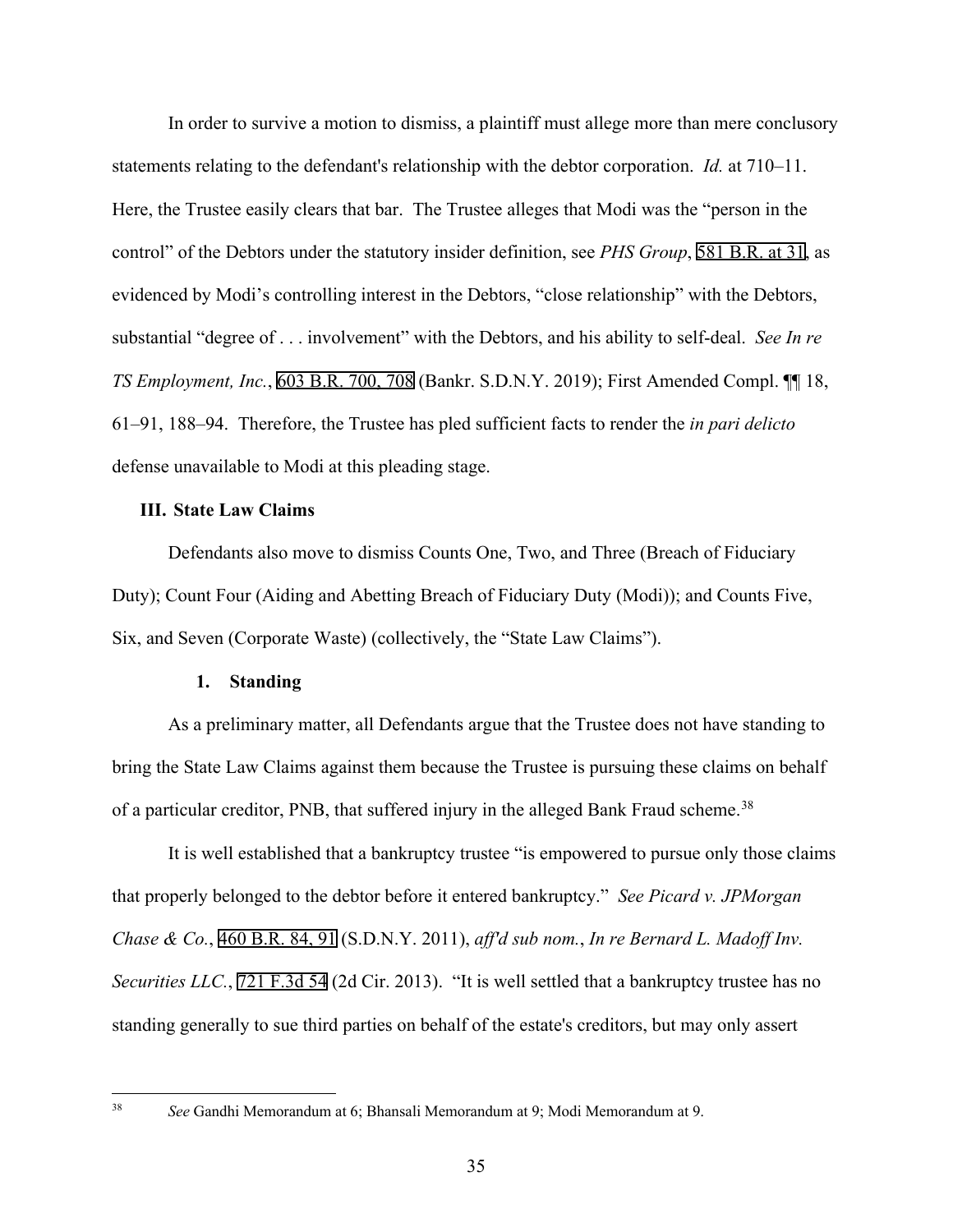In order to survive a motion to dismiss, a plaintiff must allege more than mere conclusory statements relating to the defendant's relationship with the debtor corporation. *Id.* at 710–11. Here, the Trustee easily clears that bar. The Trustee alleges that Modi was the "person in the control" of the Debtors under the statutory insider definition, see *PHS Group*, 581 B.R. at 31, as evidenced by Modi's controlling interest in the Debtors, "close relationship" with the Debtors, substantial "degree of . . . involvement" with the Debtors, and his ability to self-deal. *See In re TS Employment, Inc.*, 603 B.R. 700, 708 (Bankr. S.D.N.Y. 2019); First Amended Compl. ¶¶ 18, 61–91, 188–94. Therefore, the Trustee has pled sufficient facts to render the *in pari delicto* defense unavailable to Modi at this pleading stage.

### III. State Law Claims

Defendants also move to dismiss Counts One, Two, and Three (Breach of Fiduciary Duty); Count Four (Aiding and Abetting Breach of Fiduciary Duty (Modi)); and Counts Five, Six, and Seven (Corporate Waste) (collectively, the "State Law Claims").

#### 1. Standing

As a preliminary matter, all Defendants argue that the Trustee does not have standing to bring the State Law Claims against them because the Trustee is pursuing these claims on behalf of a particular creditor, PNB, that suffered injury in the alleged Bank Fraud scheme.[38]

It is well established that a bankruptcy trustee "is empowered to pursue only those claims that properly belonged to the debtor before it entered bankruptcy." *See Picard v. JPMorgan Chase & Co.*, 460 B.R. 84, 91 (S.D.N.Y. 2011), *aff'd sub nom.*, *In re Bernard L. Madoff Inv. Securities LLC.*, 721 F.3d 54 (2d Cir. 2013). "It is well settled that a bankruptcy trustee has no standing generally to sue third parties on behalf of the estate's creditors, but may only assert

---

[38] *See* Gandhi Memorandum at 6; Bhansali Memorandum at 9; Modi Memorandum at 9.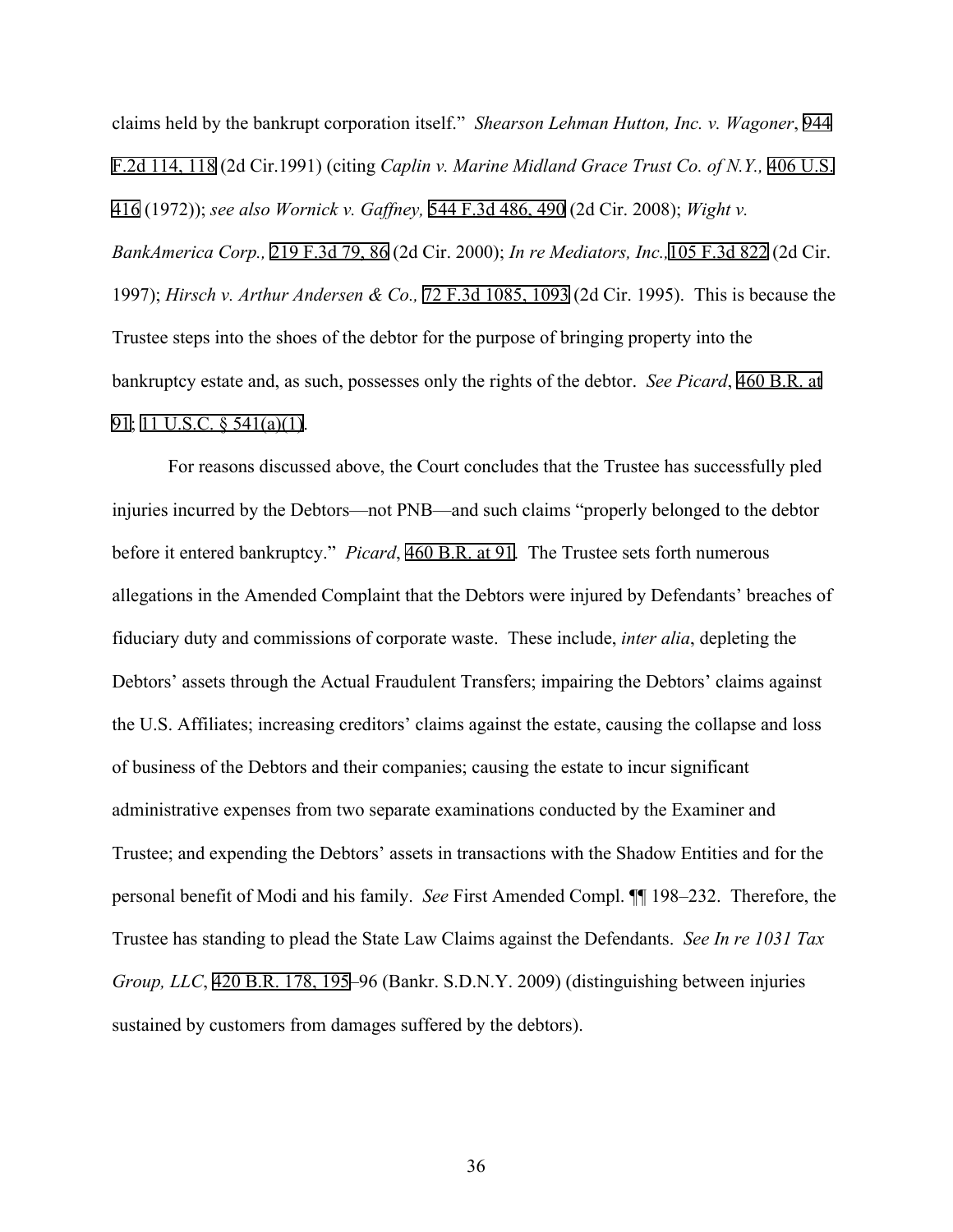claims held by the bankrupt corporation itself." *Shearson Lehman Hutton, Inc. v. Wagoner*, 944 F.2d 114, 118 (2d Cir.1991) (citing *Caplin v. Marine Midland Grace Trust Co. of N.Y.,* 406 U.S. 416 (1972)); *see also Wornick v. Gaffney,* 544 F.3d 486, 490 (2d Cir. 2008); *Wight v. BankAmerica Corp.,* 219 F.3d 79, 86 (2d Cir. 2000); *In re Mediators, Inc.,* 105 F.3d 822 (2d Cir. 1997); *Hirsch v. Arthur Andersen & Co.,* 72 F.3d 1085, 1093 (2d Cir. 1995). This is because the Trustee steps into the shoes of the debtor for the purpose of bringing property into the bankruptcy estate and, as such, possesses only the rights of the debtor. *See Picard*, 460 B.R. at 91; 11 U.S.C. § 541(a)(1).

For reasons discussed above, the Court concludes that the Trustee has successfully pled injuries incurred by the Debtors—not PNB—and such claims "properly belonged to the debtor before it entered bankruptcy." *Picard*, 460 B.R. at 91. The Trustee sets forth numerous allegations in the Amended Complaint that the Debtors were injured by Defendants' breaches of fiduciary duty and commissions of corporate waste. These include, *inter alia*, depleting the Debtors' assets through the Actual Fraudulent Transfers; impairing the Debtors' claims against the U.S. Affiliates; increasing creditors' claims against the estate, causing the collapse and loss of business of the Debtors and their companies; causing the estate to incur significant administrative expenses from two separate examinations conducted by the Examiner and Trustee; and expending the Debtors' assets in transactions with the Shadow Entities and for the personal benefit of Modi and his family. *See* First Amended Compl. ¶¶ 198–232. Therefore, the Trustee has standing to plead the State Law Claims against the Defendants. *See In re 1031 Tax Group, LLC*, 420 B.R. 178, 195–96 (Bankr. S.D.N.Y. 2009) (distinguishing between injuries sustained by customers from damages suffered by the debtors).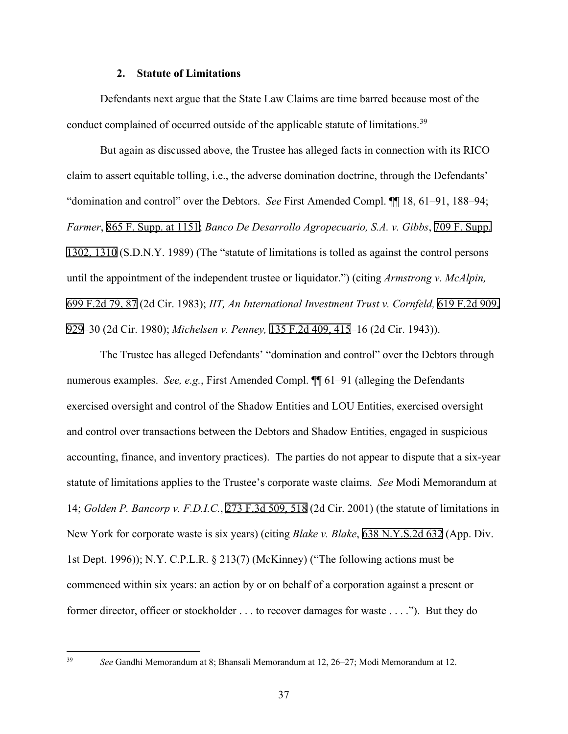### 2. Statute of Limitations

Defendants next argue that the State Law Claims are time barred because most of the conduct complained of occurred outside of the applicable statute of limitations.[39]

But again as discussed above, the Trustee has alleged facts in connection with its RICO claim to assert equitable tolling, i.e., the adverse domination doctrine, through the Defendants' "domination and control" over the Debtors. *See* First Amended Compl. ¶¶ 18, 61–91, 188–94; *Farmer*, 865 F. Supp. at 1151; *Banco De Desarrollo Agropecuario, S.A. v. Gibbs*, 709 F. Supp. 1302, 1310 (S.D.N.Y. 1989) (The "statute of limitations is tolled as against the control persons until the appointment of the independent trustee or liquidator.") (citing *Armstrong v. McAlpin,* 699 F.2d 79, 87 (2d Cir. 1983); *IIT, An International Investment Trust v. Cornfeld,* 619 F.2d 909, 929–30 (2d Cir. 1980); *Michelsen v. Penney,* 135 F.2d 409, 415–16 (2d Cir. 1943)).

The Trustee has alleged Defendants' "domination and control" over the Debtors through numerous examples. *See, e.g.*, First Amended Compl. ¶¶ 61–91 (alleging the Defendants exercised oversight and control of the Shadow Entities and LOU Entities, exercised oversight and control over transactions between the Debtors and Shadow Entities, engaged in suspicious accounting, finance, and inventory practices). The parties do not appear to dispute that a six-year statute of limitations applies to the Trustee's corporate waste claims. *See* Modi Memorandum at 14; *Golden P. Bancorp v. F.D.I.C.*, 273 F.3d 509, 518 (2d Cir. 2001) (the statute of limitations in New York for corporate waste is six years) (citing *Blake v. Blake*, 638 N.Y.S.2d 632 (App. Div. 1st Dept. 1996)); N.Y. C.P.L.R. § 213(7) (McKinney) ("The following actions must be commenced within six years: an action by or on behalf of a corporation against a present or former director, officer or stockholder . . . to recover damages for waste . . . ."). But they do

---

[39] *See* Gandhi Memorandum at 8; Bhansali Memorandum at 12, 26–27; Modi Memorandum at 12.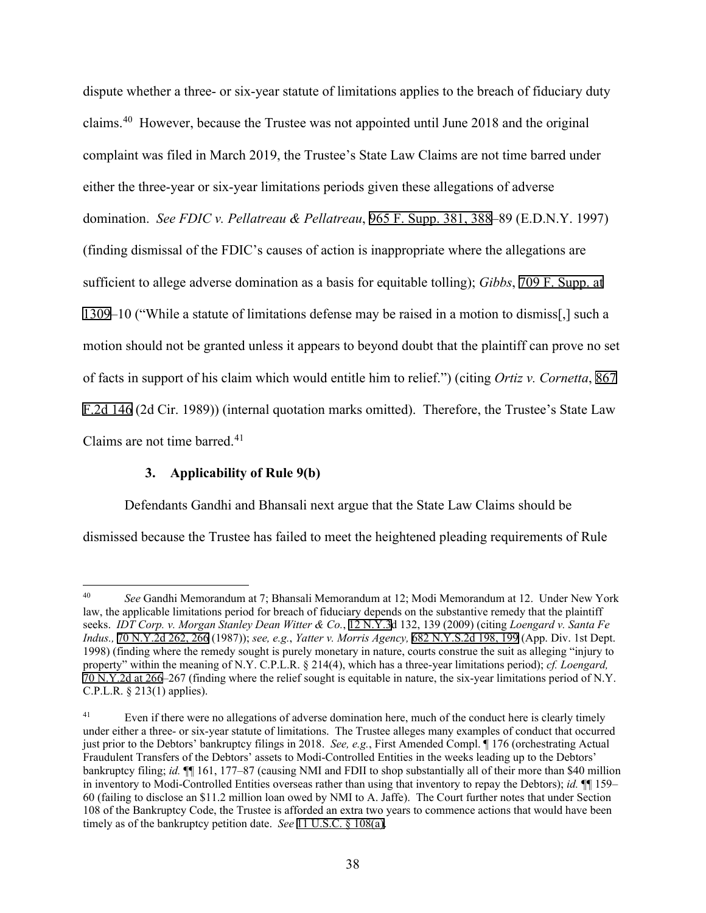dispute whether a three- or six-year statute of limitations applies to the breach of fiduciary duty claims.[40] However, because the Trustee was not appointed until June 2018 and the original complaint was filed in March 2019, the Trustee's State Law Claims are not time barred under either the three-year or six-year limitations periods given these allegations of adverse domination. *See FDIC v. Pellatreau & Pellatreau*, 965 F. Supp. 381, 388–89 (E.D.N.Y. 1997) (finding dismissal of the FDIC's causes of action is inappropriate where the allegations are sufficient to allege adverse domination as a basis for equitable tolling); *Gibbs*, 709 F. Supp. at 1309–10 ("While a statute of limitations defense may be raised in a motion to dismiss[,] such a motion should not be granted unless it appears to beyond doubt that the plaintiff can prove no set of facts in support of his claim which would entitle him to relief.") (citing *Ortiz v. Cornetta*, 867 F.2d 146 (2d Cir. 1989)) (internal quotation marks omitted). Therefore, the Trustee's State Law Claims are not time barred.[41]

### 3. Applicability of Rule 9(b)

Defendants Gandhi and Bhansali next argue that the State Law Claims should be dismissed because the Trustee has failed to meet the heightened pleading requirements of Rule

---

[40] *See* Gandhi Memorandum at 7; Bhansali Memorandum at 12; Modi Memorandum at 12. Under New York law, the applicable limitations period for breach of fiduciary depends on the substantive remedy that the plaintiff seeks. *IDT Corp. v. Morgan Stanley Dean Witter & Co.*, 12 N.Y.3d 132, 139 (2009) (citing *Loengard v. Santa Fe Indus.,* 70 N.Y.2d 262, 266 (1987)); *see, e.g.*, *Yatter v. Morris Agency,* 682 N.Y.S.2d 198, 199 (App. Div. 1st Dept. 1998) (finding where the remedy sought is purely monetary in nature, courts construe the suit as alleging "injury to property" within the meaning of N.Y. C.P.L.R. § 214(4), which has a three-year limitations period); *cf. Loengard,* 70 N.Y.2d at 266–267 (finding where the relief sought is equitable in nature, the six-year limitations period of N.Y. C.P.L.R. § 213(1) applies).

[41] Even if there were no allegations of adverse domination here, much of the conduct here is clearly timely under either a three- or six-year statute of limitations. The Trustee alleges many examples of conduct that occurred just prior to the Debtors' bankruptcy filings in 2018. *See, e.g.*, First Amended Compl. ¶ 176 (orchestrating Actual Fraudulent Transfers of the Debtors' assets to Modi-Controlled Entities in the weeks leading up to the Debtors' bankruptcy filing; *id.* ¶¶ 161, 177–87 (causing NMI and FDII to shop substantially all of their more than $40 million in inventory to Modi-Controlled Entities overseas rather than using that inventory to repay the Debtors); *id.* ¶¶ 159–60 (failing to disclose an $11.2 million loan owed by NMI to A. Jaffe). The Court further notes that under Section 108 of the Bankruptcy Code, the Trustee is afforded an extra two years to commence actions that would have been timely as of the bankruptcy petition date. *See* 11 U.S.C. § 108(a).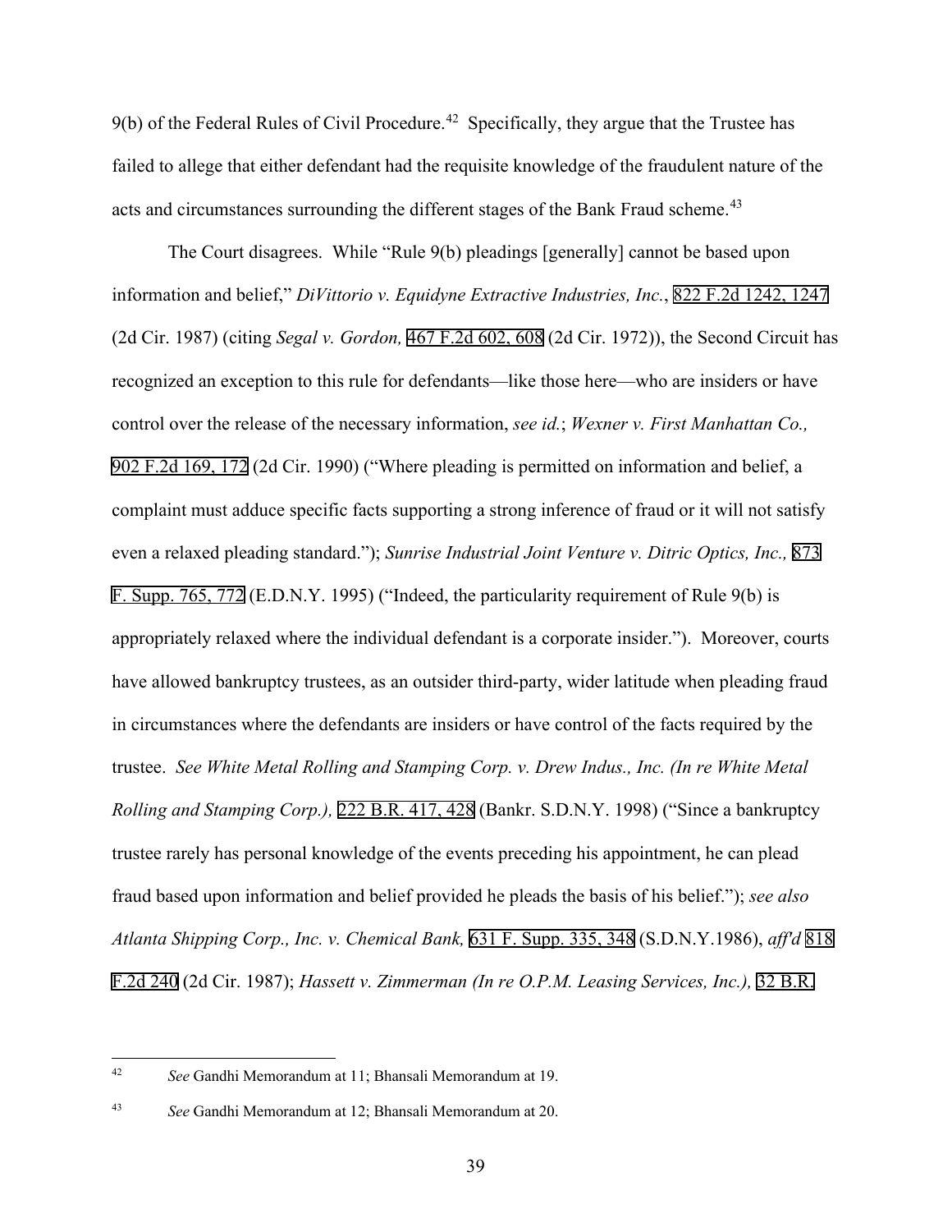9(b) of the Federal Rules of Civil Procedure.[42] Specifically, they argue that the Trustee has failed to allege that either defendant had the requisite knowledge of the fraudulent nature of the acts and circumstances surrounding the different stages of the Bank Fraud scheme.[43]

The Court disagrees. While "Rule 9(b) pleadings [generally] cannot be based upon information and belief," *DiVittorio v. Equidyne Extractive Industries, Inc.*, 822 F.2d 1242, 1247 (2d Cir. 1987) (citing *Segal v. Gordon,* 467 F.2d 602, 608 (2d Cir. 1972)), the Second Circuit has recognized an exception to this rule for defendants—like those here—who are insiders or have control over the release of the necessary information, *see id.*; *Wexner v. First Manhattan Co.,* 902 F.2d 169, 172 (2d Cir. 1990) ("Where pleading is permitted on information and belief, a complaint must adduce specific facts supporting a strong inference of fraud or it will not satisfy even a relaxed pleading standard."); *Sunrise Industrial Joint Venture v. Ditric Optics, Inc.,* 873 F. Supp. 765, 772 (E.D.N.Y. 1995) ("Indeed, the particularity requirement of Rule 9(b) is appropriately relaxed where the individual defendant is a corporate insider."). Moreover, courts have allowed bankruptcy trustees, as an outsider third-party, wider latitude when pleading fraud in circumstances where the defendants are insiders or have control of the facts required by the trustee. *See White Metal Rolling and Stamping Corp. v. Drew Indus., Inc. (In re White Metal Rolling and Stamping Corp.),* 222 B.R. 417, 428 (Bankr. S.D.N.Y. 1998) ("Since a bankruptcy trustee rarely has personal knowledge of the events preceding his appointment, he can plead fraud based upon information and belief provided he pleads the basis of his belief."); *see also Atlanta Shipping Corp., Inc. v. Chemical Bank,* 631 F. Supp. 335, 348 (S.D.N.Y.1986), *aff'd* 818 F.2d 240 (2d Cir. 1987); *Hassett v. Zimmerman (In re O.P.M. Leasing Services, Inc.),* 32 B.R.

---

[42] *See* Gandhi Memorandum at 11; Bhansali Memorandum at 19.

[43] *See* Gandhi Memorandum at 12; Bhansali Memorandum at 20.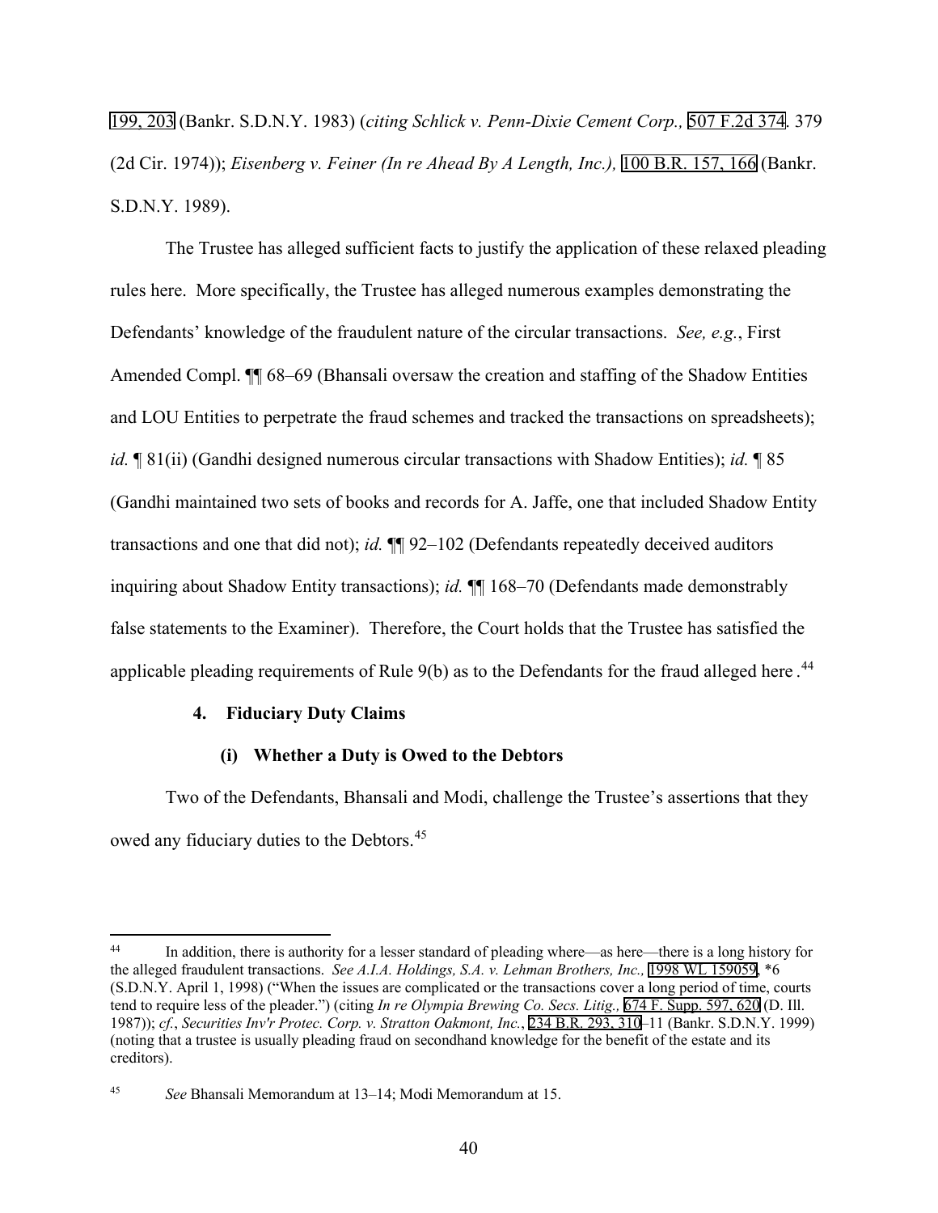199, 203 (Bankr. S.D.N.Y. 1983) (*citing Schlick v. Penn-Dixie Cement Corp.,* 507 F.2d 374. 379 (2d Cir. 1974)); *Eisenberg v. Feiner (In re Ahead By A Length, Inc.),* 100 B.R. 157, 166 (Bankr. S.D.N.Y. 1989).

The Trustee has alleged sufficient facts to justify the application of these relaxed pleading rules here. More specifically, the Trustee has alleged numerous examples demonstrating the Defendants' knowledge of the fraudulent nature of the circular transactions. *See, e.g.*, First Amended Compl. ¶¶ 68–69 (Bhansali oversaw the creation and staffing of the Shadow Entities and LOU Entities to perpetrate the fraud schemes and tracked the transactions on spreadsheets); *id.* ¶ 81(ii) (Gandhi designed numerous circular transactions with Shadow Entities); *id.* ¶ 85 (Gandhi maintained two sets of books and records for A. Jaffe, one that included Shadow Entity transactions and one that did not); *id.* ¶¶ 92–102 (Defendants repeatedly deceived auditors inquiring about Shadow Entity transactions); *id.* ¶¶ 168–70 (Defendants made demonstrably false statements to the Examiner). Therefore, the Court holds that the Trustee has satisfied the applicable pleading requirements of Rule 9(b) as to the Defendants for the fraud alleged here.[44]

#### 4. Fiduciary Duty Claims

##### (i) Whether a Duty is Owed to the Debtors

Two of the Defendants, Bhansali and Modi, challenge the Trustee's assertions that they owed any fiduciary duties to the Debtors.[45]

---

[44] In addition, there is authority for a lesser standard of pleading where—as here—there is a long history for the alleged fraudulent transactions. *See A.I.A. Holdings, S.A. v. Lehman Brothers, Inc.,* 1998 WL 159059, *6 (S.D.N.Y. April 1, 1998) ("When the issues are complicated or the transactions cover a long period of time, courts tend to require less of the pleader.") (citing *In re Olympia Brewing Co. Secs. Litig.,* 674 F. Supp. 597, 620 (D. Ill. 1987)); *cf.*, *Securities Inv'r Protec. Corp. v. Stratton Oakmont, Inc.*, 234 B.R. 293, 310–11 (Bankr. S.D.N.Y. 1999) (noting that a trustee is usually pleading fraud on secondhand knowledge for the benefit of the estate and its creditors).

[45] *See* Bhansali Memorandum at 13–14; Modi Memorandum at 15.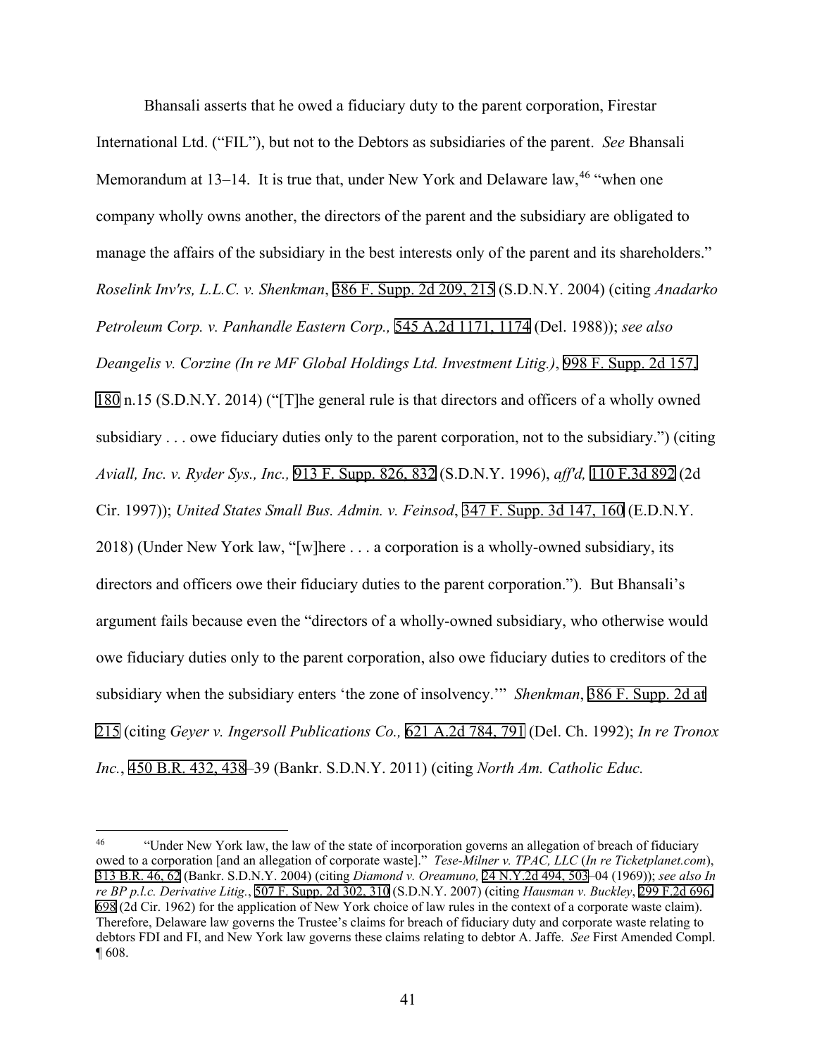Bhansali asserts that he owed a fiduciary duty to the parent corporation, Firestar International Ltd. ("FIL"), but not to the Debtors as subsidiaries of the parent. *See* Bhansali Memorandum at 13–14. It is true that, under New York and Delaware law,[46] "when one company wholly owns another, the directors of the parent and the subsidiary are obligated to manage the affairs of the subsidiary in the best interests only of the parent and its shareholders." *Roselink Inv'rs, L.L.C. v. Shenkman*, 386 F. Supp. 2d 209, 215 (S.D.N.Y. 2004) (citing *Anadarko Petroleum Corp. v. Panhandle Eastern Corp.,* 545 A.2d 1171, 1174 (Del. 1988)); *see also Deangelis v. Corzine (In re MF Global Holdings Ltd. Investment Litig.)*, 998 F. Supp. 2d 157, 180 n.15 (S.D.N.Y. 2014) ("[T]he general rule is that directors and officers of a wholly owned subsidiary . . . owe fiduciary duties only to the parent corporation, not to the subsidiary.") (citing *Aviall, Inc. v. Ryder Sys., Inc.,* 913 F. Supp. 826, 832 (S.D.N.Y. 1996), *aff'd,* 110 F.3d 892 (2d Cir. 1997)); *United States Small Bus. Admin. v. Feinsod*, 347 F. Supp. 3d 147, 160 (E.D.N.Y. 2018) (Under New York law, "[w]here . . . a corporation is a wholly-owned subsidiary, its directors and officers owe their fiduciary duties to the parent corporation."). But Bhansali's argument fails because even the "directors of a wholly-owned subsidiary, who otherwise would owe fiduciary duties only to the parent corporation, also owe fiduciary duties to creditors of the subsidiary when the subsidiary enters 'the zone of insolvency.'" *Shenkman*, 386 F. Supp. 2d at 215 (citing *Geyer v. Ingersoll Publications Co.,* 621 A.2d 784, 791 (Del. Ch. 1992); *In re Tronox Inc.*, 450 B.R. 432, 438–39 (Bankr. S.D.N.Y. 2011) (citing *North Am. Catholic Educ.*

---

[46] "Under New York law, the law of the state of incorporation governs an allegation of breach of fiduciary owed to a corporation [and an allegation of corporate waste]." *Tese-Milner v. TPAC, LLC* (*In re Ticketplanet.com*), 313 B.R. 46, 62 (Bankr. S.D.N.Y. 2004) (citing *Diamond v. Oreamuno,* 24 N.Y.2d 494, 503–04 (1969)); *see also In re BP p.l.c. Derivative Litig.*, 507 F. Supp. 2d 302, 310 (S.D.N.Y. 2007) (citing *Hausman v. Buckley*, 299 F.2d 696, 698 (2d Cir. 1962) for the application of New York choice of law rules in the context of a corporate waste claim). Therefore, Delaware law governs the Trustee's claims for breach of fiduciary duty and corporate waste relating to debtors FDI and FI, and New York law governs these claims relating to debtor A. Jaffe. *See* First Amended Compl. ¶ 608.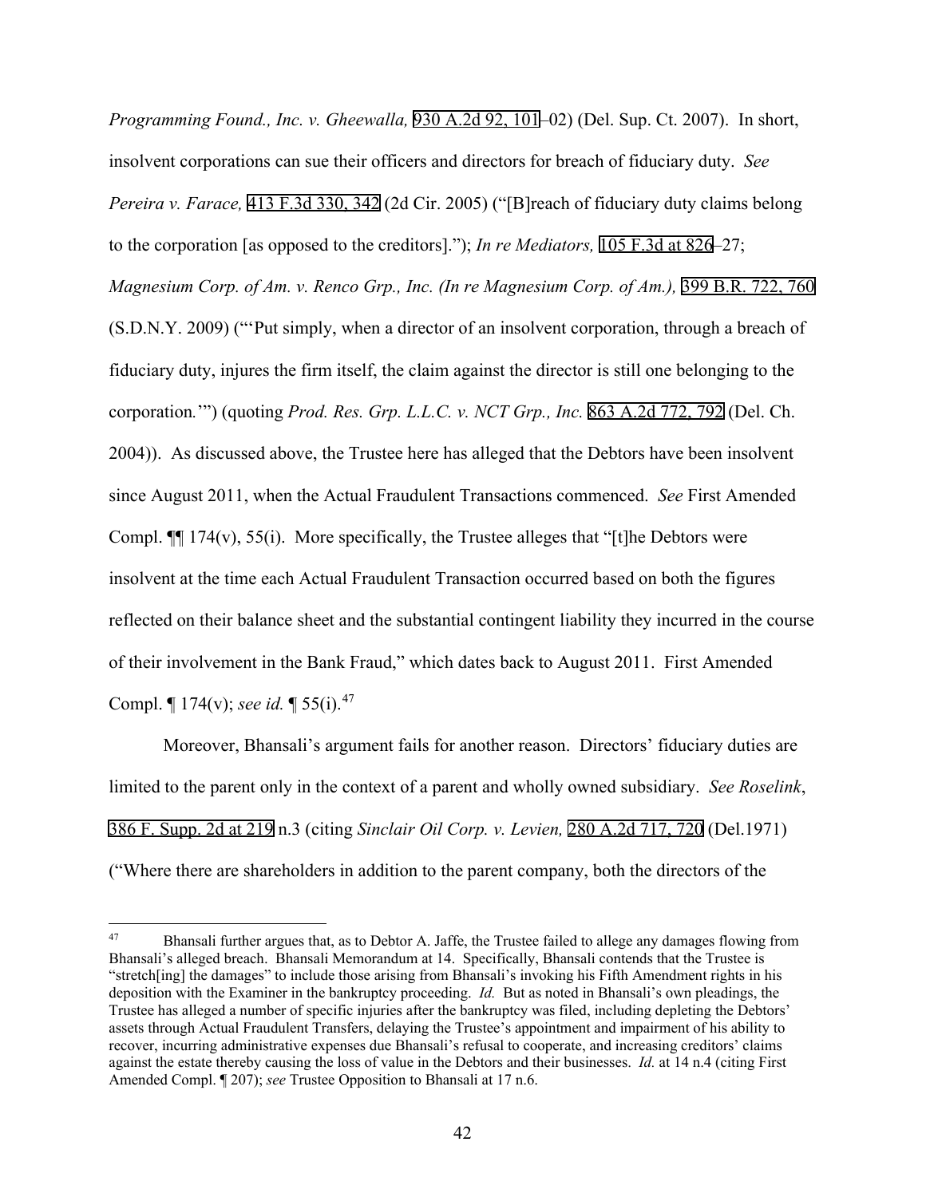*Programming Found., Inc. v. Gheewalla,* 930 A.2d 92, 101–02) (Del. Sup. Ct. 2007). In short, insolvent corporations can sue their officers and directors for breach of fiduciary duty. *See Pereira v. Farace,* 413 F.3d 330, 342 (2d Cir. 2005) ("[B]reach of fiduciary duty claims belong to the corporation [as opposed to the creditors]."); *In re Mediators,* 105 F.3d at 826–27; *Magnesium Corp. of Am. v. Renco Grp., Inc. (In re Magnesium Corp. of Am.),* 399 B.R. 722, 760 (S.D.N.Y. 2009) ("'Put simply, when a director of an insolvent corporation, through a breach of fiduciary duty, injures the firm itself, the claim against the director is still one belonging to the corporation.'") (quoting *Prod. Res. Grp. L.L.C. v. NCT Grp., Inc.* 863 A.2d 772, 792 (Del. Ch. 2004)). As discussed above, the Trustee here has alleged that the Debtors have been insolvent since August 2011, when the Actual Fraudulent Transactions commenced. *See* First Amended Compl. ¶¶ 174(v), 55(i). More specifically, the Trustee alleges that "[t]he Debtors were insolvent at the time each Actual Fraudulent Transaction occurred based on both the figures reflected on their balance sheet and the substantial contingent liability they incurred in the course of their involvement in the Bank Fraud," which dates back to August 2011. First Amended Compl. ¶ 174(v); *see id.* ¶ 55(i).[47]

Moreover, Bhansali's argument fails for another reason. Directors' fiduciary duties are limited to the parent only in the context of a parent and wholly owned subsidiary. *See Roselink*, 386 F. Supp. 2d at 219 n.3 (citing *Sinclair Oil Corp. v. Levien,* 280 A.2d 717, 720 (Del.1971) ("Where there are shareholders in addition to the parent company, both the directors of the

---

[47] Bhansali further argues that, as to Debtor A. Jaffe, the Trustee failed to allege any damages flowing from Bhansali's alleged breach. Bhansali Memorandum at 14. Specifically, Bhansali contends that the Trustee is "stretch[ing] the damages" to include those arising from Bhansali's invoking his Fifth Amendment rights in his deposition with the Examiner in the bankruptcy proceeding. *Id.* But as noted in Bhansali's own pleadings, the Trustee has alleged a number of specific injuries after the bankruptcy was filed, including depleting the Debtors' assets through Actual Fraudulent Transfers, delaying the Trustee's appointment and impairment of his ability to recover, incurring administrative expenses due Bhansali's refusal to cooperate, and increasing creditors' claims against the estate thereby causing the loss of value in the Debtors and their businesses. *Id.* at 14 n.4 (citing First Amended Compl. ¶ 207); *see* Trustee Opposition to Bhansali at 17 n.6.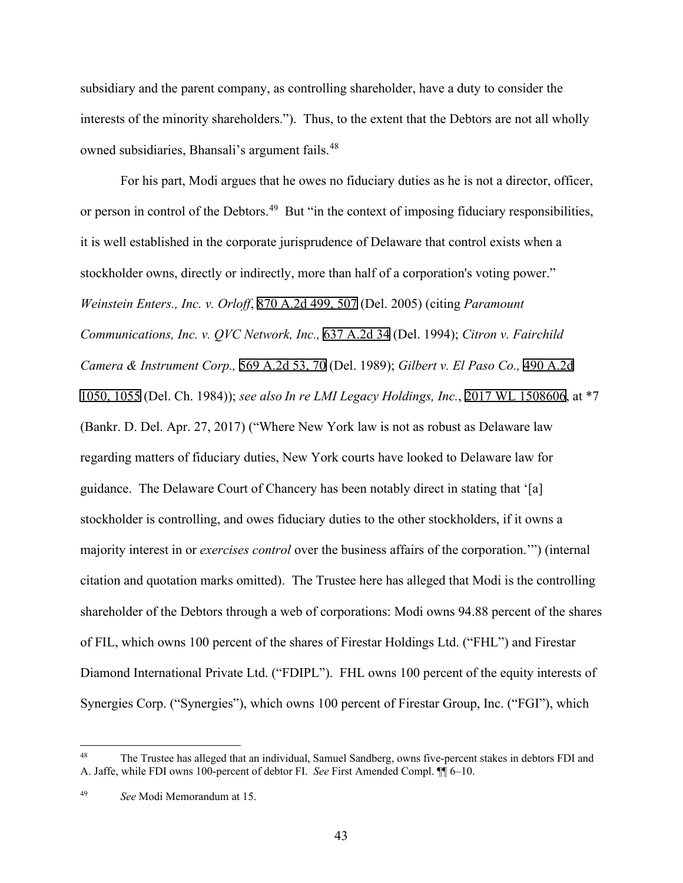subsidiary and the parent company, as controlling shareholder, have a duty to consider the interests of the minority shareholders."). Thus, to the extent that the Debtors are not all wholly owned subsidiaries, Bhansali's argument fails.[48]

For his part, Modi argues that he owes no fiduciary duties as he is not a director, officer, or person in control of the Debtors.[49] But "in the context of imposing fiduciary responsibilities, it is well established in the corporate jurisprudence of Delaware that control exists when a stockholder owns, directly or indirectly, more than half of a corporation's voting power." *Weinstein Enters., Inc. v. Orloff*, 870 A.2d 499, 507 (Del. 2005) (citing *Paramount Communications, Inc. v. QVC Network, Inc.,* 637 A.2d 34 (Del. 1994); *Citron v. Fairchild Camera & Instrument Corp.,* 569 A.2d 53, 70 (Del. 1989); *Gilbert v. El Paso Co.,* 490 A.2d 1050, 1055 (Del. Ch. 1984)); *see also In re LMI Legacy Holdings, Inc.*, 2017 WL 1508606, at *7 (Bankr. D. Del. Apr. 27, 2017) ("Where New York law is not as robust as Delaware law regarding matters of fiduciary duties, New York courts have looked to Delaware law for guidance. The Delaware Court of Chancery has been notably direct in stating that '[a] stockholder is controlling, and owes fiduciary duties to the other stockholders, if it owns a majority interest in or *exercises control* over the business affairs of the corporation.'") (internal citation and quotation marks omitted). The Trustee here has alleged that Modi is the controlling shareholder of the Debtors through a web of corporations: Modi owns 94.88 percent of the shares of FIL, which owns 100 percent of the shares of Firestar Holdings Ltd. ("FHL") and Firestar Diamond International Private Ltd. ("FDIPL"). FHL owns 100 percent of the equity interests of Synergies Corp. ("Synergies"), which owns 100 percent of Firestar Group, Inc. ("FGI"), which

[48] The Trustee has alleged that an individual, Samuel Sandberg, owns five-percent stakes in debtors FDI and A. Jaffe, while FDI owns 100-percent of debtor FI. *See* First Amended Compl. ¶¶ 6–10.

[49] *See* Modi Memorandum at 15.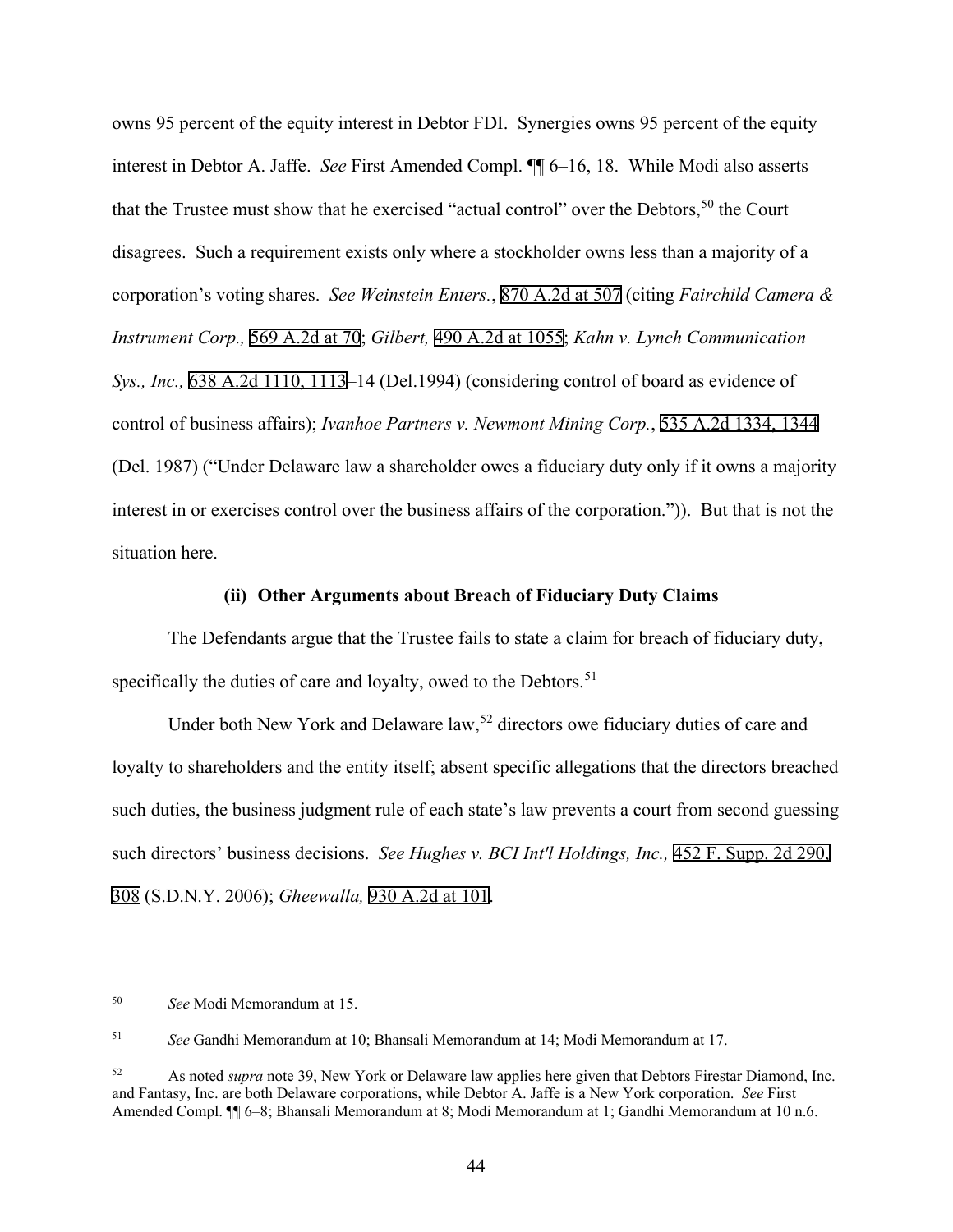owns 95 percent of the equity interest in Debtor FDI. Synergies owns 95 percent of the equity interest in Debtor A. Jaffe. *See* First Amended Compl. ¶¶ 6–16, 18. While Modi also asserts that the Trustee must show that he exercised "actual control" over the Debtors,[50] the Court disagrees. Such a requirement exists only where a stockholder owns less than a majority of a corporation's voting shares. *See Weinstein Enters.*, 870 A.2d at 507 (citing *Fairchild Camera & Instrument Corp.,* 569 A.2d at 70; *Gilbert,* 490 A.2d at 1055; *Kahn v. Lynch Communication Sys., Inc.,* 638 A.2d 1110, 1113–14 (Del.1994) (considering control of board as evidence of control of business affairs); *Ivanhoe Partners v. Newmont Mining Corp.*, 535 A.2d 1334, 1344 (Del. 1987) ("Under Delaware law a shareholder owes a fiduciary duty only if it owns a majority interest in or exercises control over the business affairs of the corporation.")). But that is not the situation here.

#### (ii) Other Arguments about Breach of Fiduciary Duty Claims

The Defendants argue that the Trustee fails to state a claim for breach of fiduciary duty, specifically the duties of care and loyalty, owed to the Debtors.[51]

Under both New York and Delaware law,[52] directors owe fiduciary duties of care and loyalty to shareholders and the entity itself; absent specific allegations that the directors breached such duties, the business judgment rule of each state's law prevents a court from second guessing such directors' business decisions. *See Hughes v. BCI Int'l Holdings, Inc.,* 452 F. Supp. 2d 290, 308 (S.D.N.Y. 2006); *Gheewalla,* 930 A.2d at 101.

---

[50] *See* Modi Memorandum at 15.

[51] *See* Gandhi Memorandum at 10; Bhansali Memorandum at 14; Modi Memorandum at 17.

[52] As noted *supra* note 39, New York or Delaware law applies here given that Debtors Firestar Diamond, Inc. and Fantasy, Inc. are both Delaware corporations, while Debtor A. Jaffe is a New York corporation. *See* First Amended Compl. ¶¶ 6–8; Bhansali Memorandum at 8; Modi Memorandum at 1; Gandhi Memorandum at 10 n.6.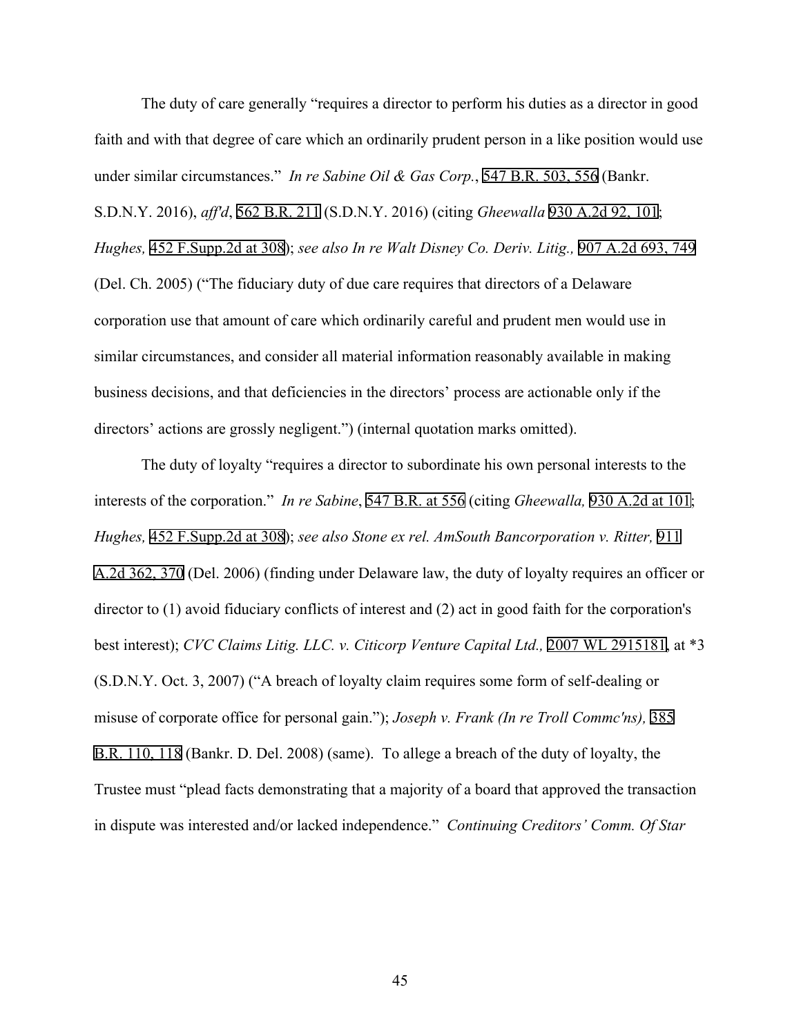The duty of care generally "requires a director to perform his duties as a director in good faith and with that degree of care which an ordinarily prudent person in a like position would use under similar circumstances." *In re Sabine Oil & Gas Corp.*, 547 B.R. 503, 556 (Bankr. S.D.N.Y. 2016), *aff'd*, 562 B.R. 211 (S.D.N.Y. 2016) (citing *Gheewalla* 930 A.2d 92, 101; *Hughes,* 452 F.Supp.2d at 308); *see also In re Walt Disney Co. Deriv. Litig.,* 907 A.2d 693, 749 (Del. Ch. 2005) ("The fiduciary duty of due care requires that directors of a Delaware corporation use that amount of care which ordinarily careful and prudent men would use in similar circumstances, and consider all material information reasonably available in making business decisions, and that deficiencies in the directors' process are actionable only if the directors' actions are grossly negligent.") (internal quotation marks omitted).

The duty of loyalty "requires a director to subordinate his own personal interests to the interests of the corporation." *In re Sabine*, 547 B.R. at 556 (citing *Gheewalla,* 930 A.2d at 101; *Hughes,* 452 F.Supp.2d at 308); *see also Stone ex rel. AmSouth Bancorporation v. Ritter,* 911 A.2d 362, 370 (Del. 2006) (finding under Delaware law, the duty of loyalty requires an officer or director to (1) avoid fiduciary conflicts of interest and (2) act in good faith for the corporation's best interest); *CVC Claims Litig. LLC. v. Citicorp Venture Capital Ltd.,* 2007 WL 2915181, at *3 (S.D.N.Y. Oct. 3, 2007) ("A breach of loyalty claim requires some form of self-dealing or misuse of corporate office for personal gain."); *Joseph v. Frank (In re Troll Commc'ns),* 385 B.R. 110, 118 (Bankr. D. Del. 2008) (same). To allege a breach of the duty of loyalty, the Trustee must "plead facts demonstrating that a majority of a board that approved the transaction in dispute was interested and/or lacked independence." *Continuing Creditors' Comm. Of Star*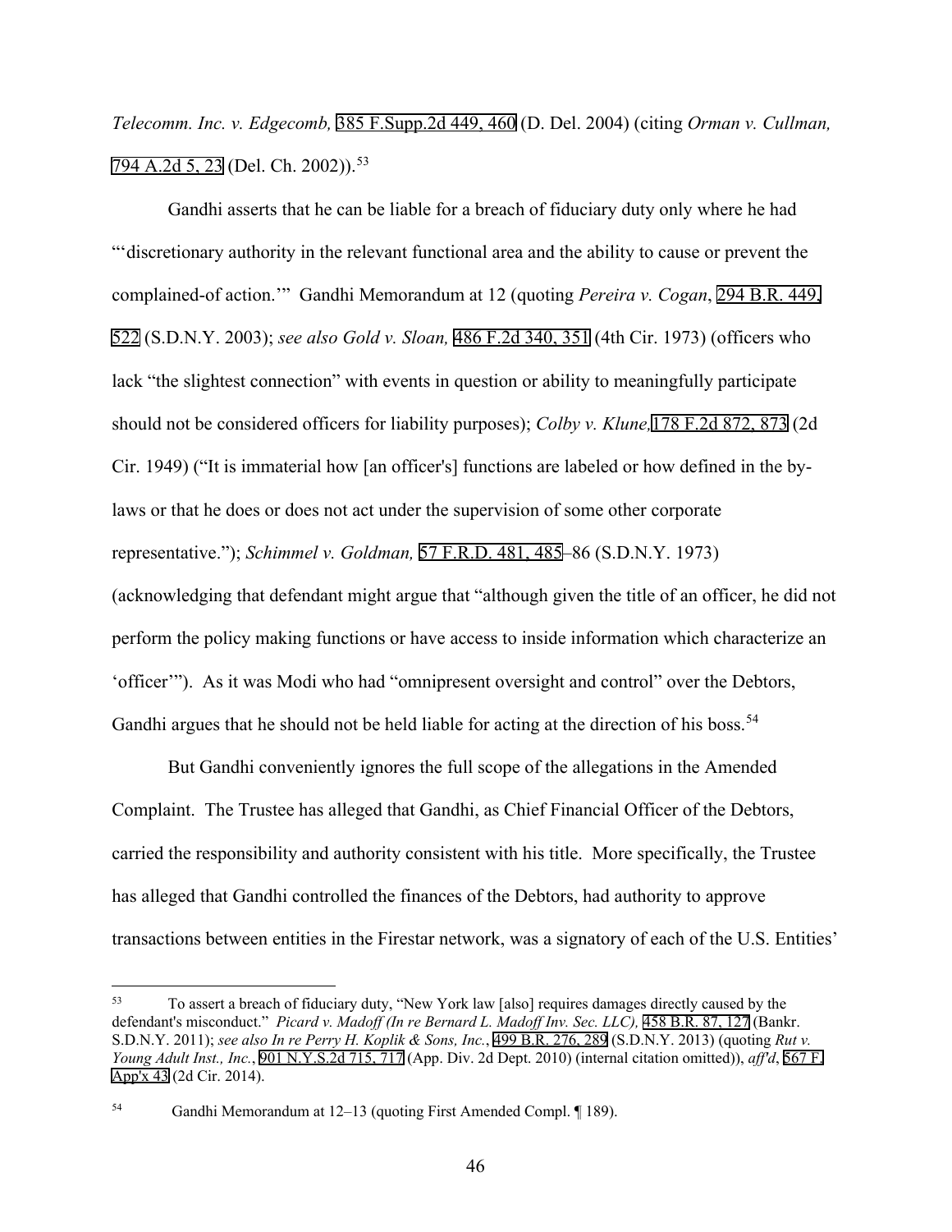*Telecomm. Inc. v. Edgecomb,* 385 F.Supp.2d 449, 460 (D. Del. 2004) (citing *Orman v. Cullman,* 794 A.2d 5, 23 (Del. Ch. 2002)).[53]

Gandhi asserts that he can be liable for a breach of fiduciary duty only where he had "'discretionary authority in the relevant functional area and the ability to cause or prevent the complained-of action.'" Gandhi Memorandum at 12 (quoting *Pereira v. Cogan*, 294 B.R. 449, 522 (S.D.N.Y. 2003); *see also Gold v. Sloan,* 486 F.2d 340, 351 (4th Cir. 1973) (officers who lack "the slightest connection" with events in question or ability to meaningfully participate should not be considered officers for liability purposes); *Colby v. Klune,* 178 F.2d 872, 873 (2d Cir. 1949) ("It is immaterial how [an officer's] functions are labeled or how defined in the by-laws or that he does or does not act under the supervision of some other corporate representative."); *Schimmel v. Goldman,* 57 F.R.D. 481, 485–86 (S.D.N.Y. 1973) (acknowledging that defendant might argue that "although given the title of an officer, he did not perform the policy making functions or have access to inside information which characterize an 'officer'"). As it was Modi who had "omnipresent oversight and control" over the Debtors, Gandhi argues that he should not be held liable for acting at the direction of his boss.[54]

But Gandhi conveniently ignores the full scope of the allegations in the Amended Complaint. The Trustee has alleged that Gandhi, as Chief Financial Officer of the Debtors, carried the responsibility and authority consistent with his title. More specifically, the Trustee has alleged that Gandhi controlled the finances of the Debtors, had authority to approve transactions between entities in the Firestar network, was a signatory of each of the U.S. Entities'

---

[53] To assert a breach of fiduciary duty, "New York law [also] requires damages directly caused by the defendant's misconduct." *Picard v. Madoff (In re Bernard L. Madoff Inv. Sec. LLC),* 458 B.R. 87, 127 (Bankr. S.D.N.Y. 2011); *see also In re Perry H. Koplik & Sons, Inc.*, 499 B.R. 276, 289 (S.D.N.Y. 2013) (quoting *Rut v. Young Adult Inst., Inc.*, 901 N.Y.S.2d 715, 717 (App. Div. 2d Dept. 2010) (internal citation omitted)), *aff'd*, 567 F. App'x 43 (2d Cir. 2014).

[54] Gandhi Memorandum at 12–13 (quoting First Amended Compl. ¶ 189).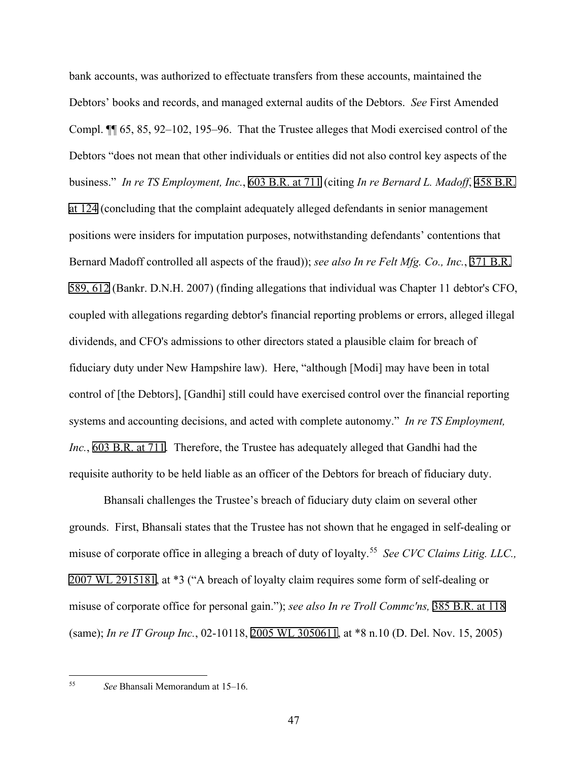bank accounts, was authorized to effectuate transfers from these accounts, maintained the Debtors' books and records, and managed external audits of the Debtors. *See* First Amended Compl. ¶¶ 65, 85, 92–102, 195–96. That the Trustee alleges that Modi exercised control of the Debtors "does not mean that other individuals or entities did not also control key aspects of the business." *In re TS Employment, Inc.*, 603 B.R. at 711 (citing *In re Bernard L. Madoff*, 458 B.R. at 124 (concluding that the complaint adequately alleged defendants in senior management positions were insiders for imputation purposes, notwithstanding defendants' contentions that Bernard Madoff controlled all aspects of the fraud)); *see also In re Felt Mfg. Co., Inc.*, 371 B.R. 589, 612 (Bankr. D.N.H. 2007) (finding allegations that individual was Chapter 11 debtor's CFO, coupled with allegations regarding debtor's financial reporting problems or errors, alleged illegal dividends, and CFO's admissions to other directors stated a plausible claim for breach of fiduciary duty under New Hampshire law). Here, "although [Modi] may have been in total control of [the Debtors], [Gandhi] still could have exercised control over the financial reporting systems and accounting decisions, and acted with complete autonomy." *In re TS Employment, Inc.*, 603 B.R. at 711. Therefore, the Trustee has adequately alleged that Gandhi had the requisite authority to be held liable as an officer of the Debtors for breach of fiduciary duty.

Bhansali challenges the Trustee's breach of fiduciary duty claim on several other grounds. First, Bhansali states that the Trustee has not shown that he engaged in self-dealing or misuse of corporate office in alleging a breach of duty of loyalty.[55] *See CVC Claims Litig. LLC.,* 2007 WL 2915181, at *3 ("A breach of loyalty claim requires some form of self-dealing or misuse of corporate office for personal gain."); *see also In re Troll Commc'ns,* 385 B.R. at 118 (same); *In re IT Group Inc.*, 02-10118, 2005 WL 3050611, at *8 n.10 (D. Del. Nov. 15, 2005)

---

[55] *See* Bhansali Memorandum at 15–16.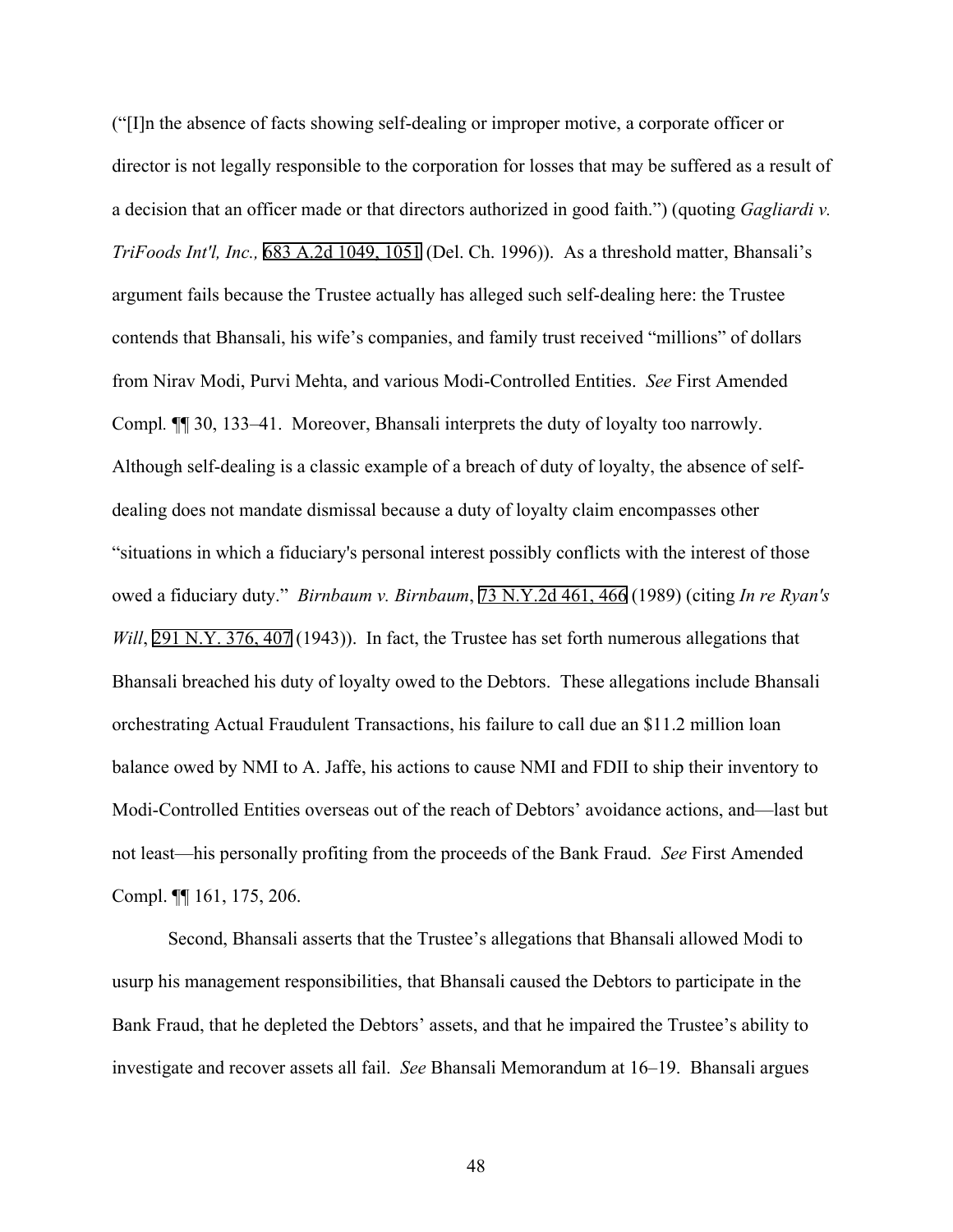("[I]n the absence of facts showing self-dealing or improper motive, a corporate officer or director is not legally responsible to the corporation for losses that may be suffered as a result of a decision that an officer made or that directors authorized in good faith.") (quoting *Gagliardi v. TriFoods Int'l, Inc.,* 683 A.2d 1049, 1051 (Del. Ch. 1996)). As a threshold matter, Bhansali's argument fails because the Trustee actually has alleged such self-dealing here: the Trustee contends that Bhansali, his wife's companies, and family trust received "millions" of dollars from Nirav Modi, Purvi Mehta, and various Modi-Controlled Entities. *See* First Amended Compl. ¶¶ 30, 133–41. Moreover, Bhansali interprets the duty of loyalty too narrowly. Although self-dealing is a classic example of a breach of duty of loyalty, the absence of self-dealing does not mandate dismissal because a duty of loyalty claim encompasses other "situations in which a fiduciary's personal interest possibly conflicts with the interest of those owed a fiduciary duty." *Birnbaum v. Birnbaum*, 73 N.Y.2d 461, 466 (1989) (citing *In re Ryan's Will*, 291 N.Y. 376, 407 (1943)). In fact, the Trustee has set forth numerous allegations that Bhansali breached his duty of loyalty owed to the Debtors. These allegations include Bhansali orchestrating Actual Fraudulent Transactions, his failure to call due an $11.2 million loan balance owed by NMI to A. Jaffe, his actions to cause NMI and FDII to ship their inventory to Modi-Controlled Entities overseas out of the reach of Debtors' avoidance actions, and—last but not least—his personally profiting from the proceeds of the Bank Fraud. *See* First Amended Compl. ¶¶ 161, 175, 206.

Second, Bhansali asserts that the Trustee's allegations that Bhansali allowed Modi to usurp his management responsibilities, that Bhansali caused the Debtors to participate in the Bank Fraud, that he depleted the Debtors' assets, and that he impaired the Trustee's ability to investigate and recover assets all fail. *See* Bhansali Memorandum at 16–19. Bhansali argues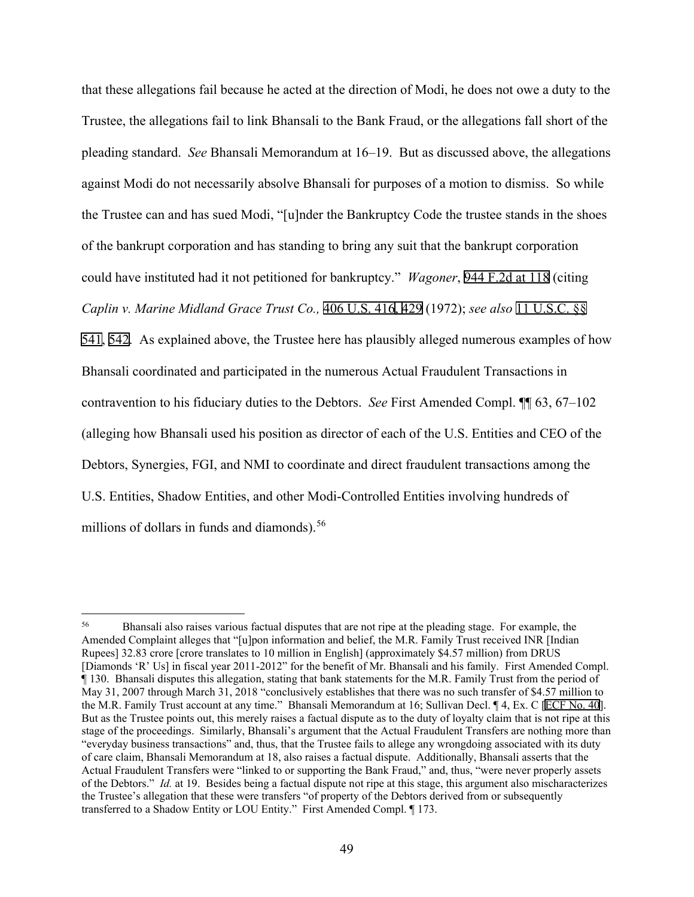that these allegations fail because he acted at the direction of Modi, he does not owe a duty to the Trustee, the allegations fail to link Bhansali to the Bank Fraud, or the allegations fall short of the pleading standard. *See* Bhansali Memorandum at 16–19. But as discussed above, the allegations against Modi do not necessarily absolve Bhansali for purposes of a motion to dismiss. So while the Trustee can and has sued Modi, "[u]nder the Bankruptcy Code the trustee stands in the shoes of the bankrupt corporation and has standing to bring any suit that the bankrupt corporation could have instituted had it not petitioned for bankruptcy." *Wagoner*, 944 F.2d at 118 (citing *Caplin v. Marine Midland Grace Trust Co.,* 406 U.S. 416, 429 (1972); *see also* 11 U.S.C. §§ 541, 542. As explained above, the Trustee here has plausibly alleged numerous examples of how Bhansali coordinated and participated in the numerous Actual Fraudulent Transactions in contravention to his fiduciary duties to the Debtors. *See* First Amended Compl. ¶¶ 63, 67–102 (alleging how Bhansali used his position as director of each of the U.S. Entities and CEO of the Debtors, Synergies, FGI, and NMI to coordinate and direct fraudulent transactions among the U.S. Entities, Shadow Entities, and other Modi-Controlled Entities involving hundreds of millions of dollars in funds and diamonds).[56]

---

[56] Bhansali also raises various factual disputes that are not ripe at the pleading stage. For example, the Amended Complaint alleges that "[u]pon information and belief, the M.R. Family Trust received INR [Indian Rupees] 32.83 crore [crore translates to 10 million in English] (approximately $4.57 million) from DRUS [Diamonds 'R' Us] in fiscal year 2011-2012" for the benefit of Mr. Bhansali and his family. First Amended Compl. ¶ 130. Bhansali disputes this allegation, stating that bank statements for the M.R. Family Trust from the period of May 31, 2007 through March 31, 2018 "conclusively establishes that there was no such transfer of $4.57 million to the M.R. Family Trust account at any time." Bhansali Memorandum at 16; Sullivan Decl. ¶ 4, Ex. C [ECF No. 40]. But as the Trustee points out, this merely raises a factual dispute as to the duty of loyalty claim that is not ripe at this stage of the proceedings. Similarly, Bhansali's argument that the Actual Fraudulent Transfers are nothing more than "everyday business transactions" and, thus, that the Trustee fails to allege any wrongdoing associated with its duty of care claim, Bhansali Memorandum at 18, also raises a factual dispute. Additionally, Bhansali asserts that the Actual Fraudulent Transfers were "linked to or supporting the Bank Fraud," and, thus, "were never properly assets of the Debtors." *Id.* at 19. Besides being a factual dispute not ripe at this stage, this argument also mischaracterizes the Trustee's allegation that these were transfers "of property of the Debtors derived from or subsequently transferred to a Shadow Entity or LOU Entity." First Amended Compl. ¶ 173.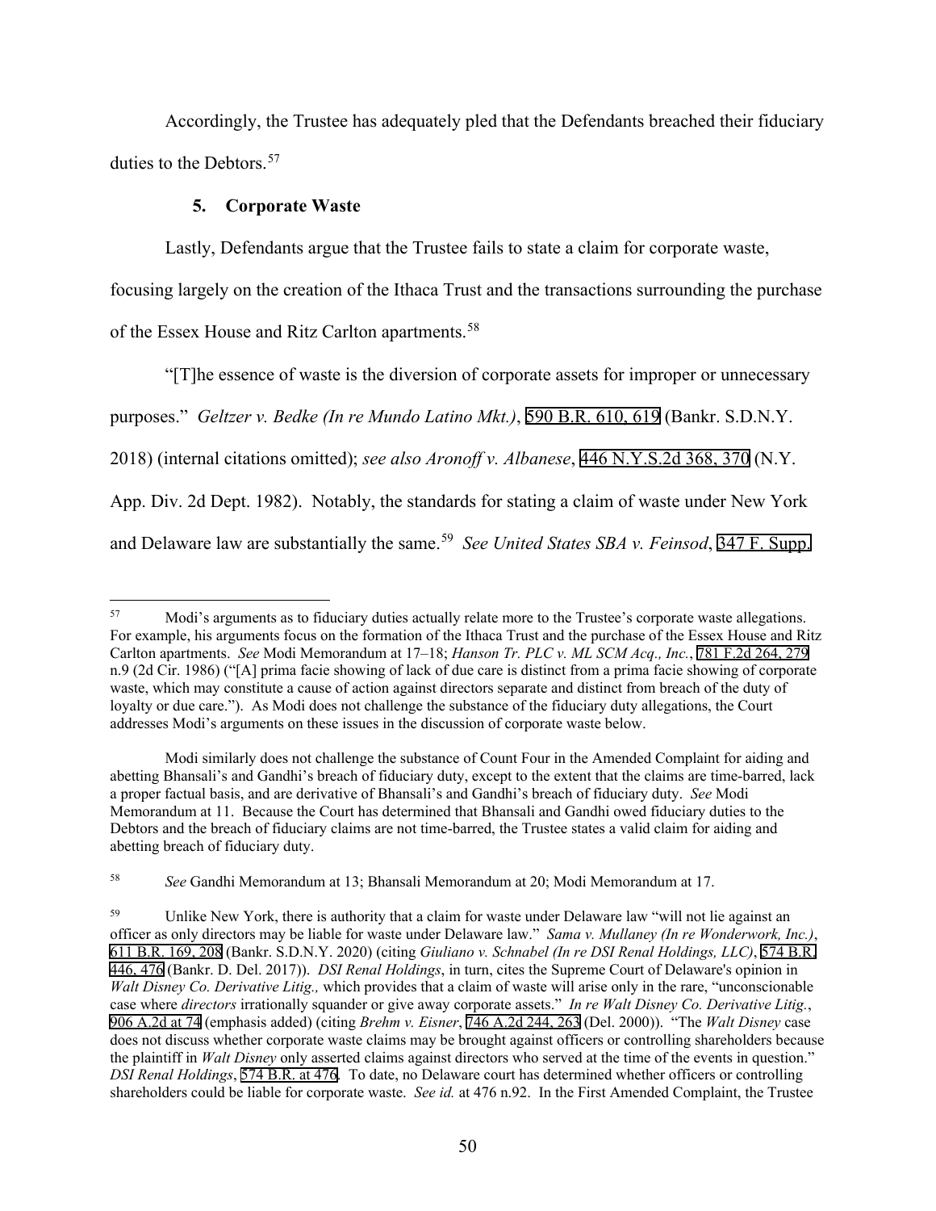Accordingly, the Trustee has adequately pled that the Defendants breached their fiduciary duties to the Debtors.[57]

### 5. Corporate Waste

Lastly, Defendants argue that the Trustee fails to state a claim for corporate waste, focusing largely on the creation of the Ithaca Trust and the transactions surrounding the purchase of the Essex House and Ritz Carlton apartments.[58]

"[T]he essence of waste is the diversion of corporate assets for improper or unnecessary purposes." *Geltzer v. Bedke (In re Mundo Latino Mkt.)*, 590 B.R. 610, 619 (Bankr. S.D.N.Y. 2018) (internal citations omitted); *see also Aronoff v. Albanese*, 446 N.Y.S.2d 368, 370 (N.Y. App. Div. 2d Dept. 1982). Notably, the standards for stating a claim of waste under New York and Delaware law are substantially the same.[59] *See United States SBA v. Feinsod*, 347 F. Supp.

---

[57] Modi's arguments as to fiduciary duties actually relate more to the Trustee's corporate waste allegations. For example, his arguments focus on the formation of the Ithaca Trust and the purchase of the Essex House and Ritz Carlton apartments. *See* Modi Memorandum at 17–18; *Hanson Tr. PLC v. ML SCM Acq., Inc.*, 781 F.2d 264, 279 n.9 (2d Cir. 1986) ("[A] prima facie showing of lack of due care is distinct from a prima facie showing of corporate waste, which may constitute a cause of action against directors separate and distinct from breach of the duty of loyalty or due care."). As Modi does not challenge the substance of the fiduciary duty allegations, the Court addresses Modi's arguments on these issues in the discussion of corporate waste below.

Modi similarly does not challenge the substance of Count Four in the Amended Complaint for aiding and abetting Bhansali's and Gandhi's breach of fiduciary duty, except to the extent that the claims are time-barred, lack a proper factual basis, and are derivative of Bhansali's and Gandhi's breach of fiduciary duty. *See* Modi Memorandum at 11. Because the Court has determined that Bhansali and Gandhi owed fiduciary duties to the Debtors and the breach of fiduciary claims are not time-barred, the Trustee states a valid claim for aiding and abetting breach of fiduciary duty.

[58] *See* Gandhi Memorandum at 13; Bhansali Memorandum at 20; Modi Memorandum at 17.

[59] Unlike New York, there is authority that a claim for waste under Delaware law "will not lie against an officer as only directors may be liable for waste under Delaware law." *Sama v. Mullaney (In re Wonderwork, Inc.)*, 611 B.R. 169, 208 (Bankr. S.D.N.Y. 2020) (citing *Giuliano v. Schnabel (In re DSI Renal Holdings, LLC)*, 574 B.R. 446, 476 (Bankr. D. Del. 2017)). *DSI Renal Holdings*, in turn, cites the Supreme Court of Delaware's opinion in *Walt Disney Co. Derivative Litig.,* which provides that a claim of waste will arise only in the rare, "unconscionable case where *directors* irrationally squander or give away corporate assets." *In re Walt Disney Co. Derivative Litig.*, 906 A.2d at 74 (emphasis added) (citing *Brehm v. Eisner*, 746 A.2d 244, 263 (Del. 2000)). "The *Walt Disney* case does not discuss whether corporate waste claims may be brought against officers or controlling shareholders because the plaintiff in *Walt Disney* only asserted claims against directors who served at the time of the events in question." *DSI Renal Holdings*, 574 B.R. at 476. To date, no Delaware court has determined whether officers or controlling shareholders could be liable for corporate waste. *See id.* at 476 n.92. In the First Amended Complaint, the Trustee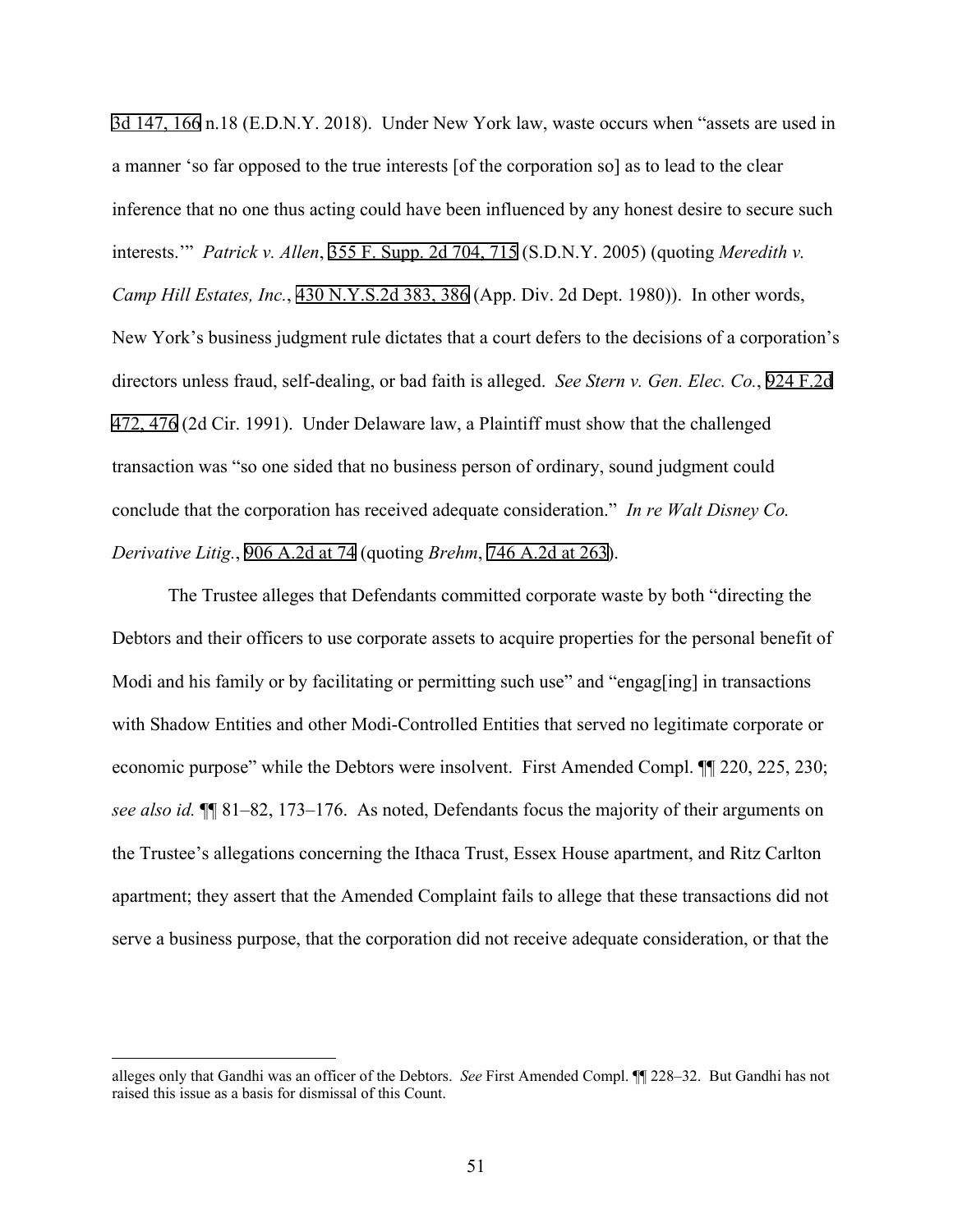3d 147, 166 n.18 (E.D.N.Y. 2018). Under New York law, waste occurs when "assets are used in a manner 'so far opposed to the true interests [of the corporation so] as to lead to the clear inference that no one thus acting could have been influenced by any honest desire to secure such interests.'" *Patrick v. Allen*, 355 F. Supp. 2d 704, 715 (S.D.N.Y. 2005) (quoting *Meredith v. Camp Hill Estates, Inc.*, 430 N.Y.S.2d 383, 386 (App. Div. 2d Dept. 1980)). In other words, New York's business judgment rule dictates that a court defers to the decisions of a corporation's directors unless fraud, self-dealing, or bad faith is alleged. *See Stern v. Gen. Elec. Co.*, 924 F.2d 472, 476 (2d Cir. 1991). Under Delaware law, a Plaintiff must show that the challenged transaction was "so one sided that no business person of ordinary, sound judgment could conclude that the corporation has received adequate consideration." *In re Walt Disney Co. Derivative Litig.*, 906 A.2d at 74 (quoting *Brehm*, 746 A.2d at 263).

The Trustee alleges that Defendants committed corporate waste by both "directing the Debtors and their officers to use corporate assets to acquire properties for the personal benefit of Modi and his family or by facilitating or permitting such use" and "engag[ing] in transactions with Shadow Entities and other Modi-Controlled Entities that served no legitimate corporate or economic purpose" while the Debtors were insolvent. First Amended Compl. ¶¶ 220, 225, 230; *see also id.* ¶¶ 81–82, 173–176. As noted, Defendants focus the majority of their arguments on the Trustee's allegations concerning the Ithaca Trust, Essex House apartment, and Ritz Carlton apartment; they assert that the Amended Complaint fails to allege that these transactions did not serve a business purpose, that the corporation did not receive adequate consideration, or that the

---

alleges only that Gandhi was an officer of the Debtors. *See* First Amended Compl. ¶¶ 228–32. But Gandhi has not raised this issue as a basis for dismissal of this Count.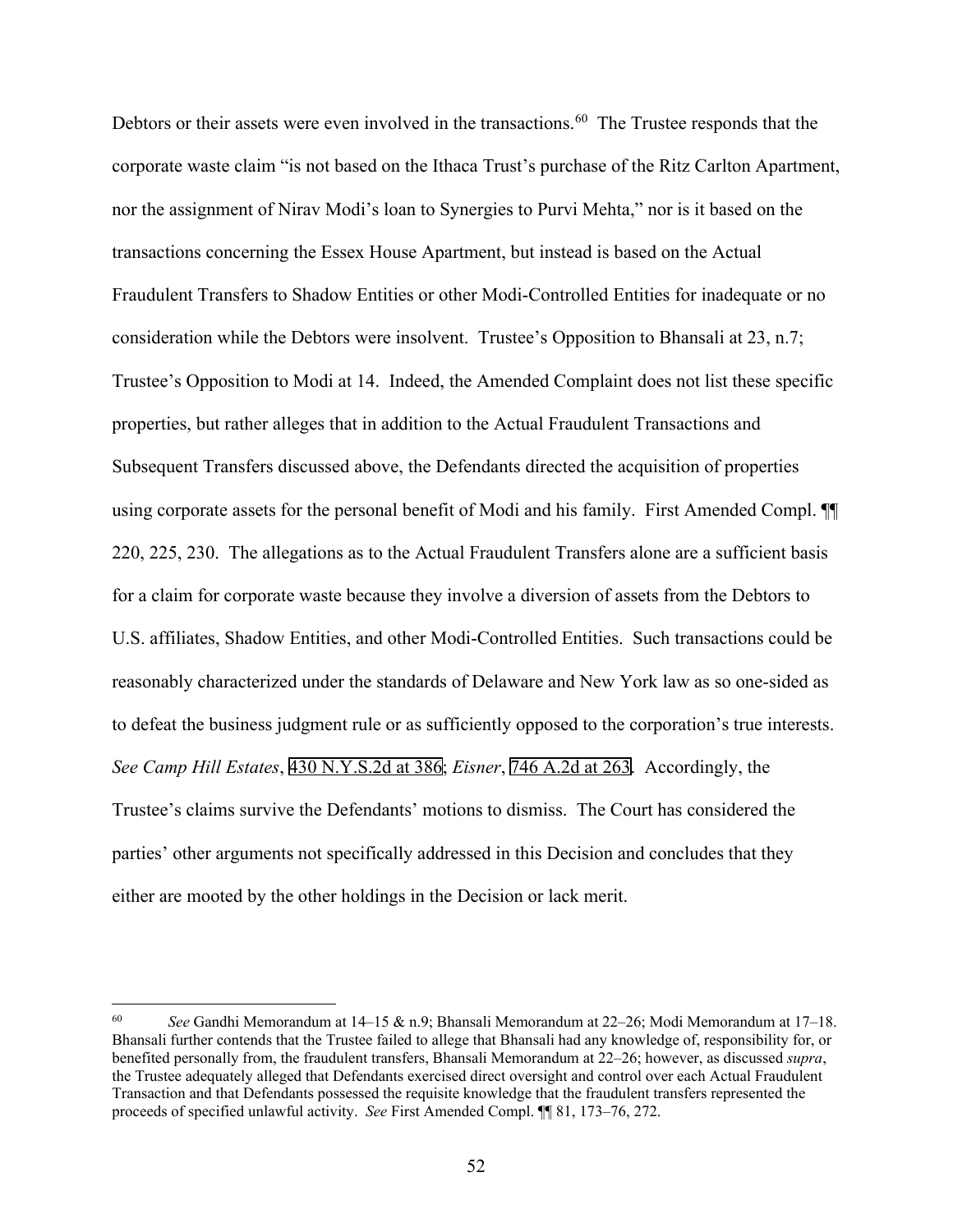Debtors or their assets were even involved in the transactions.[60] The Trustee responds that the corporate waste claim "is not based on the Ithaca Trust's purchase of the Ritz Carlton Apartment, nor the assignment of Nirav Modi's loan to Synergies to Purvi Mehta," nor is it based on the transactions concerning the Essex House Apartment, but instead is based on the Actual Fraudulent Transfers to Shadow Entities or other Modi-Controlled Entities for inadequate or no consideration while the Debtors were insolvent. Trustee's Opposition to Bhansali at 23, n.7; Trustee's Opposition to Modi at 14. Indeed, the Amended Complaint does not list these specific properties, but rather alleges that in addition to the Actual Fraudulent Transactions and Subsequent Transfers discussed above, the Defendants directed the acquisition of properties using corporate assets for the personal benefit of Modi and his family. First Amended Compl. ¶¶ 220, 225, 230. The allegations as to the Actual Fraudulent Transfers alone are a sufficient basis for a claim for corporate waste because they involve a diversion of assets from the Debtors to U.S. affiliates, Shadow Entities, and other Modi-Controlled Entities. Such transactions could be reasonably characterized under the standards of Delaware and New York law as so one-sided as to defeat the business judgment rule or as sufficiently opposed to the corporation's true interests. *See Camp Hill Estates*, 430 N.Y.S.2d at 386; *Eisner*, 746 A.2d at 263. Accordingly, the Trustee's claims survive the Defendants' motions to dismiss. The Court has considered the parties' other arguments not specifically addressed in this Decision and concludes that they either are mooted by the other holdings in the Decision or lack merit.

---

[60] *See* Gandhi Memorandum at 14–15 & n.9; Bhansali Memorandum at 22–26; Modi Memorandum at 17–18. Bhansali further contends that the Trustee failed to allege that Bhansali had any knowledge of, responsibility for, or benefited personally from, the fraudulent transfers, Bhansali Memorandum at 22–26; however, as discussed *supra*, the Trustee adequately alleged that Defendants exercised direct oversight and control over each Actual Fraudulent Transaction and that Defendants possessed the requisite knowledge that the fraudulent transfers represented the proceeds of specified unlawful activity. *See* First Amended Compl. ¶¶ 81, 173–76, 272.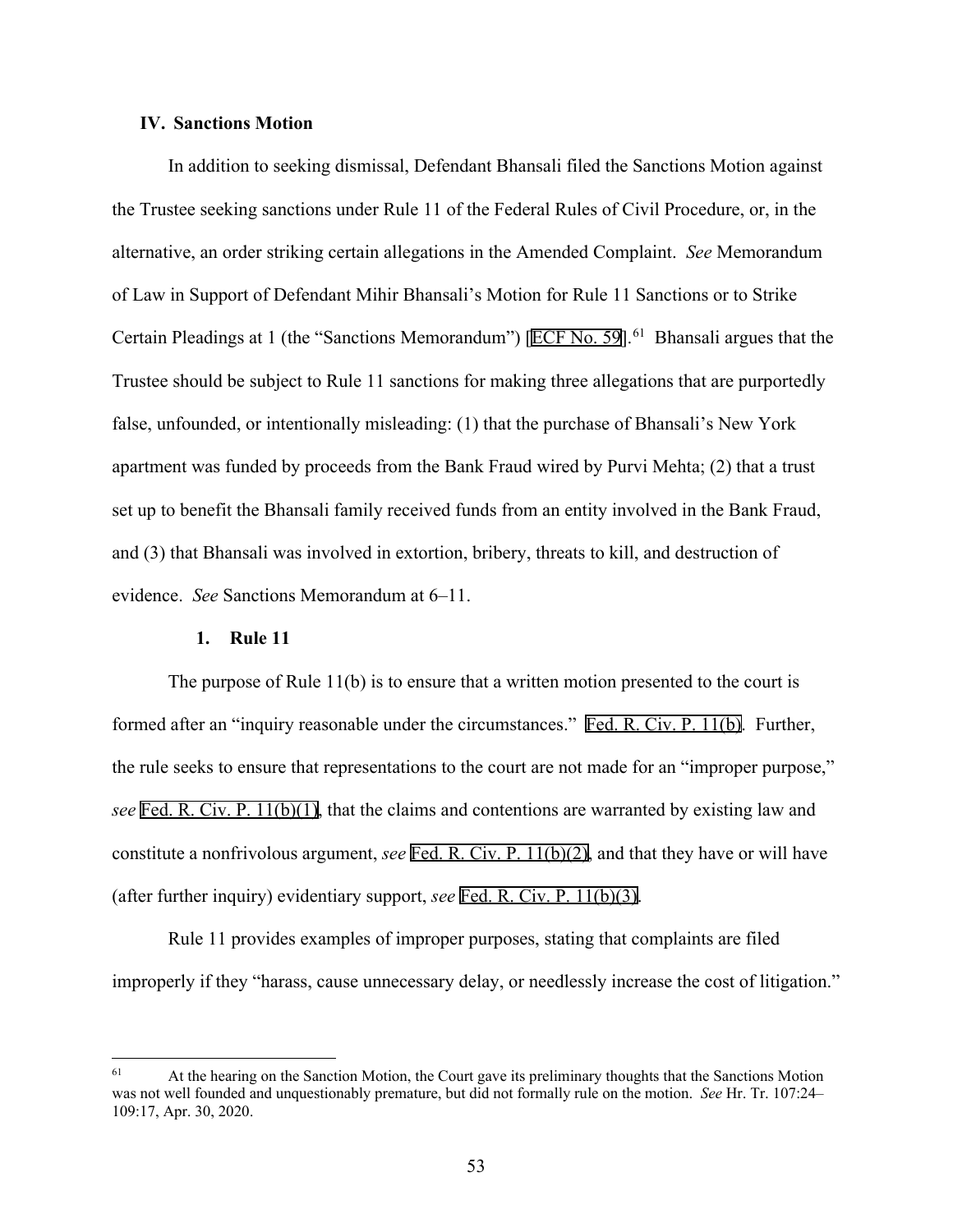## IV. Sanctions Motion

In addition to seeking dismissal, Defendant Bhansali filed the Sanctions Motion against the Trustee seeking sanctions under Rule 11 of the Federal Rules of Civil Procedure, or, in the alternative, an order striking certain allegations in the Amended Complaint. *See* Memorandum of Law in Support of Defendant Mihir Bhansali's Motion for Rule 11 Sanctions or to Strike Certain Pleadings at 1 (the "Sanctions Memorandum") [ECF No. 59].[61] Bhansali argues that the Trustee should be subject to Rule 11 sanctions for making three allegations that are purportedly false, unfounded, or intentionally misleading: (1) that the purchase of Bhansali's New York apartment was funded by proceeds from the Bank Fraud wired by Purvi Mehta; (2) that a trust set up to benefit the Bhansali family received funds from an entity involved in the Bank Fraud, and (3) that Bhansali was involved in extortion, bribery, threats to kill, and destruction of evidence. *See* Sanctions Memorandum at 6–11.

### 1. Rule 11

The purpose of Rule 11(b) is to ensure that a written motion presented to the court is formed after an "inquiry reasonable under the circumstances." Fed. R. Civ. P. 11(b). Further, the rule seeks to ensure that representations to the court are not made for an "improper purpose," *see* Fed. R. Civ. P. 11(b)(1), that the claims and contentions are warranted by existing law and constitute a nonfrivolous argument, *see* Fed. R. Civ. P. 11(b)(2), and that they have or will have (after further inquiry) evidentiary support, *see* Fed. R. Civ. P. 11(b)(3).

Rule 11 provides examples of improper purposes, stating that complaints are filed improperly if they "harass, cause unnecessary delay, or needlessly increase the cost of litigation."

---

[61] At the hearing on the Sanction Motion, the Court gave its preliminary thoughts that the Sanctions Motion was not well founded and unquestionably premature, but did not formally rule on the motion. *See* Hr. Tr. 107:24–109:17, Apr. 30, 2020.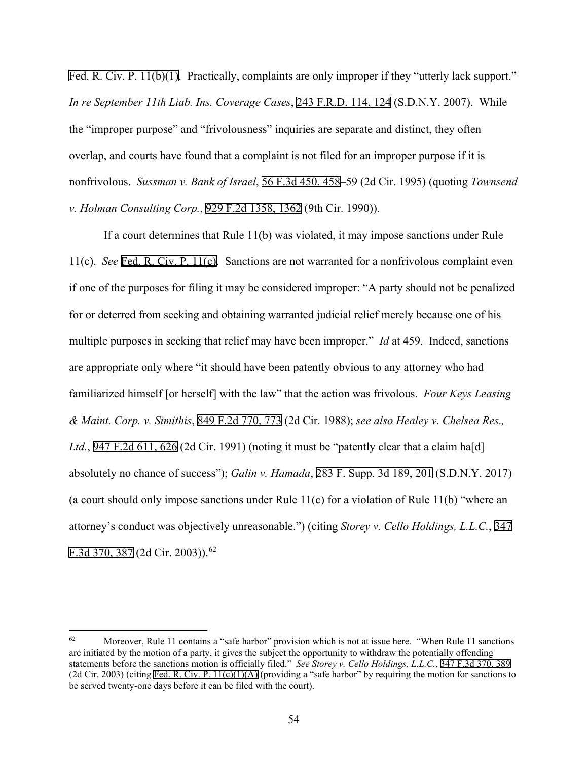Fed. R. Civ. P. 11(b)(1). Practically, complaints are only improper if they "utterly lack support." *In re September 11th Liab. Ins. Coverage Cases*, 243 F.R.D. 114, 124 (S.D.N.Y. 2007). While the "improper purpose" and "frivolousness" inquiries are separate and distinct, they often overlap, and courts have found that a complaint is not filed for an improper purpose if it is nonfrivolous. *Sussman v. Bank of Israel*, 56 F.3d 450, 458–59 (2d Cir. 1995) (quoting *Townsend v. Holman Consulting Corp.*, 929 F.2d 1358, 1362 (9th Cir. 1990)).

If a court determines that Rule 11(b) was violated, it may impose sanctions under Rule 11(c). *See* Fed. R. Civ. P. 11(c). Sanctions are not warranted for a nonfrivolous complaint even if one of the purposes for filing it may be considered improper: "A party should not be penalized for or deterred from seeking and obtaining warranted judicial relief merely because one of his multiple purposes in seeking that relief may have been improper." *Id* at 459. Indeed, sanctions are appropriate only where "it should have been patently obvious to any attorney who had familiarized himself [or herself] with the law" that the action was frivolous. *Four Keys Leasing & Maint. Corp. v. Simithis*, 849 F.2d 770, 773 (2d Cir. 1988); *see also Healey v. Chelsea Res., Ltd.*, 947 F.2d 611, 626 (2d Cir. 1991) (noting it must be "patently clear that a claim ha[d] absolutely no chance of success"); *Galin v. Hamada*, 283 F. Supp. 3d 189, 201 (S.D.N.Y. 2017) (a court should only impose sanctions under Rule 11(c) for a violation of Rule 11(b) "where an attorney's conduct was objectively unreasonable.") (citing *Storey v. Cello Holdings, L.L.C.*, 347 F.3d 370, 387 (2d Cir. 2003)).[62]

---

[62] Moreover, Rule 11 contains a "safe harbor" provision which is not at issue here. "When Rule 11 sanctions are initiated by the motion of a party, it gives the subject the opportunity to withdraw the potentially offending statements before the sanctions motion is officially filed." *See Storey v. Cello Holdings, L.L.C.*, 347 F.3d 370, 389 (2d Cir. 2003) (citing Fed. R. Civ. P. 11(c)(1)(A) (providing a "safe harbor" by requiring the motion for sanctions to be served twenty-one days before it can be filed with the court).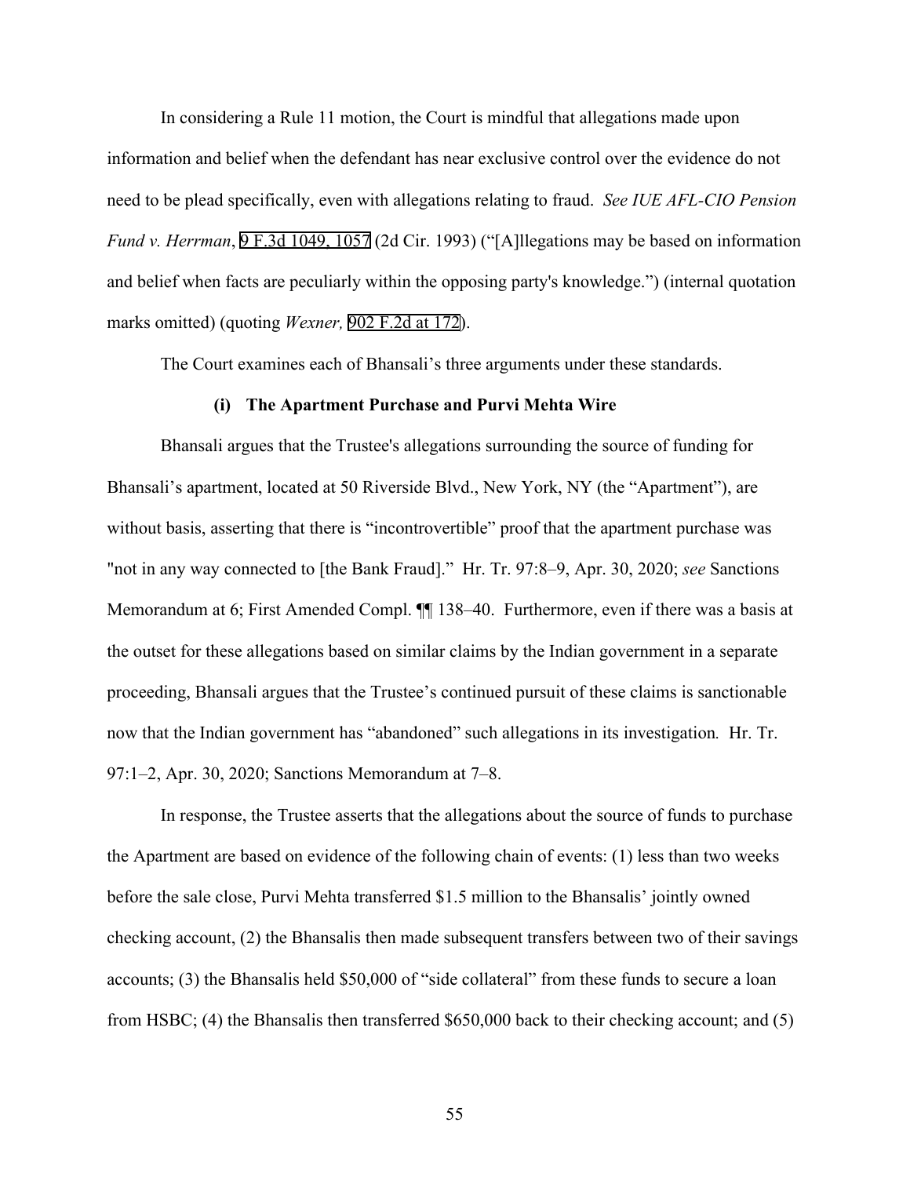In considering a Rule 11 motion, the Court is mindful that allegations made upon information and belief when the defendant has near exclusive control over the evidence do not need to be plead specifically, even with allegations relating to fraud. *See IUE AFL-CIO Pension Fund v. Herrman*, 9 F.3d 1049, 1057 (2d Cir. 1993) ("[A]llegations may be based on information and belief when facts are peculiarly within the opposing party's knowledge.") (internal quotation marks omitted) (quoting *Wexner,* 902 F.2d at 172).

The Court examines each of Bhansali's three arguments under these standards.

#### (i) The Apartment Purchase and Purvi Mehta Wire

Bhansali argues that the Trustee's allegations surrounding the source of funding for Bhansali's apartment, located at 50 Riverside Blvd., New York, NY (the "Apartment"), are without basis, asserting that there is "incontrovertible" proof that the apartment purchase was "not in any way connected to [the Bank Fraud]." Hr. Tr. 97:8–9, Apr. 30, 2020; *see* Sanctions Memorandum at 6; First Amended Compl. ¶¶ 138–40. Furthermore, even if there was a basis at the outset for these allegations based on similar claims by the Indian government in a separate proceeding, Bhansali argues that the Trustee's continued pursuit of these claims is sanctionable now that the Indian government has "abandoned" such allegations in its investigation*.* Hr. Tr. 97:1–2, Apr. 30, 2020; Sanctions Memorandum at 7–8.

In response, the Trustee asserts that the allegations about the source of funds to purchase the Apartment are based on evidence of the following chain of events: (1) less than two weeks before the sale close, Purvi Mehta transferred $1.5 million to the Bhansalis' jointly owned checking account, (2) the Bhansalis then made subsequent transfers between two of their savings accounts; (3) the Bhansalis held $50,000 of "side collateral" from these funds to secure a loan from HSBC; (4) the Bhansalis then transferred $650,000 back to their checking account; and (5)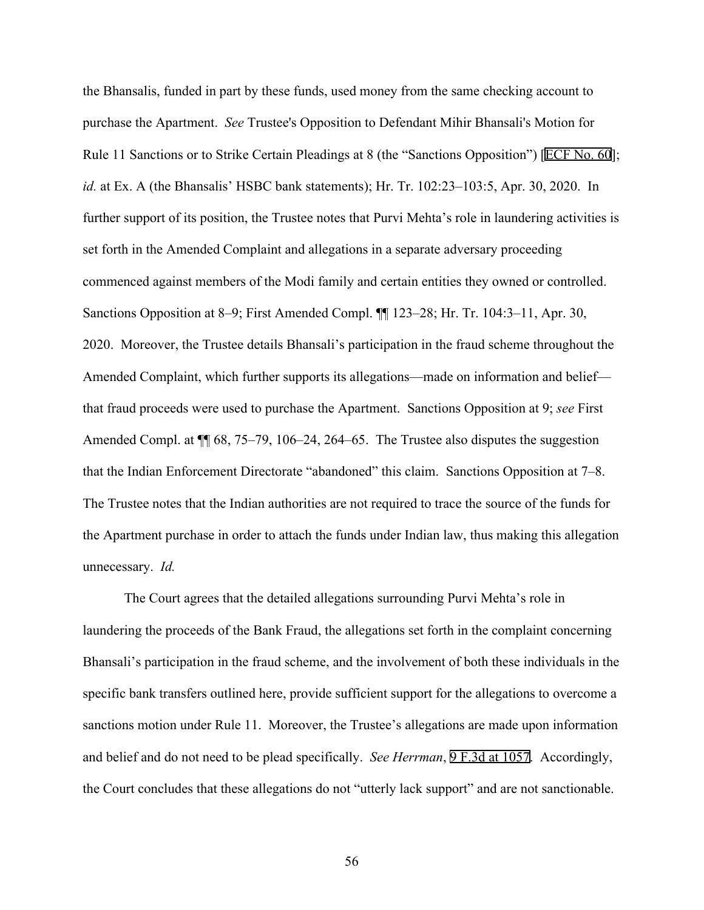the Bhansalis, funded in part by these funds, used money from the same checking account to purchase the Apartment. *See* Trustee's Opposition to Defendant Mihir Bhansali's Motion for Rule 11 Sanctions or to Strike Certain Pleadings at 8 (the "Sanctions Opposition") [ECF No. 60]; *id.* at Ex. A (the Bhansalis' HSBC bank statements); Hr. Tr. 102:23–103:5, Apr. 30, 2020. In further support of its position, the Trustee notes that Purvi Mehta's role in laundering activities is set forth in the Amended Complaint and allegations in a separate adversary proceeding commenced against members of the Modi family and certain entities they owned or controlled. Sanctions Opposition at 8–9; First Amended Compl. ¶¶ 123–28; Hr. Tr. 104:3–11, Apr. 30, 2020. Moreover, the Trustee details Bhansali's participation in the fraud scheme throughout the Amended Complaint, which further supports its allegations—made on information and belief—that fraud proceeds were used to purchase the Apartment. Sanctions Opposition at 9; *see* First Amended Compl. at ¶¶ 68, 75–79, 106–24, 264–65. The Trustee also disputes the suggestion that the Indian Enforcement Directorate "abandoned" this claim. Sanctions Opposition at 7–8. The Trustee notes that the Indian authorities are not required to trace the source of the funds for the Apartment purchase in order to attach the funds under Indian law, thus making this allegation unnecessary. *Id.*

The Court agrees that the detailed allegations surrounding Purvi Mehta's role in laundering the proceeds of the Bank Fraud, the allegations set forth in the complaint concerning Bhansali's participation in the fraud scheme, and the involvement of both these individuals in the specific bank transfers outlined here, provide sufficient support for the allegations to overcome a sanctions motion under Rule 11. Moreover, the Trustee's allegations are made upon information and belief and do not need to be plead specifically. *See Herrman*, 9 F.3d at 1057. Accordingly, the Court concludes that these allegations do not "utterly lack support" and are not sanctionable.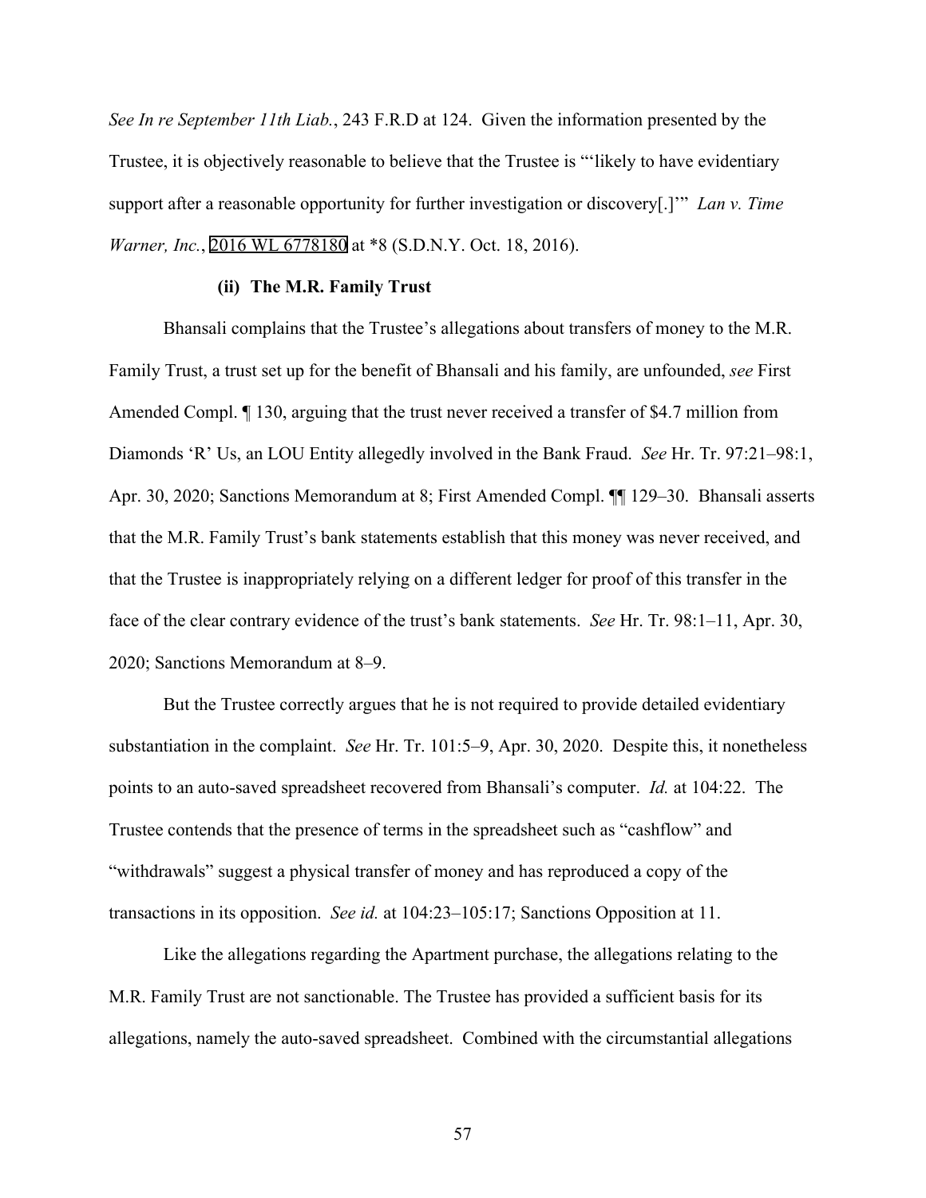*See In re September 11th Liab.*, 243 F.R.D at 124. Given the information presented by the Trustee, it is objectively reasonable to believe that the Trustee is "'likely to have evidentiary support after a reasonable opportunity for further investigation or discovery[.]'" *Lan v. Time Warner, Inc.*, 2016 WL 6778180 at *8 (S.D.N.Y. Oct. 18, 2016).

**(ii) The M.R. Family Trust**

Bhansali complains that the Trustee's allegations about transfers of money to the M.R. Family Trust, a trust set up for the benefit of Bhansali and his family, are unfounded, *see* First Amended Compl. ¶ 130, arguing that the trust never received a transfer of $4.7 million from Diamonds 'R' Us, an LOU Entity allegedly involved in the Bank Fraud. *See* Hr. Tr. 97:21–98:1, Apr. 30, 2020; Sanctions Memorandum at 8; First Amended Compl. ¶¶ 129–30. Bhansali asserts that the M.R. Family Trust's bank statements establish that this money was never received, and that the Trustee is inappropriately relying on a different ledger for proof of this transfer in the face of the clear contrary evidence of the trust's bank statements. *See* Hr. Tr. 98:1–11, Apr. 30, 2020; Sanctions Memorandum at 8–9.

But the Trustee correctly argues that he is not required to provide detailed evidentiary substantiation in the complaint. *See* Hr. Tr. 101:5–9, Apr. 30, 2020. Despite this, it nonetheless points to an auto-saved spreadsheet recovered from Bhansali's computer. *Id.* at 104:22. The Trustee contends that the presence of terms in the spreadsheet such as "cashflow" and "withdrawals" suggest a physical transfer of money and has reproduced a copy of the transactions in its opposition. *See id.* at 104:23–105:17; Sanctions Opposition at 11.

Like the allegations regarding the Apartment purchase, the allegations relating to the M.R. Family Trust are not sanctionable. The Trustee has provided a sufficient basis for its allegations, namely the auto-saved spreadsheet. Combined with the circumstantial allegations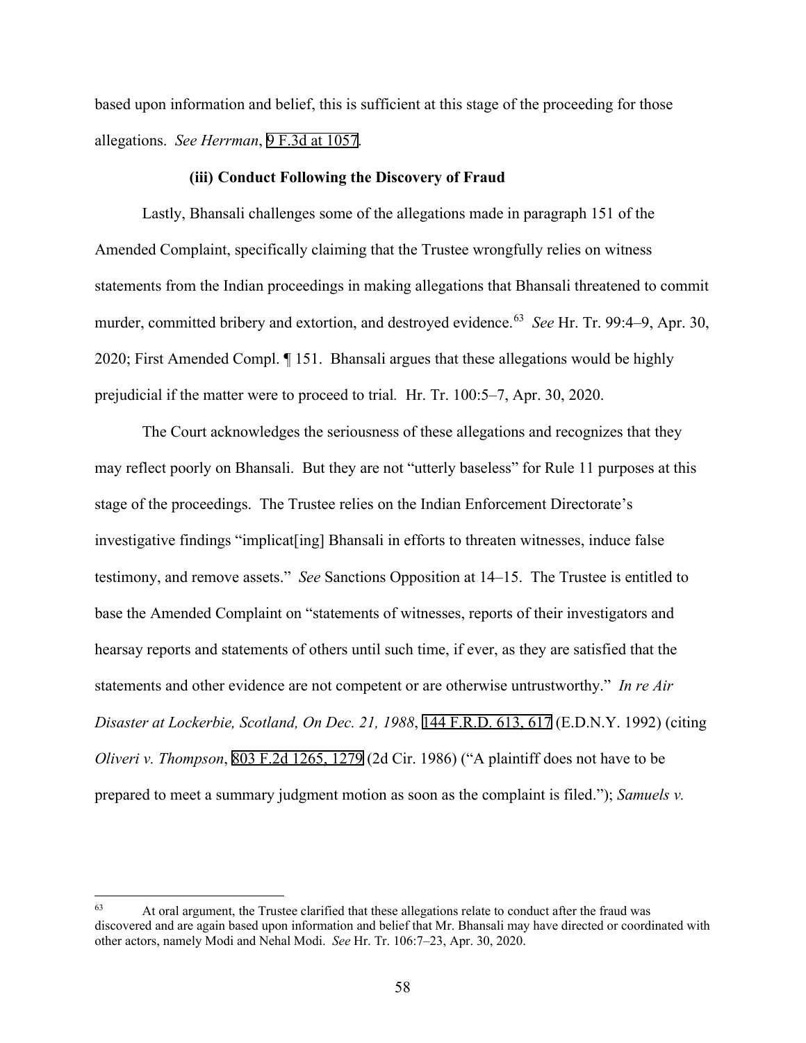based upon information and belief, this is sufficient at this stage of the proceeding for those allegations. *See Herrman*, 9 F.3d at 1057.

**(iii) Conduct Following the Discovery of Fraud**

Lastly, Bhansali challenges some of the allegations made in paragraph 151 of the Amended Complaint, specifically claiming that the Trustee wrongfully relies on witness statements from the Indian proceedings in making allegations that Bhansali threatened to commit murder, committed bribery and extortion, and destroyed evidence.[63] *See* Hr. Tr. 99:4–9, Apr. 30, 2020; First Amended Compl. ¶ 151. Bhansali argues that these allegations would be highly prejudicial if the matter were to proceed to trial. Hr. Tr. 100:5–7, Apr. 30, 2020.

The Court acknowledges the seriousness of these allegations and recognizes that they may reflect poorly on Bhansali. But they are not "utterly baseless" for Rule 11 purposes at this stage of the proceedings. The Trustee relies on the Indian Enforcement Directorate's investigative findings "implicat[ing] Bhansali in efforts to threaten witnesses, induce false testimony, and remove assets." *See* Sanctions Opposition at 14–15. The Trustee is entitled to base the Amended Complaint on "statements of witnesses, reports of their investigators and hearsay reports and statements of others until such time, if ever, as they are satisfied that the statements and other evidence are not competent or are otherwise untrustworthy." *In re Air Disaster at Lockerbie, Scotland, On Dec. 21, 1988*, 144 F.R.D. 613, 617 (E.D.N.Y. 1992) (citing *Oliveri v. Thompson*, 803 F.2d 1265, 1279 (2d Cir. 1986) ("A plaintiff does not have to be prepared to meet a summary judgment motion as soon as the complaint is filed."); *Samuels v.*

---

[63] At oral argument, the Trustee clarified that these allegations relate to conduct after the fraud was discovered and are again based upon information and belief that Mr. Bhansali may have directed or coordinated with other actors, namely Modi and Nehal Modi. *See* Hr. Tr. 106:7–23, Apr. 30, 2020.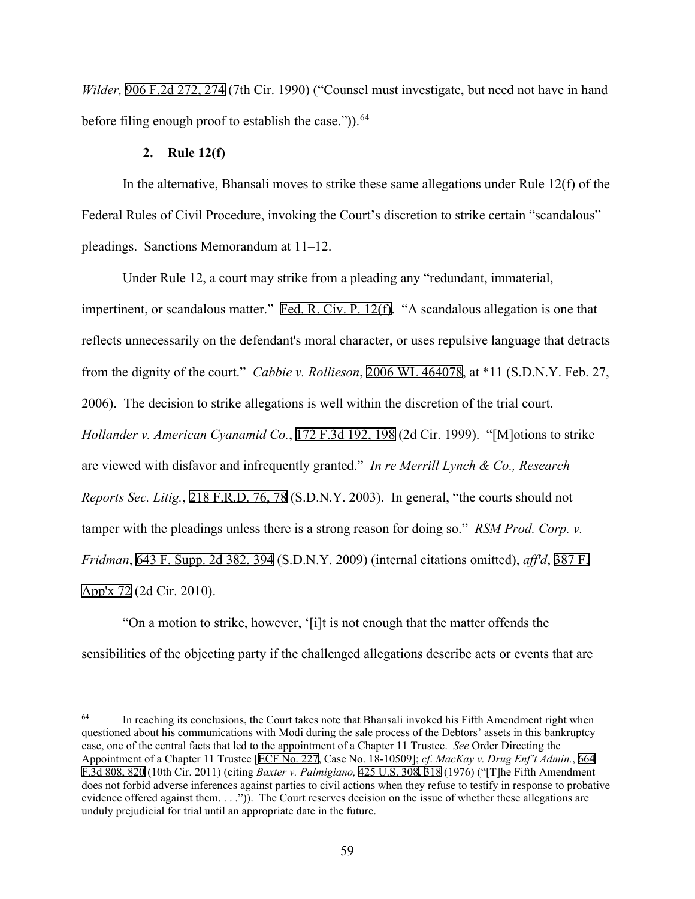*Wilder,* 906 F.2d 272, 274 (7th Cir. 1990) ("Counsel must investigate, but need not have in hand before filing enough proof to establish the case.")).[64]

### 2. Rule 12(f)

In the alternative, Bhansali moves to strike these same allegations under Rule 12(f) of the Federal Rules of Civil Procedure, invoking the Court's discretion to strike certain "scandalous" pleadings. Sanctions Memorandum at 11–12.

Under Rule 12, a court may strike from a pleading any "redundant, immaterial, impertinent, or scandalous matter." Fed. R. Civ. P. 12(f). "A scandalous allegation is one that reflects unnecessarily on the defendant's moral character, or uses repulsive language that detracts from the dignity of the court." *Cabbie v. Rollieson*, 2006 WL 464078, at *11 (S.D.N.Y. Feb. 27, 2006). The decision to strike allegations is well within the discretion of the trial court. *Hollander v. American Cyanamid Co.*, 172 F.3d 192, 198 (2d Cir. 1999). "[M]otions to strike are viewed with disfavor and infrequently granted." *In re Merrill Lynch & Co., Research Reports Sec. Litig.*, 218 F.R.D. 76, 78 (S.D.N.Y. 2003). In general, "the courts should not tamper with the pleadings unless there is a strong reason for doing so." *RSM Prod. Corp. v. Fridman*, 643 F. Supp. 2d 382, 394 (S.D.N.Y. 2009) (internal citations omitted), *aff'd*, 387 F. App'x 72 (2d Cir. 2010).

"On a motion to strike, however, '[i]t is not enough that the matter offends the sensibilities of the objecting party if the challenged allegations describe acts or events that are

---

[64] In reaching its conclusions, the Court takes note that Bhansali invoked his Fifth Amendment right when questioned about his communications with Modi during the sale process of the Debtors' assets in this bankruptcy case, one of the central facts that led to the appointment of a Chapter 11 Trustee. *See* Order Directing the Appointment of a Chapter 11 Trustee [ECF No. 227, Case No. 18-10509]; *cf. MacKay v. Drug Enf't Admin.*, 664 F.3d 808, 820 (10th Cir. 2011) (citing *Baxter v. Palmigiano,* 425 U.S. 308, 318 (1976) ("[T]he Fifth Amendment does not forbid adverse inferences against parties to civil actions when they refuse to testify in response to probative evidence offered against them. . . .")). The Court reserves decision on the issue of whether these allegations are unduly prejudicial for trial until an appropriate date in the future.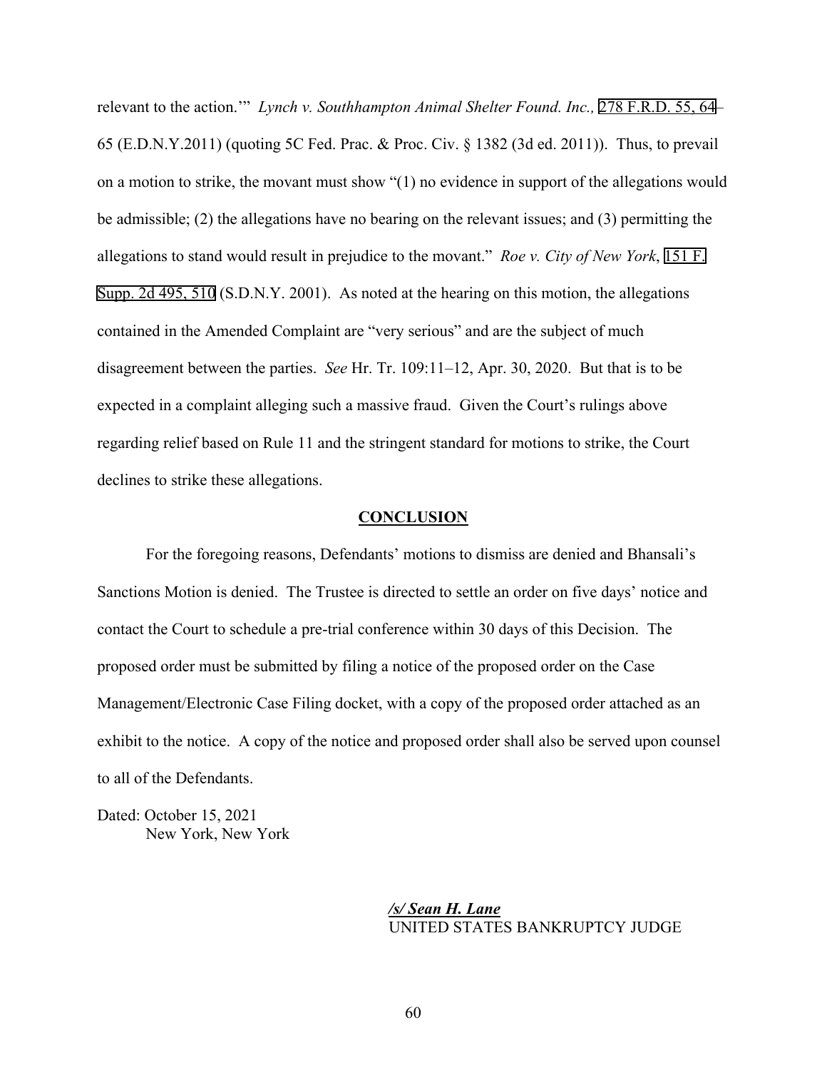relevant to the action.'" *Lynch v. Southhampton Animal Shelter Found. Inc.,* 278 F.R.D. 55, 64–65 (E.D.N.Y.2011) (quoting 5C Fed. Prac. & Proc. Civ. § 1382 (3d ed. 2011)). Thus, to prevail on a motion to strike, the movant must show "(1) no evidence in support of the allegations would be admissible; (2) the allegations have no bearing on the relevant issues; and (3) permitting the allegations to stand would result in prejudice to the movant." *Roe v. City of New York*, 151 F. Supp. 2d 495, 510 (S.D.N.Y. 2001). As noted at the hearing on this motion, the allegations contained in the Amended Complaint are "very serious" and are the subject of much disagreement between the parties. *See* Hr. Tr. 109:11–12, Apr. 30, 2020. But that is to be expected in a complaint alleging such a massive fraud. Given the Court's rulings above regarding relief based on Rule 11 and the stringent standard for motions to strike, the Court declines to strike these allegations.

## CONCLUSION

For the foregoing reasons, Defendants' motions to dismiss are denied and Bhansali's Sanctions Motion is denied. The Trustee is directed to settle an order on five days' notice and contact the Court to schedule a pre-trial conference within 30 days of this Decision. The proposed order must be submitted by filing a notice of the proposed order on the Case Management/Electronic Case Filing docket, with a copy of the proposed order attached as an exhibit to the notice. A copy of the notice and proposed order shall also be served upon counsel to all of the Defendants.

Dated: October 15, 2021
New York, New York

***/s/ Sean H. Lane***
UNITED STATES BANKRUPTCY JUDGE